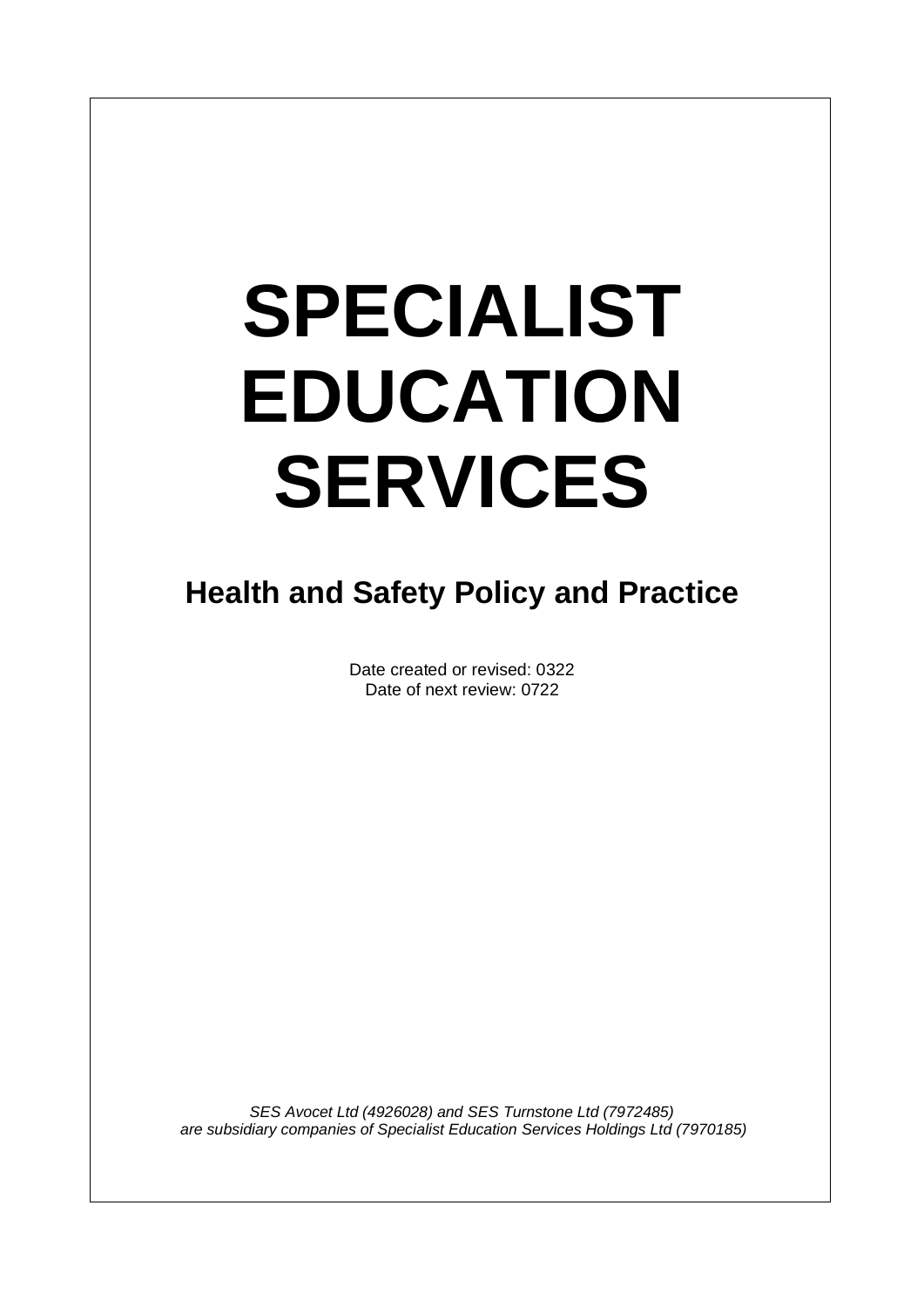# SPECIALIST EDUCATION SERVICES

## Health and Safety Policy and Practice

Date created or revised: 0322
Date of next review: 0722

*SES Avocet Ltd (4926028) and SES Turnstone Ltd (7972485) are subsidiary companies of Specialist Education Services Holdings Ltd (7970185)*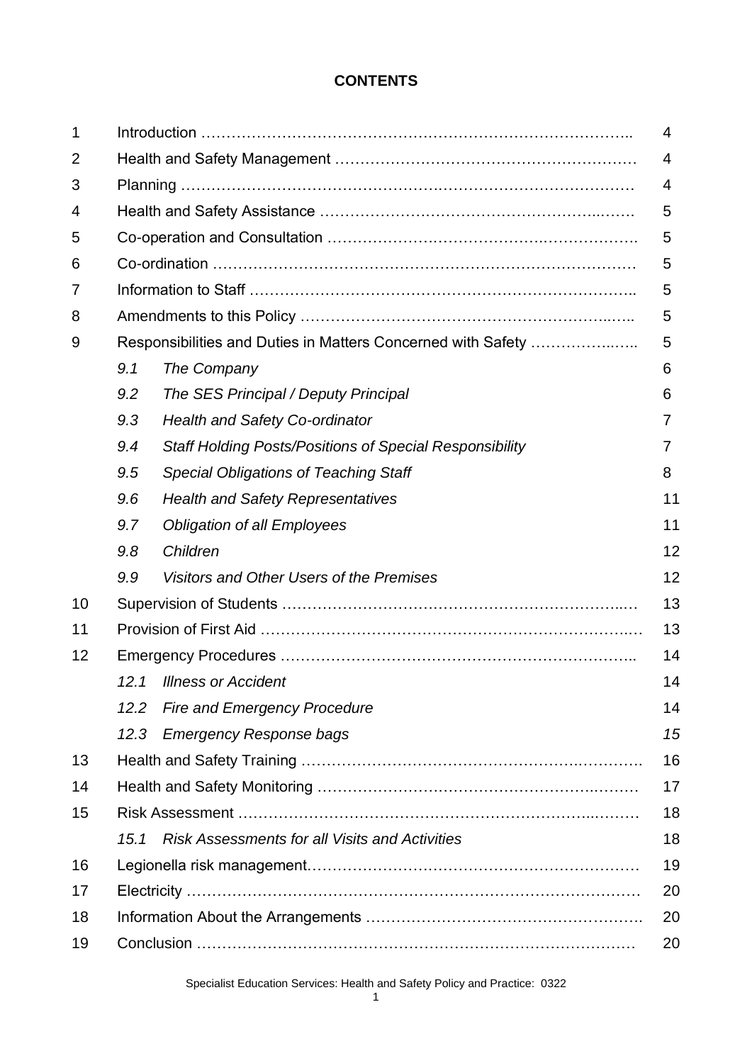# CONTENTS

| | | |
|---|---|---|
| 1 | Introduction …………………………………………………………………………….. | 4 |
| 2 | Health and Safety Management ………………………………………………… | 4 |
| 3 | Planning …………………………………………………………………………… | 4 |
| 4 | Health and Safety Assistance ……………………………………………..…… | 5 |
| 5 | Co-operation and Consultation ………………………………………………….. | 5 |
| 6 | Co-ordination ……………………………………………………………………… | 5 |
| 7 | Information to Staff ……………………………………………………………….. | 5 |
| 8 | Amendments to this Policy ……………………………………………………..… | 5 |
| 9 | Responsibilities and Duties in Matters Concerned with Safety …………..….. | 5 |
| | *9.1 The Company* | 6 |
| | *9.2 The SES Principal / Deputy Principal* | 6 |
| | *9.3 Health and Safety Co-ordinator* | 7 |
| | *9.4 Staff Holding Posts/Positions of Special Responsibility* | 7 |
| | *9.5 Special Obligations of Teaching Staff* | 8 |
| | *9.6 Health and Safety Representatives* | 11 |
| | *9.7 Obligation of all Employees* | 11 |
| | *9.8 Children* | 12 |
| | *9.9 Visitors and Other Users of the Premises* | 12 |
| 10 | Supervision of Students …………………………………………………………..… | 13 |
| 11 | Provision of First Aid ……………………………………………………………..… | 13 |
| 12 | Emergency Procedures ………………………………………………………….. | 14 |
| | *12.1 Illness or Accident* | 14 |
| | *12.2 Fire and Emergency Procedure* | 14 |
| | *12.3 Emergency Response bags* | *15* |
| 13 | Health and Safety Training ………………………………………………………. | 16 |
| 14 | Health and Safety Monitoring ……………………………………………….……… | 17 |
| 15 | Risk Assessment ………………………………………………………………..……… | 18 |
| | *15.1 Risk Assessments for all Visits and Activities* | 18 |
| 16 | Legionella risk management………………………………………………………… | 19 |
| 17 | Electricity ………………………………………………………………………………… | 20 |
| 18 | Information About the Arrangements ……………………………………………. | 20 |
| 19 | Conclusion ……………………………………………………………………………. | 20 |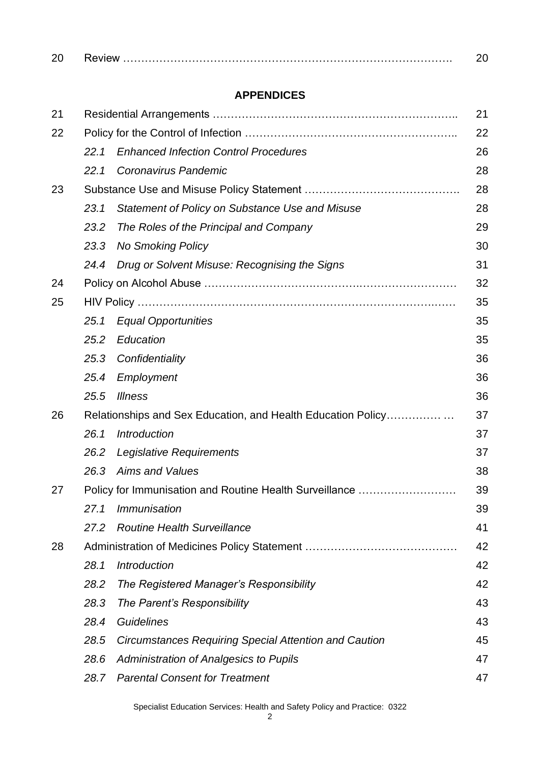| | | |
|---|---|---|
| 20 | Review ………………………………………………………………………………. | 20 |

**APPENDICES**

| | | |
|---|---|---|
| 21 | Residential Arrangements ……………………………………………………….. | 21 |
| 22 | Policy for the Control of Infection ……………………………………………….. | 22 |
| | *22.1 Enhanced Infection Control Procedures* | 26 |
| | *22.1 Coronavirus Pandemic* | 28 |
| 23 | Substance Use and Misuse Policy Statement ……………………………………. | 28 |
| | *23.1 Statement of Policy on Substance Use and Misuse* | 28 |
| | *23.2 The Roles of the Principal and Company* | 29 |
| | *23.3 No Smoking Policy* | 30 |
| | *24.4 Drug or Solvent Misuse: Recognising the Signs* | 31 |
| 24 | Policy on Alcohol Abuse …………………………………………………………… | 32 |
| 25 | HIV Policy …………………………………………………………………………… | 35 |
| | *25.1 Equal Opportunities* | 35 |
| | *25.2 Education* | 35 |
| | *25.3 Confidentiality* | 36 |
| | *25.4 Employment* | 36 |
| | *25.5 Illness* | 36 |
| 26 | Relationships and Sex Education, and Health Education Policy…………… … | 37 |
| | *26.1 Introduction* | 37 |
| | *26.2 Legislative Requirements* | 37 |
| | *26.3 Aims and Values* | 38 |
| 27 | Policy for Immunisation and Routine Health Surveillance ……………………… | 39 |
| | *27.1 Immunisation* | 39 |
| | *27.2 Routine Health Surveillance* | 41 |
| 28 | Administration of Medicines Policy Statement ……………………………………. | 42 |
| | *28.1 Introduction* | 42 |
| | *28.2 The Registered Manager's Responsibility* | 42 |
| | *28.3 The Parent's Responsibility* | 43 |
| | *28.4 Guidelines* | 43 |
| | *28.5 Circumstances Requiring Special Attention and Caution* | 45 |
| | *28.6 Administration of Analgesics to Pupils* | 47 |
| | *28.7 Parental Consent for Treatment* | 47 |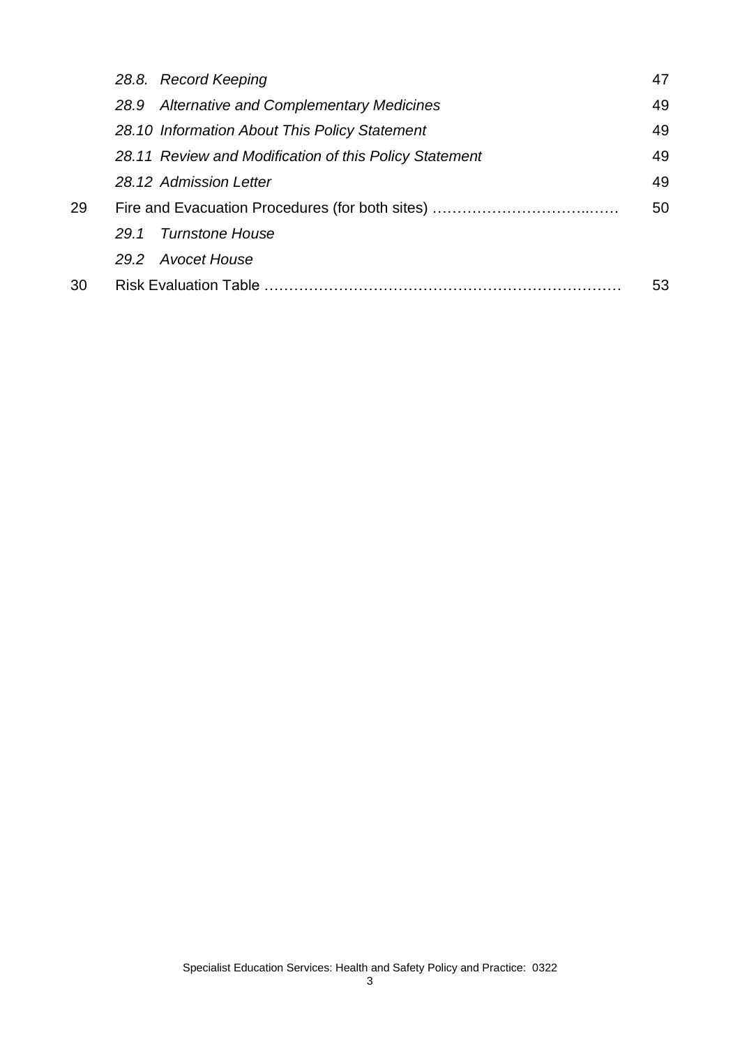| | | |
|---|---|---|
| | *28.8. Record Keeping* | 47 |
| | *28.9 Alternative and Complementary Medicines* | 49 |
| | *28.10 Information About This Policy Statement* | 49 |
| | *28.11 Review and Modification of this Policy Statement* | 49 |
| | *28.12 Admission Letter* | 49 |
| 29 | Fire and Evacuation Procedures (for both sites) …………………………..…… | 50 |
| | *29.1 Turnstone House* | |
| | *29.2 Avocet House* | |
| 30 | Risk Evaluation Table ………………….……………………………………… | 53 |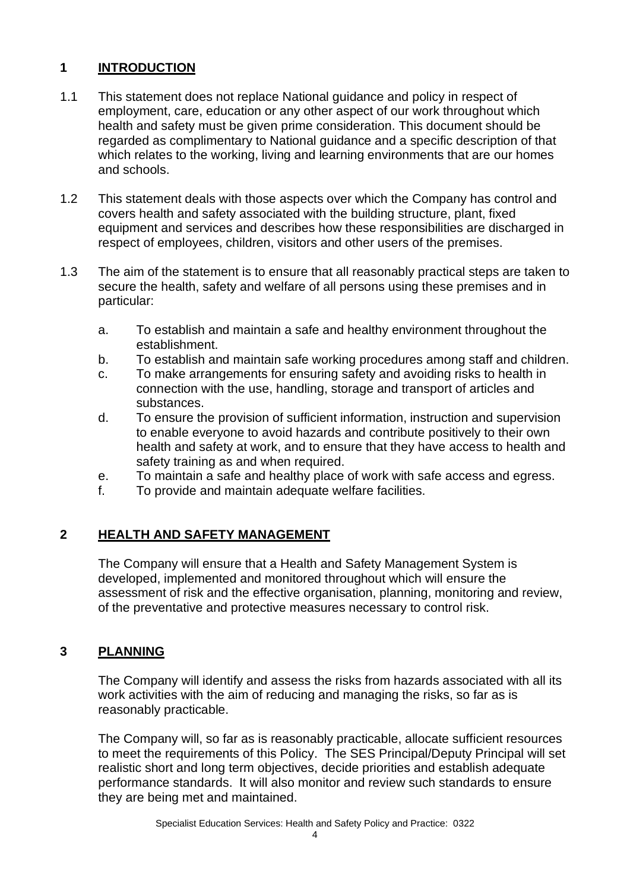## 1 INTRODUCTION

1.1 This statement does not replace National guidance and policy in respect of employment, care, education or any other aspect of our work throughout which health and safety must be given prime consideration. This document should be regarded as complimentary to National guidance and a specific description of that which relates to the working, living and learning environments that are our homes and schools.

1.2 This statement deals with those aspects over which the Company has control and covers health and safety associated with the building structure, plant, fixed equipment and services and describes how these responsibilities are discharged in respect of employees, children, visitors and other users of the premises.

1.3 The aim of the statement is to ensure that all reasonably practical steps are taken to secure the health, safety and welfare of all persons using these premises and in particular:

a. To establish and maintain a safe and healthy environment throughout the establishment.

b. To establish and maintain safe working procedures among staff and children.

c. To make arrangements for ensuring safety and avoiding risks to health in connection with the use, handling, storage and transport of articles and substances.

d. To ensure the provision of sufficient information, instruction and supervision to enable everyone to avoid hazards and contribute positively to their own health and safety at work, and to ensure that they have access to health and safety training as and when required.

e. To maintain a safe and healthy place of work with safe access and egress.

f. To provide and maintain adequate welfare facilities.

## 2 HEALTH AND SAFETY MANAGEMENT

The Company will ensure that a Health and Safety Management System is developed, implemented and monitored throughout which will ensure the assessment of risk and the effective organisation, planning, monitoring and review, of the preventative and protective measures necessary to control risk.

## 3 PLANNING

The Company will identify and assess the risks from hazards associated with all its work activities with the aim of reducing and managing the risks, so far as is reasonably practicable.

The Company will, so far as is reasonably practicable, allocate sufficient resources to meet the requirements of this Policy. The SES Principal/Deputy Principal will set realistic short and long term objectives, decide priorities and establish adequate performance standards. It will also monitor and review such standards to ensure they are being met and maintained.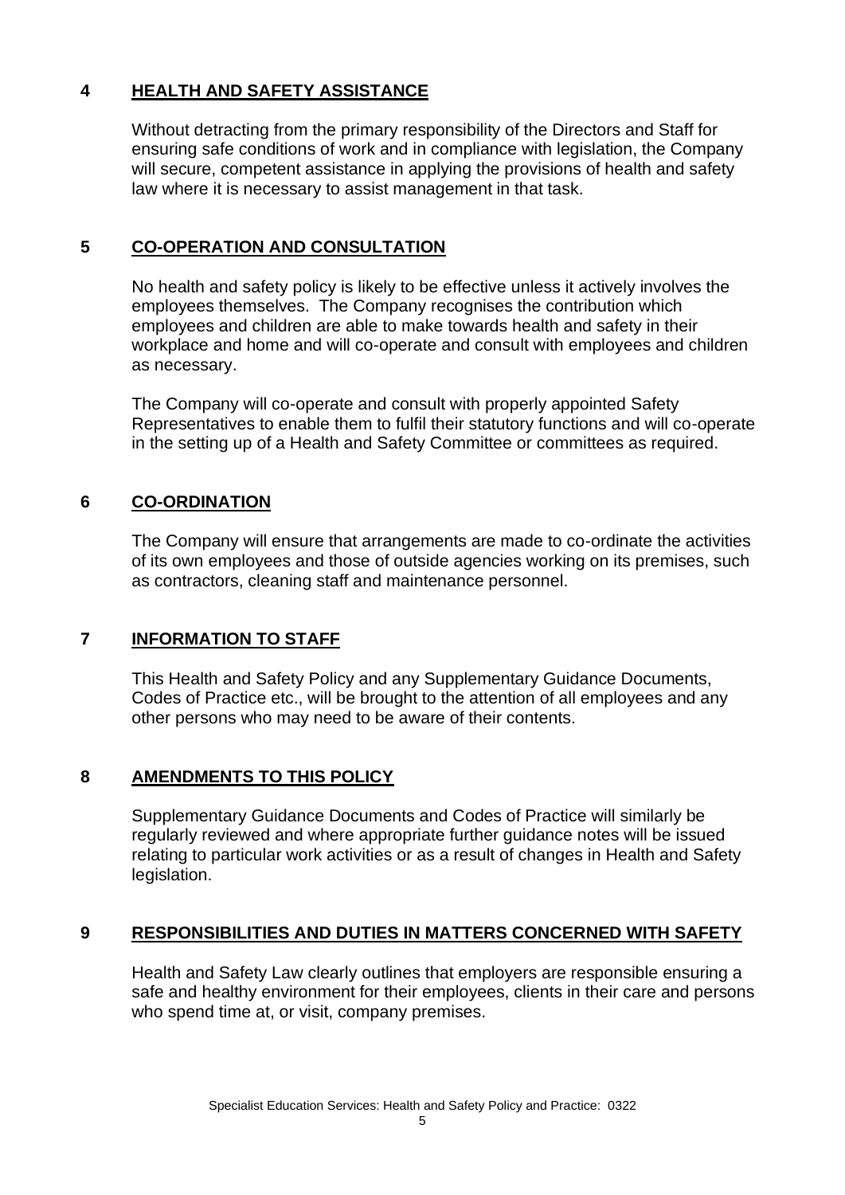## 4 HEALTH AND SAFETY ASSISTANCE

Without detracting from the primary responsibility of the Directors and Staff for ensuring safe conditions of work and in compliance with legislation, the Company will secure, competent assistance in applying the provisions of health and safety law where it is necessary to assist management in that task.

## 5 CO-OPERATION AND CONSULTATION

No health and safety policy is likely to be effective unless it actively involves the employees themselves. The Company recognises the contribution which employees and children are able to make towards health and safety in their workplace and home and will co-operate and consult with employees and children as necessary.

The Company will co-operate and consult with properly appointed Safety Representatives to enable them to fulfil their statutory functions and will co-operate in the setting up of a Health and Safety Committee or committees as required.

## 6 CO-ORDINATION

The Company will ensure that arrangements are made to co-ordinate the activities of its own employees and those of outside agencies working on its premises, such as contractors, cleaning staff and maintenance personnel.

## 7 INFORMATION TO STAFF

This Health and Safety Policy and any Supplementary Guidance Documents, Codes of Practice etc., will be brought to the attention of all employees and any other persons who may need to be aware of their contents.

## 8 AMENDMENTS TO THIS POLICY

Supplementary Guidance Documents and Codes of Practice will similarly be regularly reviewed and where appropriate further guidance notes will be issued relating to particular work activities or as a result of changes in Health and Safety legislation.

## 9 RESPONSIBILITIES AND DUTIES IN MATTERS CONCERNED WITH SAFETY

Health and Safety Law clearly outlines that employers are responsible ensuring a safe and healthy environment for their employees, clients in their care and persons who spend time at, or visit, company premises.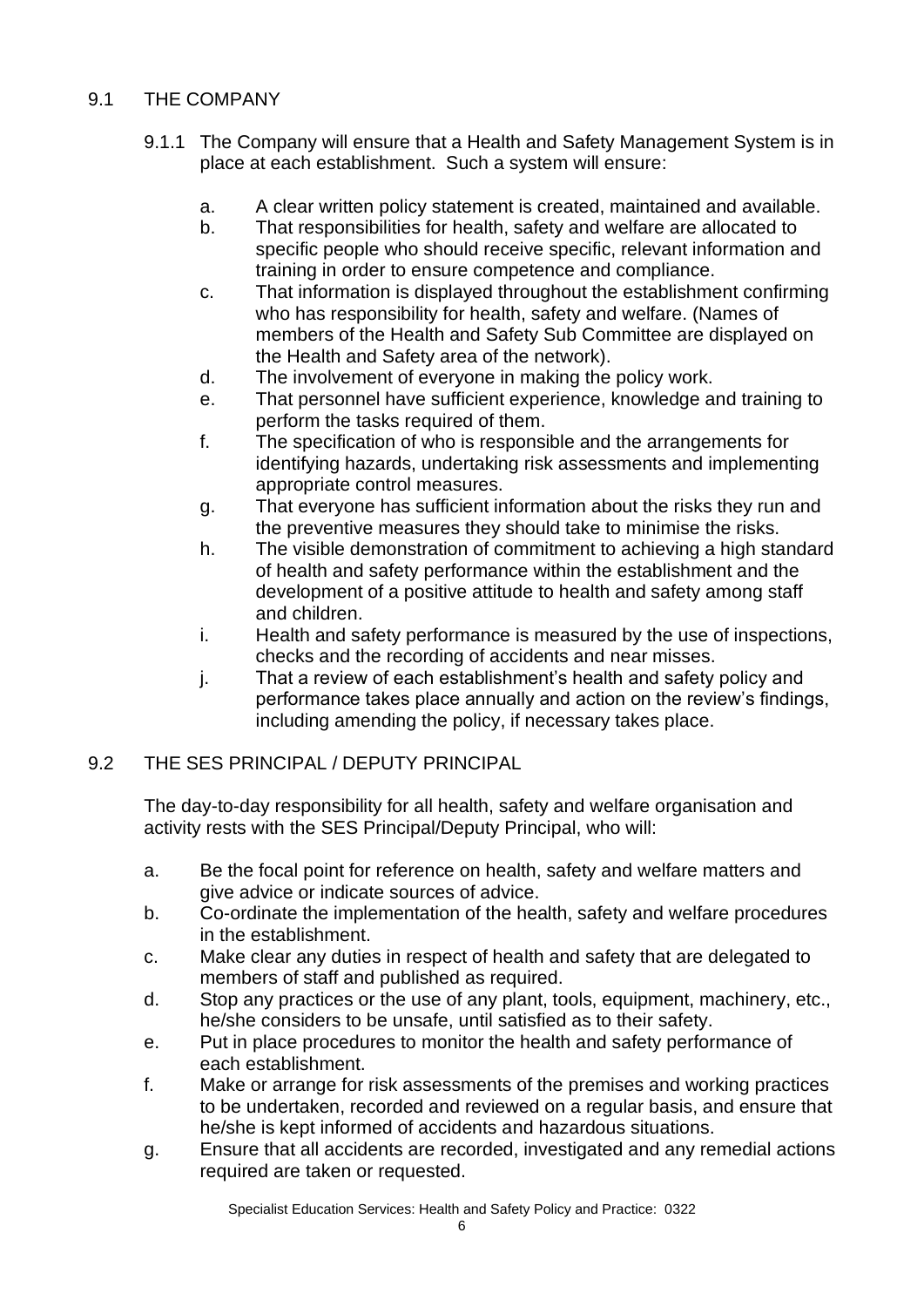## 9.1 THE COMPANY

9.1.1 The Company will ensure that a Health and Safety Management System is in place at each establishment. Such a system will ensure:

a. A clear written policy statement is created, maintained and available.
b. That responsibilities for health, safety and welfare are allocated to specific people who should receive specific, relevant information and training in order to ensure competence and compliance.
c. That information is displayed throughout the establishment confirming who has responsibility for health, safety and welfare. (Names of members of the Health and Safety Sub Committee are displayed on the Health and Safety area of the network).
d. The involvement of everyone in making the policy work.
e. That personnel have sufficient experience, knowledge and training to perform the tasks required of them.
f. The specification of who is responsible and the arrangements for identifying hazards, undertaking risk assessments and implementing appropriate control measures.
g. That everyone has sufficient information about the risks they run and the preventive measures they should take to minimise the risks.
h. The visible demonstration of commitment to achieving a high standard of health and safety performance within the establishment and the development of a positive attitude to health and safety among staff and children.
i. Health and safety performance is measured by the use of inspections, checks and the recording of accidents and near misses.
j. That a review of each establishment's health and safety policy and performance takes place annually and action on the review's findings, including amending the policy, if necessary takes place.

## 9.2 THE SES PRINCIPAL / DEPUTY PRINCIPAL

The day-to-day responsibility for all health, safety and welfare organisation and activity rests with the SES Principal/Deputy Principal, who will:

a. Be the focal point for reference on health, safety and welfare matters and give advice or indicate sources of advice.
b. Co-ordinate the implementation of the health, safety and welfare procedures in the establishment.
c. Make clear any duties in respect of health and safety that are delegated to members of staff and published as required.
d. Stop any practices or the use of any plant, tools, equipment, machinery, etc., he/she considers to be unsafe, until satisfied as to their safety.
e. Put in place procedures to monitor the health and safety performance of each establishment.
f. Make or arrange for risk assessments of the premises and working practices to be undertaken, recorded and reviewed on a regular basis, and ensure that he/she is kept informed of accidents and hazardous situations.
g. Ensure that all accidents are recorded, investigated and any remedial actions required are taken or requested.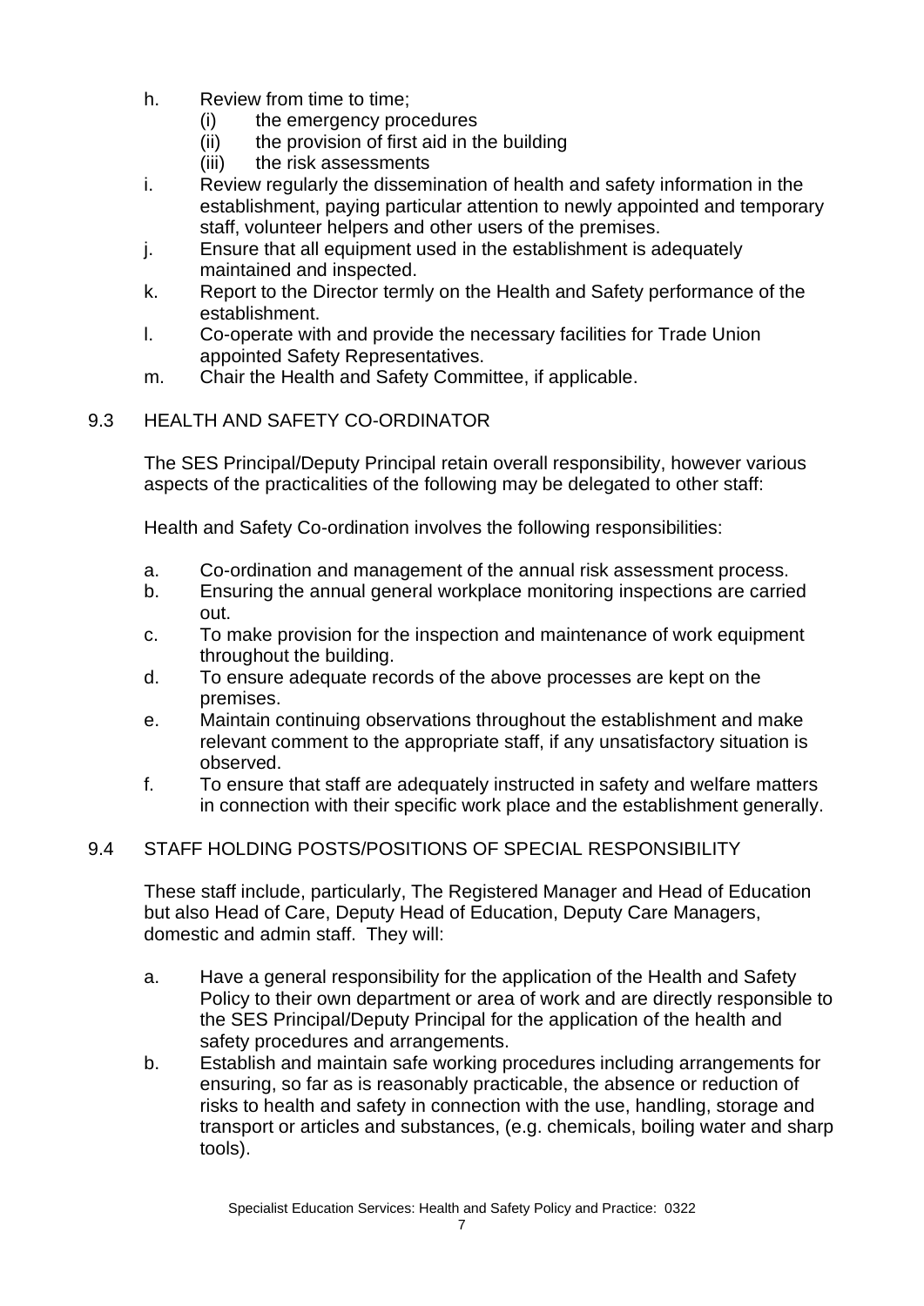h. Review from time to time;
    (i) the emergency procedures
    (ii) the provision of first aid in the building
    (iii) the risk assessments
i. Review regularly the dissemination of health and safety information in the establishment, paying particular attention to newly appointed and temporary staff, volunteer helpers and other users of the premises.
j. Ensure that all equipment used in the establishment is adequately maintained and inspected.
k. Report to the Director termly on the Health and Safety performance of the establishment.
l. Co-operate with and provide the necessary facilities for Trade Union appointed Safety Representatives.
m. Chair the Health and Safety Committee, if applicable.

## 9.3 HEALTH AND SAFETY CO-ORDINATOR

The SES Principal/Deputy Principal retain overall responsibility, however various aspects of the practicalities of the following may be delegated to other staff:

Health and Safety Co-ordination involves the following responsibilities:

a. Co-ordination and management of the annual risk assessment process.
b. Ensuring the annual general workplace monitoring inspections are carried out.
c. To make provision for the inspection and maintenance of work equipment throughout the building.
d. To ensure adequate records of the above processes are kept on the premises.
e. Maintain continuing observations throughout the establishment and make relevant comment to the appropriate staff, if any unsatisfactory situation is observed.
f. To ensure that staff are adequately instructed in safety and welfare matters in connection with their specific work place and the establishment generally.

## 9.4 STAFF HOLDING POSTS/POSITIONS OF SPECIAL RESPONSIBILITY

These staff include, particularly, The Registered Manager and Head of Education but also Head of Care, Deputy Head of Education, Deputy Care Managers, domestic and admin staff. They will:

a. Have a general responsibility for the application of the Health and Safety Policy to their own department or area of work and are directly responsible to the SES Principal/Deputy Principal for the application of the health and safety procedures and arrangements.
b. Establish and maintain safe working procedures including arrangements for ensuring, so far as is reasonably practicable, the absence or reduction of risks to health and safety in connection with the use, handling, storage and transport or articles and substances, (e.g. chemicals, boiling water and sharp tools).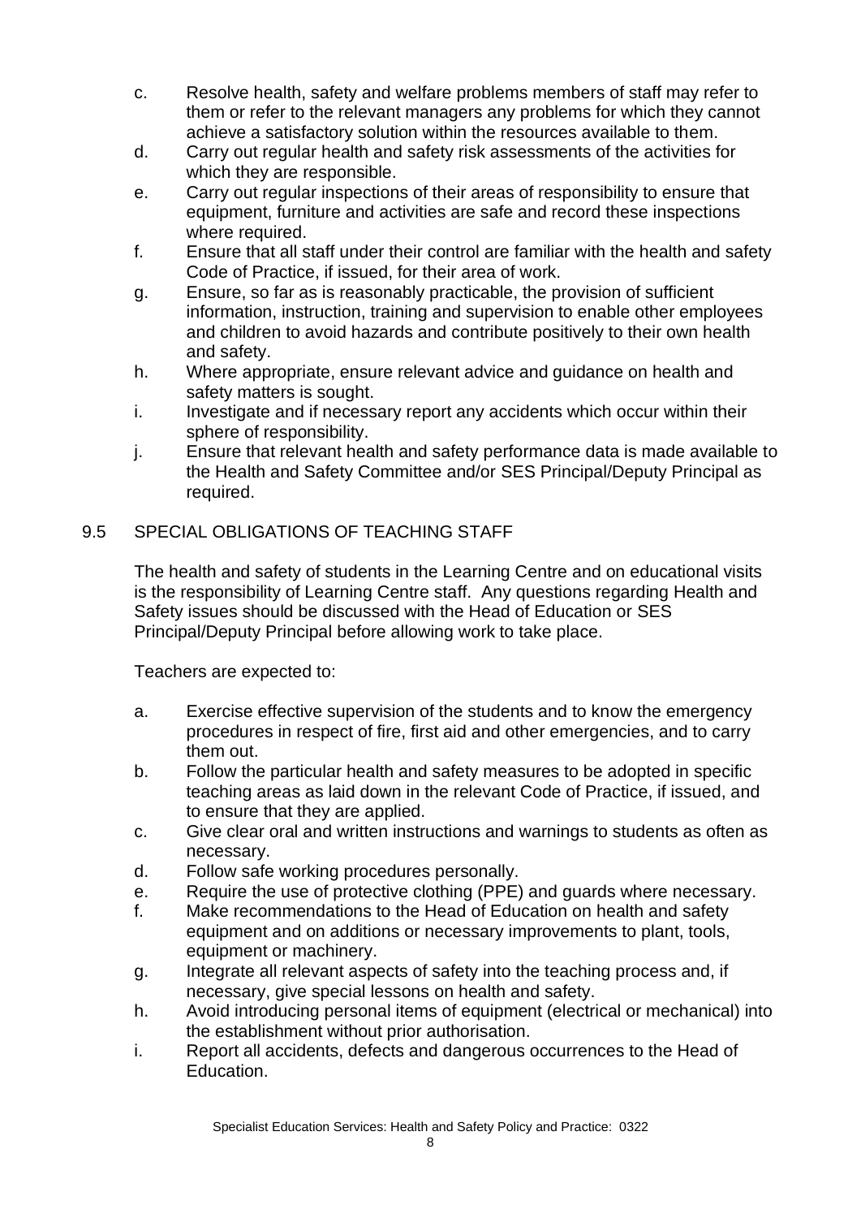c. Resolve health, safety and welfare problems members of staff may refer to them or refer to the relevant managers any problems for which they cannot achieve a satisfactory solution within the resources available to them.
d. Carry out regular health and safety risk assessments of the activities for which they are responsible.
e. Carry out regular inspections of their areas of responsibility to ensure that equipment, furniture and activities are safe and record these inspections where required.
f. Ensure that all staff under their control are familiar with the health and safety Code of Practice, if issued, for their area of work.
g. Ensure, so far as is reasonably practicable, the provision of sufficient information, instruction, training and supervision to enable other employees and children to avoid hazards and contribute positively to their own health and safety.
h. Where appropriate, ensure relevant advice and guidance on health and safety matters is sought.
i. Investigate and if necessary report any accidents which occur within their sphere of responsibility.
j. Ensure that relevant health and safety performance data is made available to the Health and Safety Committee and/or SES Principal/Deputy Principal as required.

## 9.5 SPECIAL OBLIGATIONS OF TEACHING STAFF

The health and safety of students in the Learning Centre and on educational visits is the responsibility of Learning Centre staff. Any questions regarding Health and Safety issues should be discussed with the Head of Education or SES Principal/Deputy Principal before allowing work to take place.

Teachers are expected to:

a. Exercise effective supervision of the students and to know the emergency procedures in respect of fire, first aid and other emergencies, and to carry them out.
b. Follow the particular health and safety measures to be adopted in specific teaching areas as laid down in the relevant Code of Practice, if issued, and to ensure that they are applied.
c. Give clear oral and written instructions and warnings to students as often as necessary.
d. Follow safe working procedures personally.
e. Require the use of protective clothing (PPE) and guards where necessary.
f. Make recommendations to the Head of Education on health and safety equipment and on additions or necessary improvements to plant, tools, equipment or machinery.
g. Integrate all relevant aspects of safety into the teaching process and, if necessary, give special lessons on health and safety.
h. Avoid introducing personal items of equipment (electrical or mechanical) into the establishment without prior authorisation.
i. Report all accidents, defects and dangerous occurrences to the Head of Education.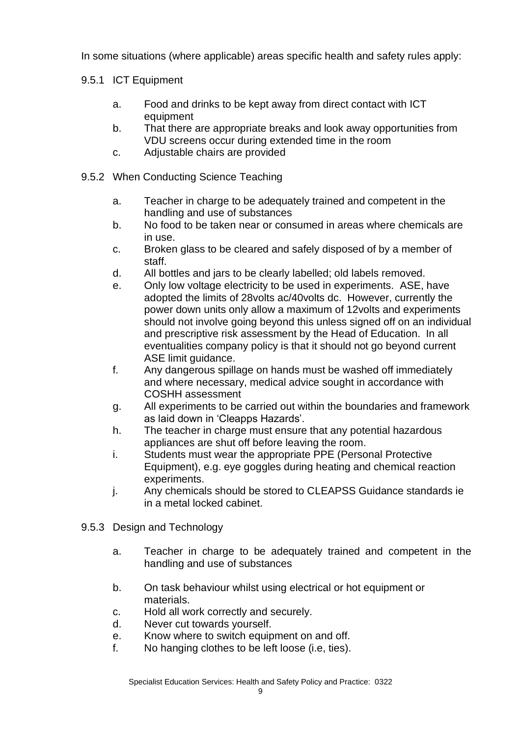In some situations (where applicable) areas specific health and safety rules apply:

9.5.1 ICT Equipment

a. Food and drinks to be kept away from direct contact with ICT equipment
b. That there are appropriate breaks and look away opportunities from VDU screens occur during extended time in the room
c. Adjustable chairs are provided

9.5.2 When Conducting Science Teaching

a. Teacher in charge to be adequately trained and competent in the handling and use of substances
b. No food to be taken near or consumed in areas where chemicals are in use.
c. Broken glass to be cleared and safely disposed of by a member of staff.
d. All bottles and jars to be clearly labelled; old labels removed.
e. Only low voltage electricity to be used in experiments. ASE, have adopted the limits of 28volts ac/40volts dc. However, currently the power down units only allow a maximum of 12volts and experiments should not involve going beyond this unless signed off on an individual and prescriptive risk assessment by the Head of Education. In all eventualities company policy is that it should not go beyond current ASE limit guidance.
f. Any dangerous spillage on hands must be washed off immediately and where necessary, medical advice sought in accordance with COSHH assessment
g. All experiments to be carried out within the boundaries and framework as laid down in 'Cleapps Hazards'.
h. The teacher in charge must ensure that any potential hazardous appliances are shut off before leaving the room.
i. Students must wear the appropriate PPE (Personal Protective Equipment), e.g. eye goggles during heating and chemical reaction experiments.
j. Any chemicals should be stored to CLEAPSS Guidance standards ie in a metal locked cabinet.

9.5.3 Design and Technology

a. Teacher in charge to be adequately trained and competent in the handling and use of substances
b. On task behaviour whilst using electrical or hot equipment or materials.
c. Hold all work correctly and securely.
d. Never cut towards yourself.
e. Know where to switch equipment on and off.
f. No hanging clothes to be left loose (i.e, ties).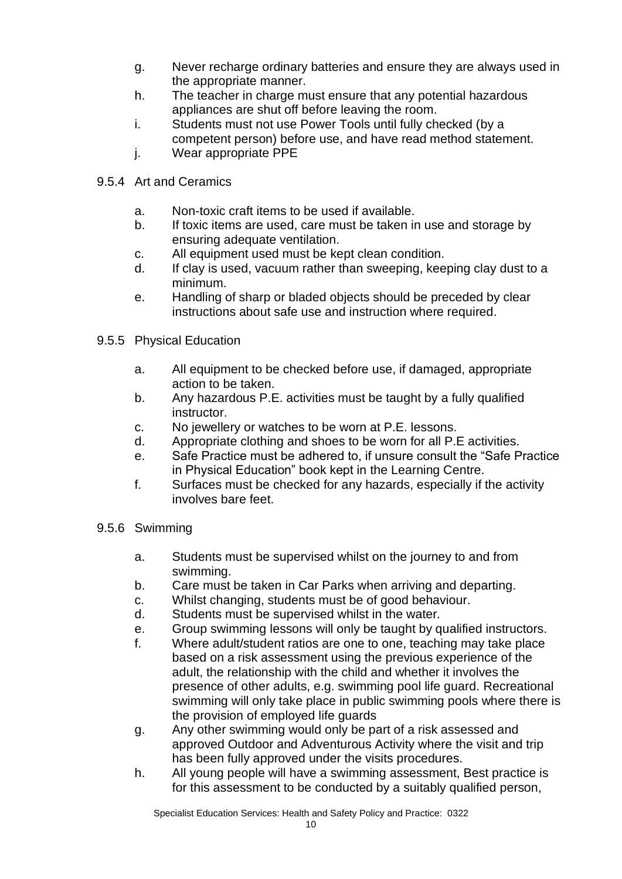g. Never recharge ordinary batteries and ensure they are always used in the appropriate manner.
h. The teacher in charge must ensure that any potential hazardous appliances are shut off before leaving the room.
i. Students must not use Power Tools until fully checked (by a competent person) before use, and have read method statement.
j. Wear appropriate PPE

9.5.4 Art and Ceramics

a. Non-toxic craft items to be used if available.
b. If toxic items are used, care must be taken in use and storage by ensuring adequate ventilation.
c. All equipment used must be kept clean condition.
d. If clay is used, vacuum rather than sweeping, keeping clay dust to a minimum.
e. Handling of sharp or bladed objects should be preceded by clear instructions about safe use and instruction where required.

9.5.5 Physical Education

a. All equipment to be checked before use, if damaged, appropriate action to be taken.
b. Any hazardous P.E. activities must be taught by a fully qualified instructor.
c. No jewellery or watches to be worn at P.E. lessons.
d. Appropriate clothing and shoes to be worn for all P.E activities.
e. Safe Practice must be adhered to, if unsure consult the "Safe Practice in Physical Education" book kept in the Learning Centre.
f. Surfaces must be checked for any hazards, especially if the activity involves bare feet.

9.5.6 Swimming

a. Students must be supervised whilst on the journey to and from swimming.
b. Care must be taken in Car Parks when arriving and departing.
c. Whilst changing, students must be of good behaviour.
d. Students must be supervised whilst in the water.
e. Group swimming lessons will only be taught by qualified instructors.
f. Where adult/student ratios are one to one, teaching may take place based on a risk assessment using the previous experience of the adult, the relationship with the child and whether it involves the presence of other adults, e.g. swimming pool life guard. Recreational swimming will only take place in public swimming pools where there is the provision of employed life guards
g. Any other swimming would only be part of a risk assessed and approved Outdoor and Adventurous Activity where the visit and trip has been fully approved under the visits procedures.
h. All young people will have a swimming assessment, Best practice is for this assessment to be conducted by a suitably qualified person,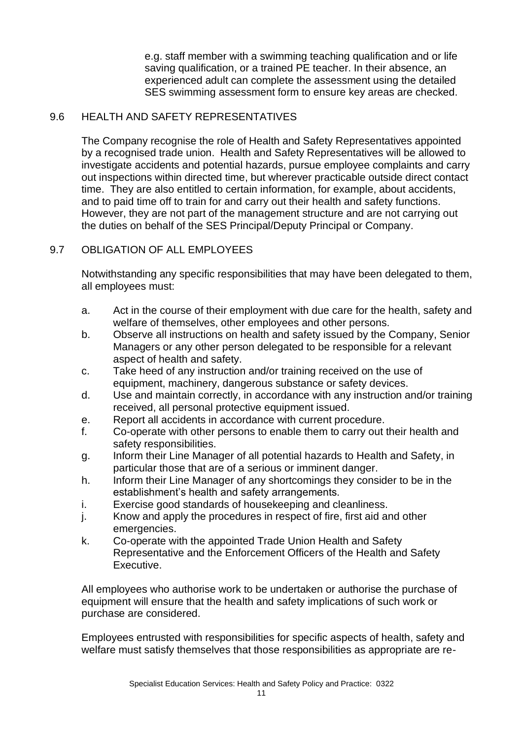e.g. staff member with a swimming teaching qualification and or life saving qualification, or a trained PE teacher. In their absence, an experienced adult can complete the assessment using the detailed SES swimming assessment form to ensure key areas are checked.

## 9.6 HEALTH AND SAFETY REPRESENTATIVES

The Company recognise the role of Health and Safety Representatives appointed by a recognised trade union. Health and Safety Representatives will be allowed to investigate accidents and potential hazards, pursue employee complaints and carry out inspections within directed time, but wherever practicable outside direct contact time. They are also entitled to certain information, for example, about accidents, and to paid time off to train for and carry out their health and safety functions. However, they are not part of the management structure and are not carrying out the duties on behalf of the SES Principal/Deputy Principal or Company.

## 9.7 OBLIGATION OF ALL EMPLOYEES

Notwithstanding any specific responsibilities that may have been delegated to them, all employees must:

a. Act in the course of their employment with due care for the health, safety and welfare of themselves, other employees and other persons.
b. Observe all instructions on health and safety issued by the Company, Senior Managers or any other person delegated to be responsible for a relevant aspect of health and safety.
c. Take heed of any instruction and/or training received on the use of equipment, machinery, dangerous substance or safety devices.
d. Use and maintain correctly, in accordance with any instruction and/or training received, all personal protective equipment issued.
e. Report all accidents in accordance with current procedure.
f. Co-operate with other persons to enable them to carry out their health and safety responsibilities.
g. Inform their Line Manager of all potential hazards to Health and Safety, in particular those that are of a serious or imminent danger.
h. Inform their Line Manager of any shortcomings they consider to be in the establishment's health and safety arrangements.
i. Exercise good standards of housekeeping and cleanliness.
j. Know and apply the procedures in respect of fire, first aid and other emergencies.
k. Co-operate with the appointed Trade Union Health and Safety Representative and the Enforcement Officers of the Health and Safety Executive.

All employees who authorise work to be undertaken or authorise the purchase of equipment will ensure that the health and safety implications of such work or purchase are considered.

Employees entrusted with responsibilities for specific aspects of health, safety and welfare must satisfy themselves that those responsibilities as appropriate are re-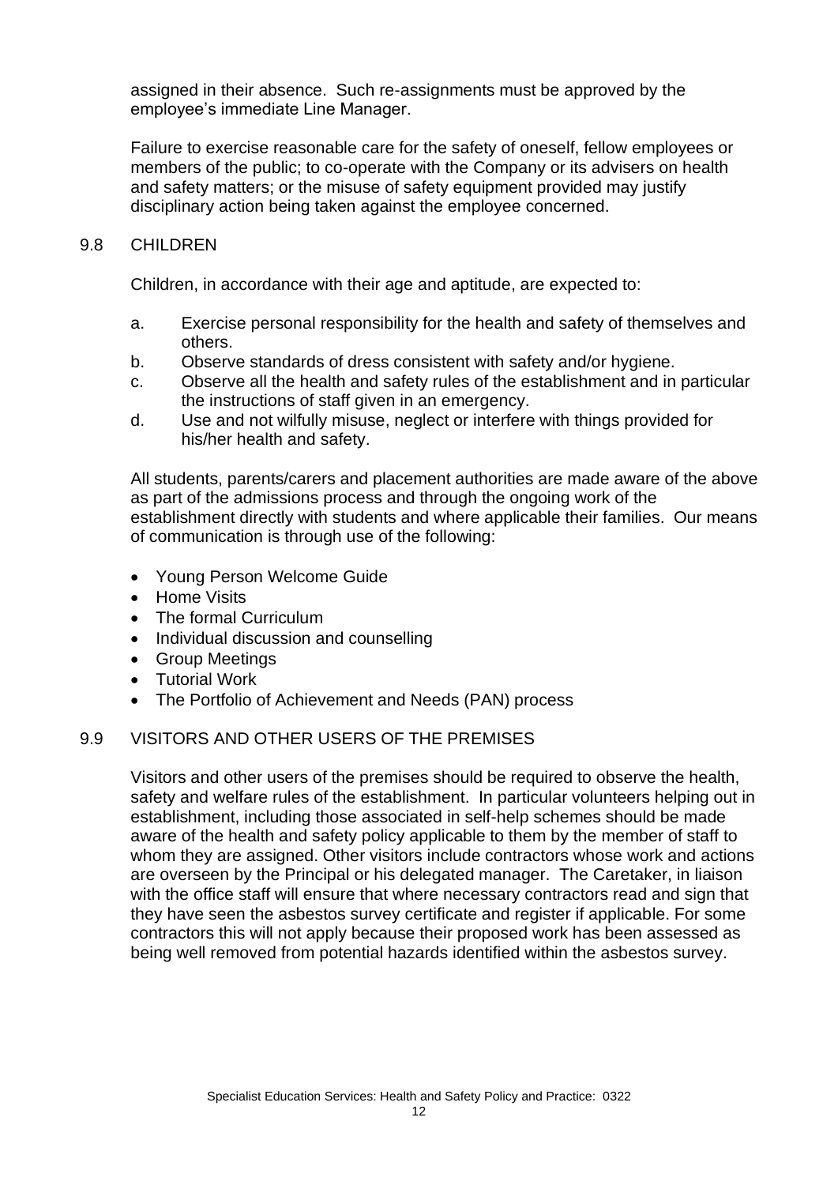assigned in their absence. Such re-assignments must be approved by the employee's immediate Line Manager.

Failure to exercise reasonable care for the safety of oneself, fellow employees or members of the public; to co-operate with the Company or its advisers on health and safety matters; or the misuse of safety equipment provided may justify disciplinary action being taken against the employee concerned.

## 9.8 CHILDREN

Children, in accordance with their age and aptitude, are expected to:

a. Exercise personal responsibility for the health and safety of themselves and others.
b. Observe standards of dress consistent with safety and/or hygiene.
c. Observe all the health and safety rules of the establishment and in particular the instructions of staff given in an emergency.
d. Use and not wilfully misuse, neglect or interfere with things provided for his/her health and safety.

All students, parents/carers and placement authorities are made aware of the above as part of the admissions process and through the ongoing work of the establishment directly with students and where applicable their families. Our means of communication is through use of the following:

- Young Person Welcome Guide
- Home Visits
- The formal Curriculum
- Individual discussion and counselling
- Group Meetings
- Tutorial Work
- The Portfolio of Achievement and Needs (PAN) process

## 9.9 VISITORS AND OTHER USERS OF THE PREMISES

Visitors and other users of the premises should be required to observe the health, safety and welfare rules of the establishment. In particular volunteers helping out in establishment, including those associated in self-help schemes should be made aware of the health and safety policy applicable to them by the member of staff to whom they are assigned. Other visitors include contractors whose work and actions are overseen by the Principal or his delegated manager. The Caretaker, in liaison with the office staff will ensure that where necessary contractors read and sign that they have seen the asbestos survey certificate and register if applicable. For some contractors this will not apply because their proposed work has been assessed as being well removed from potential hazards identified within the asbestos survey.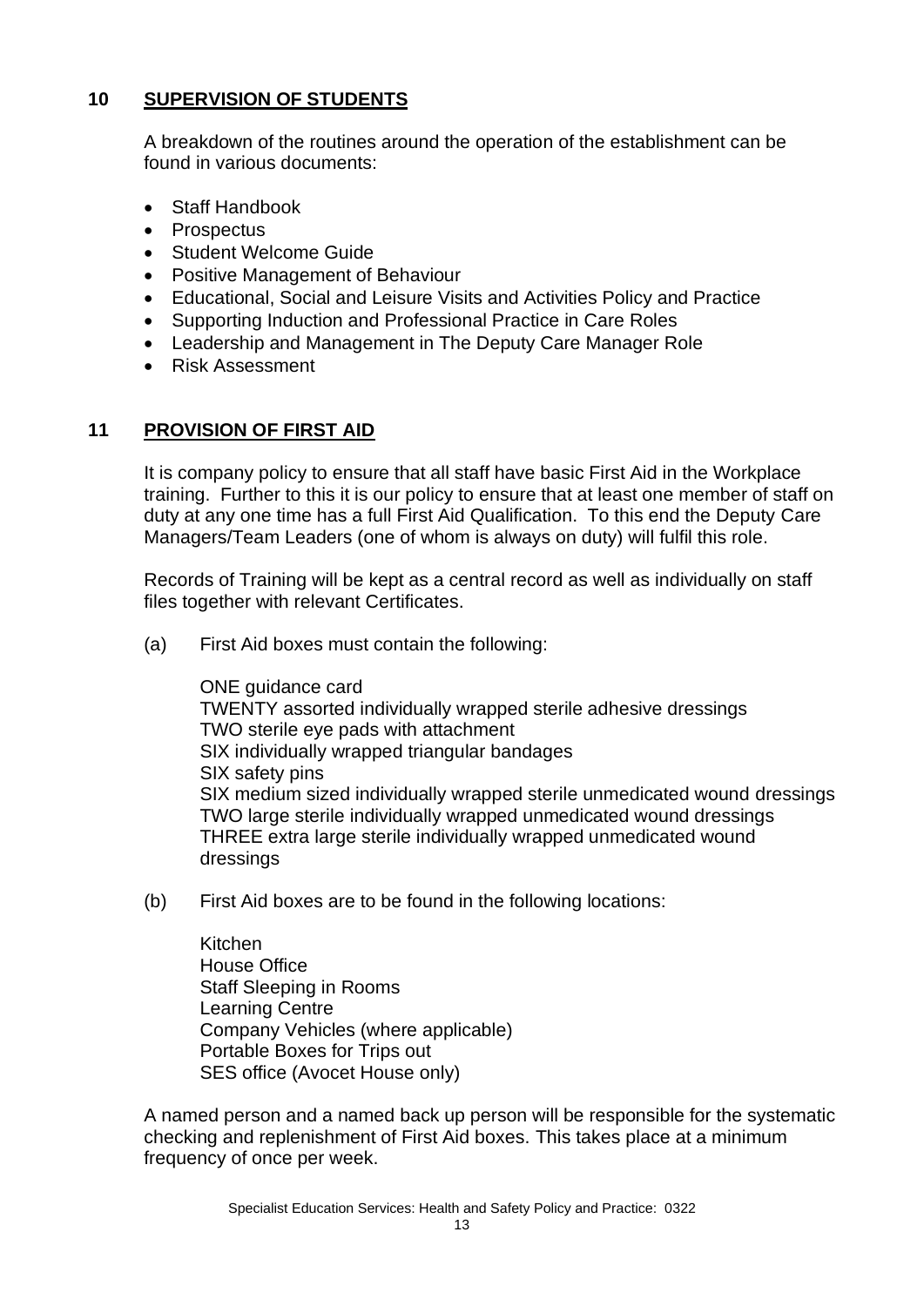## 10 SUPERVISION OF STUDENTS

A breakdown of the routines around the operation of the establishment can be found in various documents:

- Staff Handbook
- Prospectus
- Student Welcome Guide
- Positive Management of Behaviour
- Educational, Social and Leisure Visits and Activities Policy and Practice
- Supporting Induction and Professional Practice in Care Roles
- Leadership and Management in The Deputy Care Manager Role
- Risk Assessment

## 11 PROVISION OF FIRST AID

It is company policy to ensure that all staff have basic First Aid in the Workplace training. Further to this it is our policy to ensure that at least one member of staff on duty at any one time has a full First Aid Qualification. To this end the Deputy Care Managers/Team Leaders (one of whom is always on duty) will fulfil this role.

Records of Training will be kept as a central record as well as individually on staff files together with relevant Certificates.

(a) First Aid boxes must contain the following:

ONE guidance card
TWENTY assorted individually wrapped sterile adhesive dressings
TWO sterile eye pads with attachment
SIX individually wrapped triangular bandages
SIX safety pins
SIX medium sized individually wrapped sterile unmedicated wound dressings
TWO large sterile individually wrapped unmedicated wound dressings
THREE extra large sterile individually wrapped unmedicated wound dressings

(b) First Aid boxes are to be found in the following locations:

Kitchen
House Office
Staff Sleeping in Rooms
Learning Centre
Company Vehicles (where applicable)
Portable Boxes for Trips out
SES office (Avocet House only)

A named person and a named back up person will be responsible for the systematic checking and replenishment of First Aid boxes. This takes place at a minimum frequency of once per week.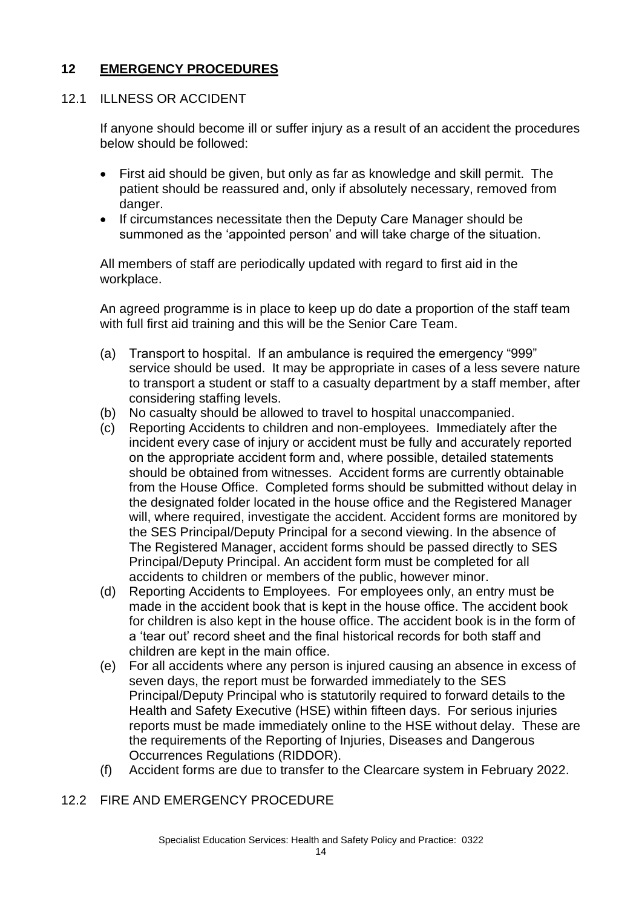## 12 EMERGENCY PROCEDURES

### 12.1 ILLNESS OR ACCIDENT

If anyone should become ill or suffer injury as a result of an accident the procedures below should be followed:

- First aid should be given, but only as far as knowledge and skill permit. The patient should be reassured and, only if absolutely necessary, removed from danger.
- If circumstances necessitate then the Deputy Care Manager should be summoned as the 'appointed person' and will take charge of the situation.

All members of staff are periodically updated with regard to first aid in the workplace.

An agreed programme is in place to keep up do date a proportion of the staff team with full first aid training and this will be the Senior Care Team.

(a) Transport to hospital. If an ambulance is required the emergency "999" service should be used. It may be appropriate in cases of a less severe nature to transport a student or staff to a casualty department by a staff member, after considering staffing levels.

(b) No casualty should be allowed to travel to hospital unaccompanied.

(c) Reporting Accidents to children and non-employees. Immediately after the incident every case of injury or accident must be fully and accurately reported on the appropriate accident form and, where possible, detailed statements should be obtained from witnesses. Accident forms are currently obtainable from the House Office. Completed forms should be submitted without delay in the designated folder located in the house office and the Registered Manager will, where required, investigate the accident. Accident forms are monitored by the SES Principal/Deputy Principal for a second viewing. In the absence of The Registered Manager, accident forms should be passed directly to SES Principal/Deputy Principal. An accident form must be completed for all accidents to children or members of the public, however minor.

(d) Reporting Accidents to Employees. For employees only, an entry must be made in the accident book that is kept in the house office. The accident book for children is also kept in the house office. The accident book is in the form of a 'tear out' record sheet and the final historical records for both staff and children are kept in the main office.

(e) For all accidents where any person is injured causing an absence in excess of seven days, the report must be forwarded immediately to the SES Principal/Deputy Principal who is statutorily required to forward details to the Health and Safety Executive (HSE) within fifteen days. For serious injuries reports must be made immediately online to the HSE without delay. These are the requirements of the Reporting of Injuries, Diseases and Dangerous Occurrences Regulations (RIDDOR).

(f) Accident forms are due to transfer to the Clearcare system in February 2022.

### 12.2 FIRE AND EMERGENCY PROCEDURE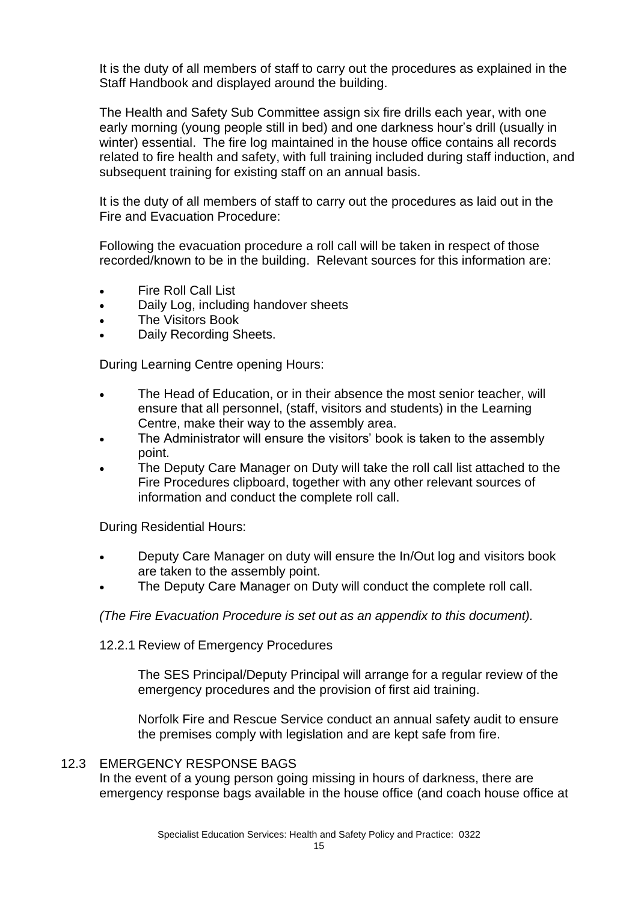It is the duty of all members of staff to carry out the procedures as explained in the Staff Handbook and displayed around the building.

The Health and Safety Sub Committee assign six fire drills each year, with one early morning (young people still in bed) and one darkness hour's drill (usually in winter) essential. The fire log maintained in the house office contains all records related to fire health and safety, with full training included during staff induction, and subsequent training for existing staff on an annual basis.

It is the duty of all members of staff to carry out the procedures as laid out in the Fire and Evacuation Procedure:

Following the evacuation procedure a roll call will be taken in respect of those recorded/known to be in the building. Relevant sources for this information are:

- Fire Roll Call List
- Daily Log, including handover sheets
- The Visitors Book
- Daily Recording Sheets.

During Learning Centre opening Hours:

- The Head of Education, or in their absence the most senior teacher, will ensure that all personnel, (staff, visitors and students) in the Learning Centre, make their way to the assembly area.
- The Administrator will ensure the visitors' book is taken to the assembly point.
- The Deputy Care Manager on Duty will take the roll call list attached to the Fire Procedures clipboard, together with any other relevant sources of information and conduct the complete roll call.

During Residential Hours:

- Deputy Care Manager on duty will ensure the In/Out log and visitors book are taken to the assembly point.
- The Deputy Care Manager on Duty will conduct the complete roll call.

*(The Fire Evacuation Procedure is set out as an appendix to this document).*

#### 12.2.1 Review of Emergency Procedures

The SES Principal/Deputy Principal will arrange for a regular review of the emergency procedures and the provision of first aid training.

Norfolk Fire and Rescue Service conduct an annual safety audit to ensure the premises comply with legislation and are kept safe from fire.

### 12.3 EMERGENCY RESPONSE BAGS

In the event of a young person going missing in hours of darkness, there are emergency response bags available in the house office (and coach house office at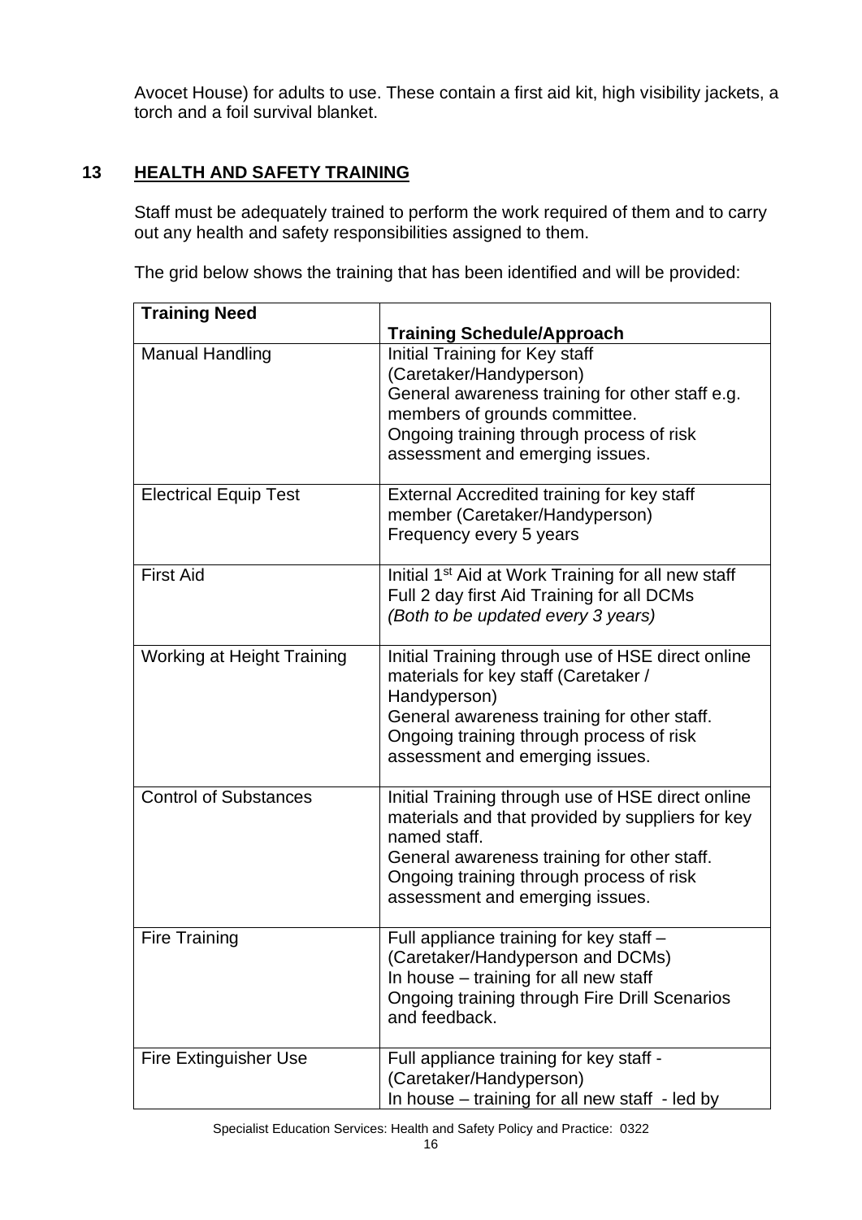Avocet House) for adults to use. These contain a first aid kit, high visibility jackets, a torch and a foil survival blanket.

## 13 HEALTH AND SAFETY TRAINING

Staff must be adequately trained to perform the work required of them and to carry out any health and safety responsibilities assigned to them.

The grid below shows the training that has been identified and will be provided:

| Training Need | Training Schedule/Approach |
|---|---|
| Manual Handling | Initial Training for Key staff (Caretaker/Handyperson)<br>General awareness training for other staff e.g. members of grounds committee.<br>Ongoing training through process of risk assessment and emerging issues. |
| Electrical Equip Test | External Accredited training for key staff member (Caretaker/Handyperson)<br>Frequency every 5 years |
| First Aid | Initial 1st Aid at Work Training for all new staff<br>Full 2 day first Aid Training for all DCMs<br>*(Both to be updated every 3 years)* |
| Working at Height Training | Initial Training through use of HSE direct online materials for key staff (Caretaker / Handyperson)<br>General awareness training for other staff.<br>Ongoing training through process of risk assessment and emerging issues. |
| Control of Substances | Initial Training through use of HSE direct online materials and that provided by suppliers for key named staff.<br>General awareness training for other staff.<br>Ongoing training through process of risk assessment and emerging issues. |
| Fire Training | Full appliance training for key staff – (Caretaker/Handyperson and DCMs)<br>In house – training for all new staff<br>Ongoing training through Fire Drill Scenarios and feedback. |
| Fire Extinguisher Use | Full appliance training for key staff - (Caretaker/Handyperson)<br>In house – training for all new staff - led by |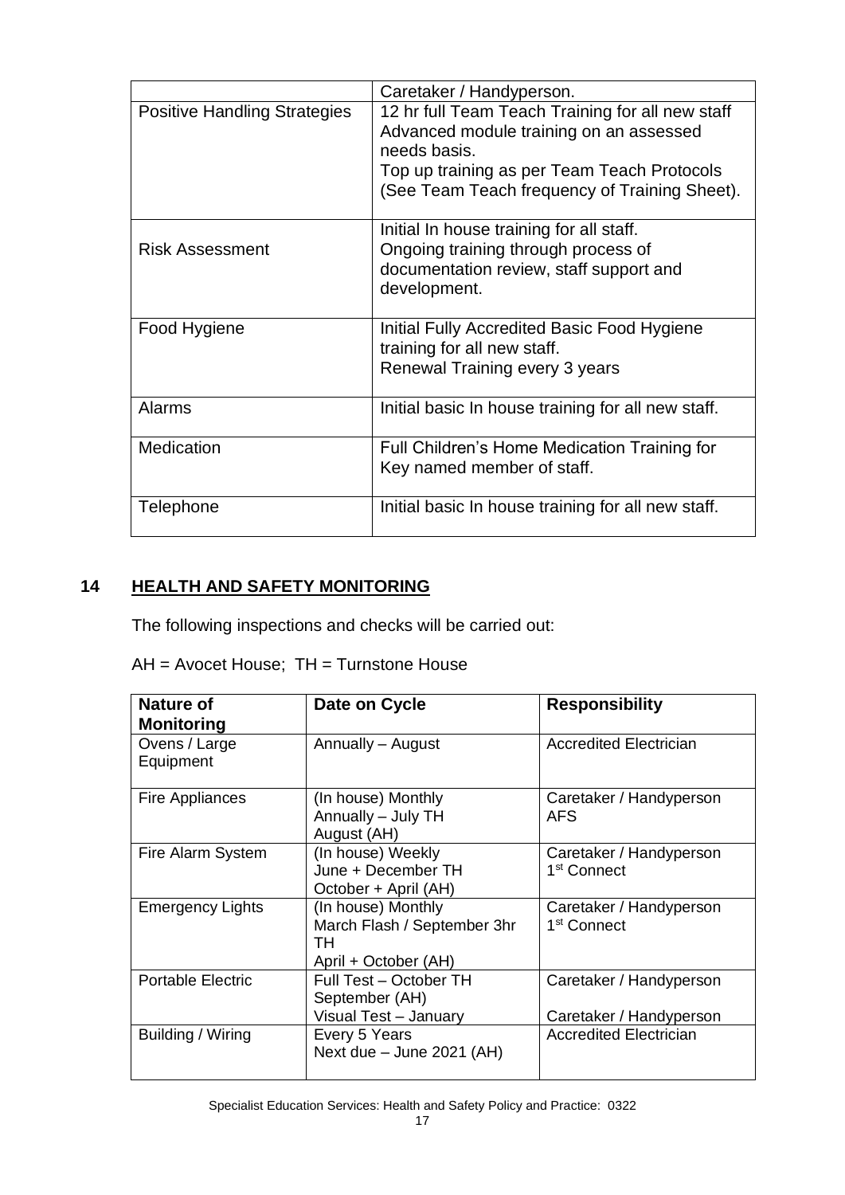| | |
|---|---|
| | Caretaker / Handyperson. |
| Positive Handling Strategies | 12 hr full Team Teach Training for all new staff<br>Advanced module training on an assessed needs basis.<br>Top up training as per Team Teach Protocols (See Team Teach frequency of Training Sheet). |
| Risk Assessment | Initial In house training for all staff.<br>Ongoing training through process of documentation review, staff support and development. |
| Food Hygiene | Initial Fully Accredited Basic Food Hygiene training for all new staff.<br>Renewal Training every 3 years |
| Alarms | Initial basic In house training for all new staff. |
| Medication | Full Children's Home Medication Training for Key named member of staff. |
| Telephone | Initial basic In house training for all new staff. |

## 14 HEALTH AND SAFETY MONITORING

The following inspections and checks will be carried out:

AH = Avocet House; TH = Turnstone House

| Nature of Monitoring | Date on Cycle | Responsibility |
|---|---|---|
| Ovens / Large Equipment | Annually – August | Accredited Electrician |
| Fire Appliances | (In house) Monthly<br>Annually – July TH<br>August (AH) | Caretaker / Handyperson<br>AFS |
| Fire Alarm System | (In house) Weekly<br>June + December TH<br>October + April (AH) | Caretaker / Handyperson<br>1st Connect |
| Emergency Lights | (In house) Monthly<br>March Flash / September 3hr TH<br>April + October (AH) | Caretaker / Handyperson<br>1st Connect |
| Portable Electric | Full Test – October TH<br>September (AH)<br>Visual Test – January | Caretaker / Handyperson<br><br>Caretaker / Handyperson |
| Building / Wiring | Every 5 Years<br>Next due – June 2021 (AH) | Accredited Electrician |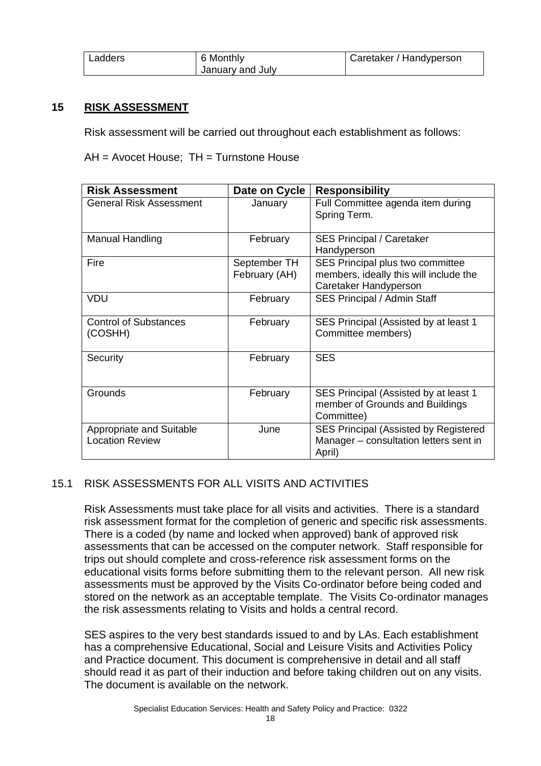| Ladders | 6 Monthly<br>January and July | Caretaker / Handyperson |
|---|---|---|

## 15 RISK ASSESSMENT

Risk assessment will be carried out throughout each establishment as follows:

AH = Avocet House; TH = Turnstone House

| Risk Assessment | Date on Cycle | Responsibility |
|---|---|---|
| General Risk Assessment | January | Full Committee agenda item during Spring Term. |
| Manual Handling | February | SES Principal / Caretaker Handyperson |
| Fire | September TH<br>February (AH) | SES Principal plus two committee members, ideally this will include the Caretaker Handyperson |
| VDU | February | SES Principal / Admin Staff |
| Control of Substances (COSHH) | February | SES Principal (Assisted by at least 1 Committee members) |
| Security | February | SES |
| Grounds | February | SES Principal (Assisted by at least 1 member of Grounds and Buildings Committee) |
| Appropriate and Suitable Location Review | June | SES Principal (Assisted by Registered Manager – consultation letters sent in April) |

### 15.1 RISK ASSESSMENTS FOR ALL VISITS AND ACTIVITIES

Risk Assessments must take place for all visits and activities. There is a standard risk assessment format for the completion of generic and specific risk assessments. There is a coded (by name and locked when approved) bank of approved risk assessments that can be accessed on the computer network. Staff responsible for trips out should complete and cross-reference risk assessment forms on the educational visits forms before submitting them to the relevant person. All new risk assessments must be approved by the Visits Co-ordinator before being coded and stored on the network as an acceptable template. The Visits Co-ordinator manages the risk assessments relating to Visits and holds a central record.

SES aspires to the very best standards issued to and by LAs. Each establishment has a comprehensive Educational, Social and Leisure Visits and Activities Policy and Practice document. This document is comprehensive in detail and all staff should read it as part of their induction and before taking children out on any visits. The document is available on the network.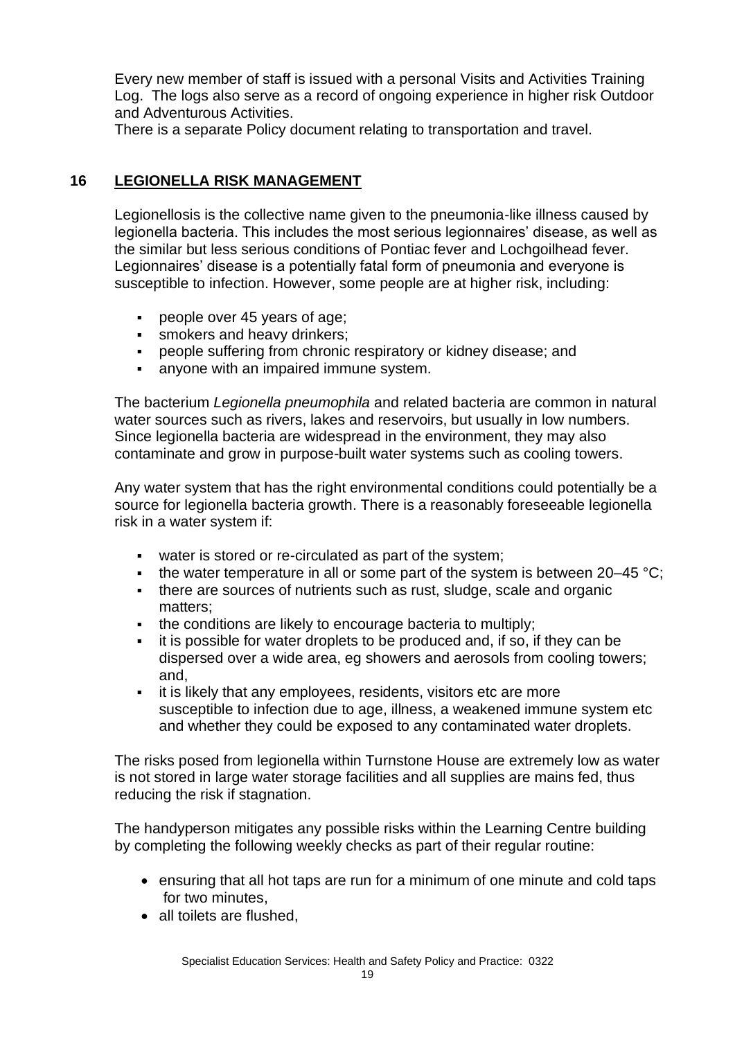Every new member of staff is issued with a personal Visits and Activities Training Log. The logs also serve as a record of ongoing experience in higher risk Outdoor and Adventurous Activities.

There is a separate Policy document relating to transportation and travel.

## 16 LEGIONELLA RISK MANAGEMENT

Legionellosis is the collective name given to the pneumonia-like illness caused by legionella bacteria. This includes the most serious legionnaires' disease, as well as the similar but less serious conditions of Pontiac fever and Lochgoilhead fever. Legionnaires' disease is a potentially fatal form of pneumonia and everyone is susceptible to infection. However, some people are at higher risk, including:

- people over 45 years of age;
- smokers and heavy drinkers;
- people suffering from chronic respiratory or kidney disease; and
- anyone with an impaired immune system.

The bacterium *Legionella pneumophila* and related bacteria are common in natural water sources such as rivers, lakes and reservoirs, but usually in low numbers. Since legionella bacteria are widespread in the environment, they may also contaminate and grow in purpose-built water systems such as cooling towers.

Any water system that has the right environmental conditions could potentially be a source for legionella bacteria growth. There is a reasonably foreseeable legionella risk in a water system if:

- water is stored or re-circulated as part of the system;
- the water temperature in all or some part of the system is between 20–45 °C;
- there are sources of nutrients such as rust, sludge, scale and organic matters;
- the conditions are likely to encourage bacteria to multiply;
- it is possible for water droplets to be produced and, if so, if they can be dispersed over a wide area, eg showers and aerosols from cooling towers; and,
- it is likely that any employees, residents, visitors etc are more susceptible to infection due to age, illness, a weakened immune system etc and whether they could be exposed to any contaminated water droplets.

The risks posed from legionella within Turnstone House are extremely low as water is not stored in large water storage facilities and all supplies are mains fed, thus reducing the risk if stagnation.

The handyperson mitigates any possible risks within the Learning Centre building by completing the following weekly checks as part of their regular routine:

- ensuring that all hot taps are run for a minimum of one minute and cold taps for two minutes,
- all toilets are flushed,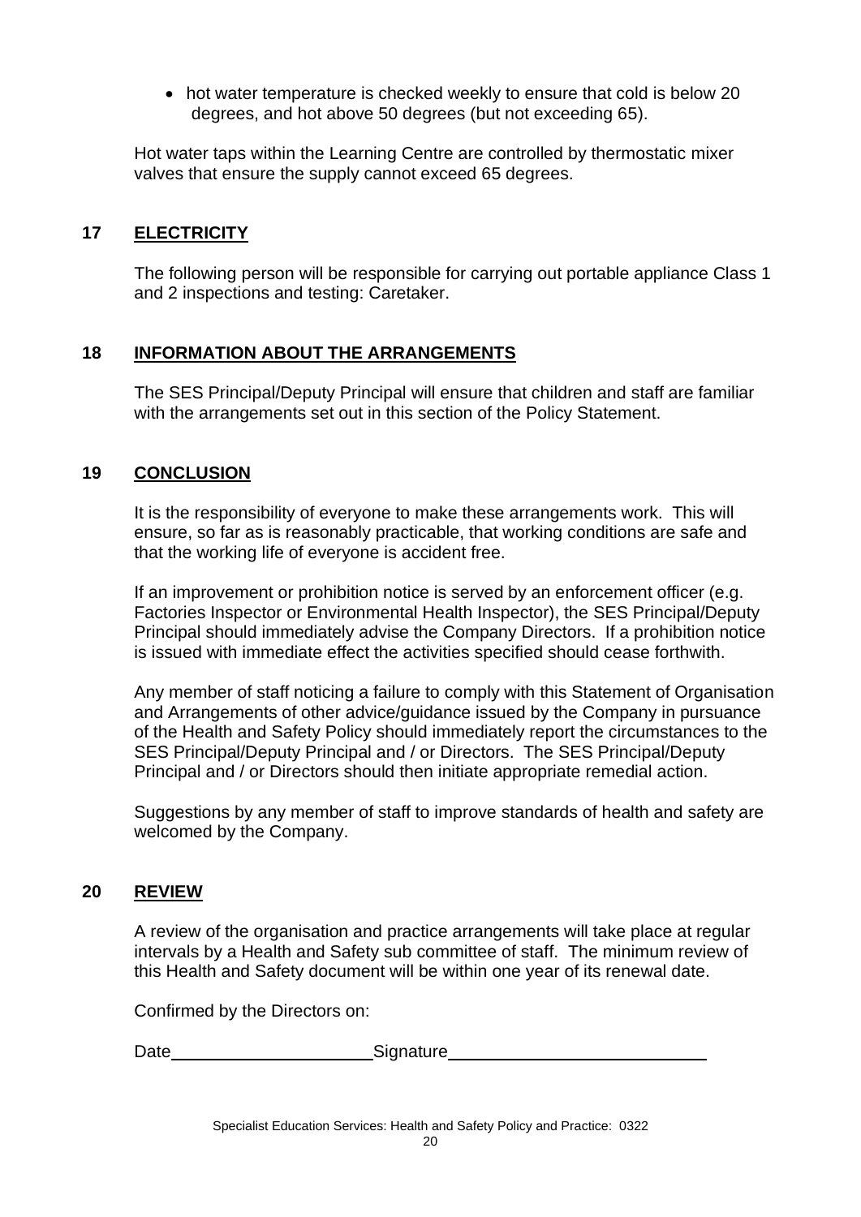- hot water temperature is checked weekly to ensure that cold is below 20 degrees, and hot above 50 degrees (but not exceeding 65).

Hot water taps within the Learning Centre are controlled by thermostatic mixer valves that ensure the supply cannot exceed 65 degrees.

## 17 ELECTRICITY

The following person will be responsible for carrying out portable appliance Class 1 and 2 inspections and testing: Caretaker.

## 18 INFORMATION ABOUT THE ARRANGEMENTS

The SES Principal/Deputy Principal will ensure that children and staff are familiar with the arrangements set out in this section of the Policy Statement.

## 19 CONCLUSION

It is the responsibility of everyone to make these arrangements work. This will ensure, so far as is reasonably practicable, that working conditions are safe and that the working life of everyone is accident free.

If an improvement or prohibition notice is served by an enforcement officer (e.g. Factories Inspector or Environmental Health Inspector), the SES Principal/Deputy Principal should immediately advise the Company Directors. If a prohibition notice is issued with immediate effect the activities specified should cease forthwith.

Any member of staff noticing a failure to comply with this Statement of Organisation and Arrangements of other advice/guidance issued by the Company in pursuance of the Health and Safety Policy should immediately report the circumstances to the SES Principal/Deputy Principal and / or Directors. The SES Principal/Deputy Principal and / or Directors should then initiate appropriate remedial action.

Suggestions by any member of staff to improve standards of health and safety are welcomed by the Company.

## 20 REVIEW

A review of the organisation and practice arrangements will take place at regular intervals by a Health and Safety sub committee of staff. The minimum review of this Health and Safety document will be within one year of its renewal date.

Confirmed by the Directors on:

Date\_\_\_\_\_\_\_\_\_\_\_\_\_\_\_\_\_\_\_\_ Signature\_\_\_\_\_\_\_\_\_\_\_\_\_\_\_\_\_\_\_\_\_\_\_\_\_\_\_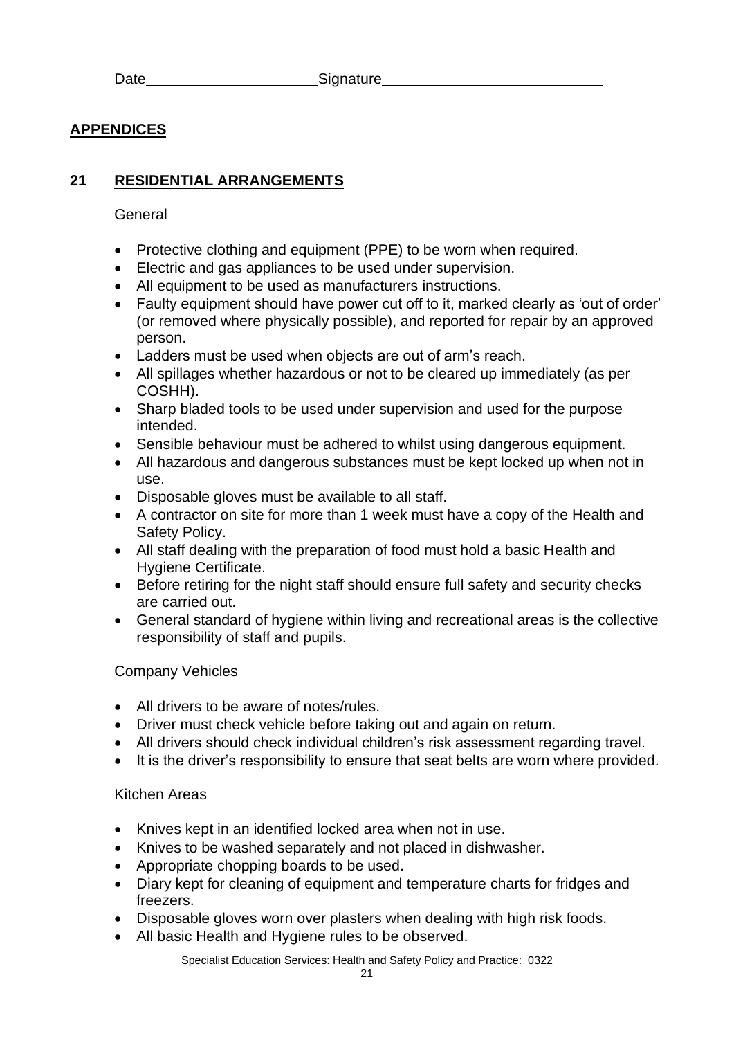Date______________________ Signature____________________________

## APPENDICES

## 21 RESIDENTIAL ARRANGEMENTS

General

- Protective clothing and equipment (PPE) to be worn when required.
- Electric and gas appliances to be used under supervision.
- All equipment to be used as manufacturers instructions.
- Faulty equipment should have power cut off to it, marked clearly as 'out of order' (or removed where physically possible), and reported for repair by an approved person.
- Ladders must be used when objects are out of arm's reach.
- All spillages whether hazardous or not to be cleared up immediately (as per COSHH).
- Sharp bladed tools to be used under supervision and used for the purpose intended.
- Sensible behaviour must be adhered to whilst using dangerous equipment.
- All hazardous and dangerous substances must be kept locked up when not in use.
- Disposable gloves must be available to all staff.
- A contractor on site for more than 1 week must have a copy of the Health and Safety Policy.
- All staff dealing with the preparation of food must hold a basic Health and Hygiene Certificate.
- Before retiring for the night staff should ensure full safety and security checks are carried out.
- General standard of hygiene within living and recreational areas is the collective responsibility of staff and pupils.

Company Vehicles

- All drivers to be aware of notes/rules.
- Driver must check vehicle before taking out and again on return.
- All drivers should check individual children's risk assessment regarding travel.
- It is the driver's responsibility to ensure that seat belts are worn where provided.

Kitchen Areas

- Knives kept in an identified locked area when not in use.
- Knives to be washed separately and not placed in dishwasher.
- Appropriate chopping boards to be used.
- Diary kept for cleaning of equipment and temperature charts for fridges and freezers.
- Disposable gloves worn over plasters when dealing with high risk foods.
- All basic Health and Hygiene rules to be observed.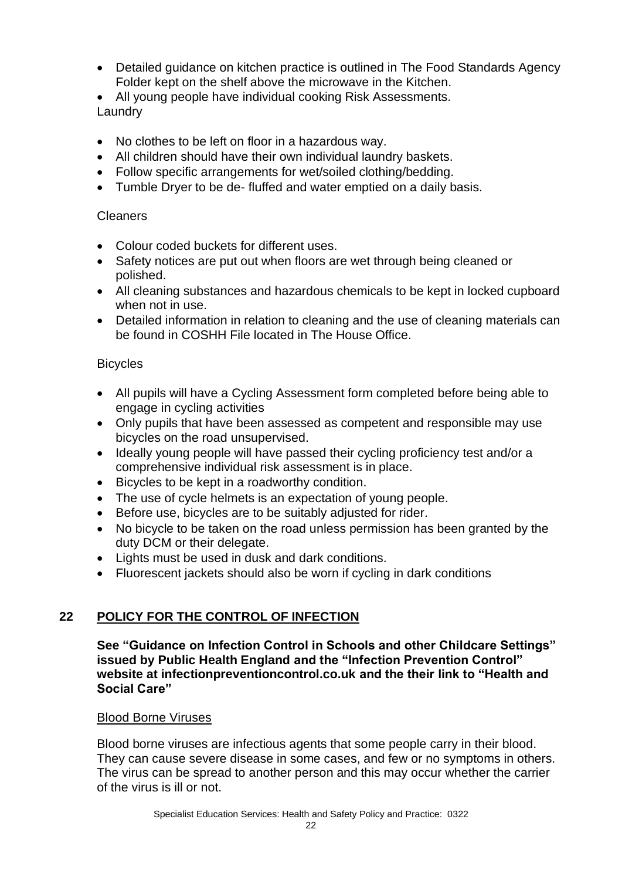- Detailed guidance on kitchen practice is outlined in The Food Standards Agency Folder kept on the shelf above the microwave in the Kitchen.
- All young people have individual cooking Risk Assessments.

Laundry

- No clothes to be left on floor in a hazardous way.
- All children should have their own individual laundry baskets.
- Follow specific arrangements for wet/soiled clothing/bedding.
- Tumble Dryer to be de- fluffed and water emptied on a daily basis.

Cleaners

- Colour coded buckets for different uses.
- Safety notices are put out when floors are wet through being cleaned or polished.
- All cleaning substances and hazardous chemicals to be kept in locked cupboard when not in use.
- Detailed information in relation to cleaning and the use of cleaning materials can be found in COSHH File located in The House Office.

Bicycles

- All pupils will have a Cycling Assessment form completed before being able to engage in cycling activities
- Only pupils that have been assessed as competent and responsible may use bicycles on the road unsupervised.
- Ideally young people will have passed their cycling proficiency test and/or a comprehensive individual risk assessment is in place.
- Bicycles to be kept in a roadworthy condition.
- The use of cycle helmets is an expectation of young people.
- Before use, bicycles are to be suitably adjusted for rider.
- No bicycle to be taken on the road unless permission has been granted by the duty DCM or their delegate.
- Lights must be used in dusk and dark conditions.
- Fluorescent jackets should also be worn if cycling in dark conditions

## 22 POLICY FOR THE CONTROL OF INFECTION

**See "Guidance on Infection Control in Schools and other Childcare Settings" issued by Public Health England and the "Infection Prevention Control" website at infectionpreventioncontrol.co.uk and the their link to "Health and Social Care"**

Blood Borne Viruses

Blood borne viruses are infectious agents that some people carry in their blood. They can cause severe disease in some cases, and few or no symptoms in others. The virus can be spread to another person and this may occur whether the carrier of the virus is ill or not.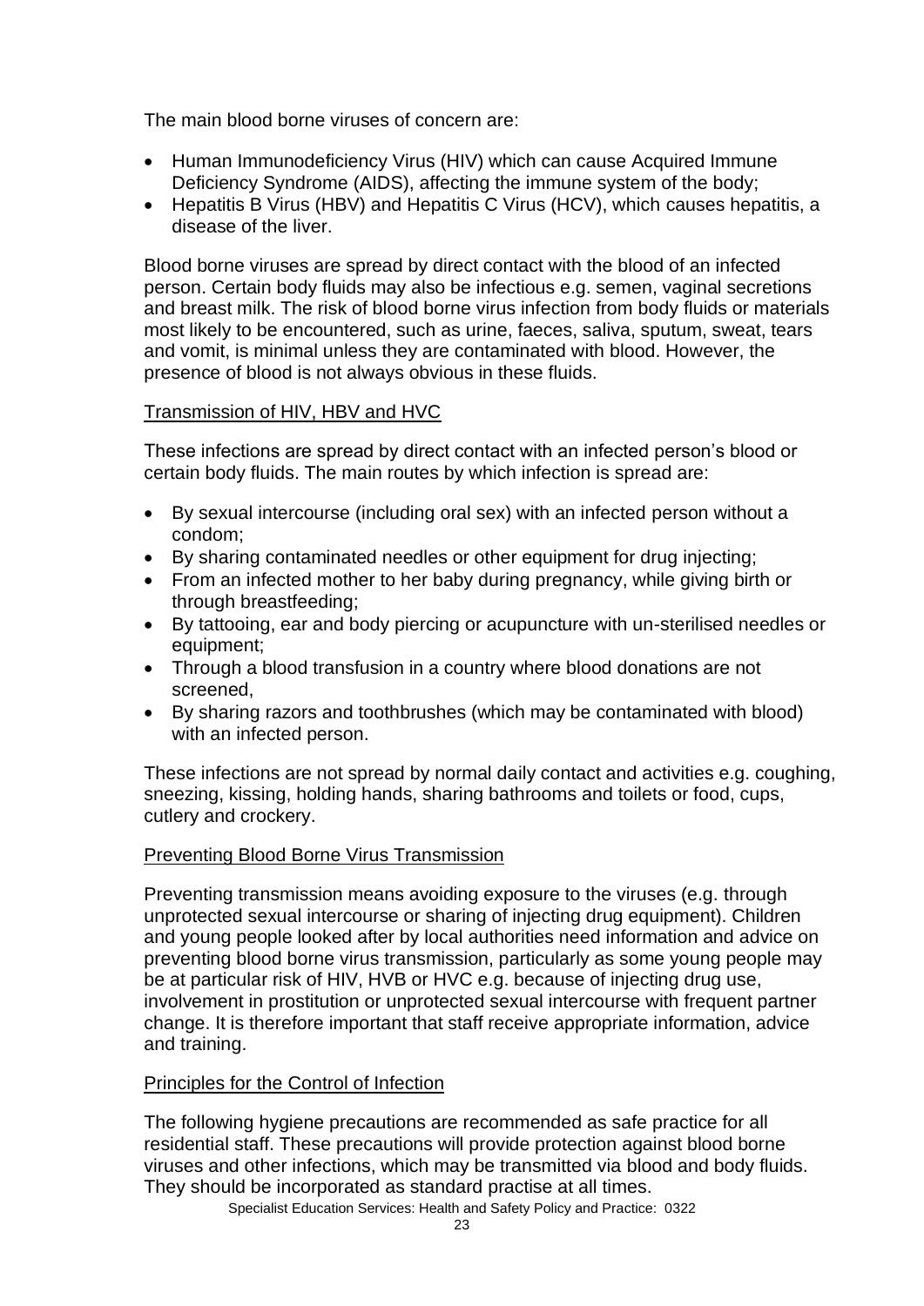The main blood borne viruses of concern are:

- Human Immunodeficiency Virus (HIV) which can cause Acquired Immune Deficiency Syndrome (AIDS), affecting the immune system of the body;
- Hepatitis B Virus (HBV) and Hepatitis C Virus (HCV), which causes hepatitis, a disease of the liver.

Blood borne viruses are spread by direct contact with the blood of an infected person. Certain body fluids may also be infectious e.g. semen, vaginal secretions and breast milk. The risk of blood borne virus infection from body fluids or materials most likely to be encountered, such as urine, faeces, saliva, sputum, sweat, tears and vomit, is minimal unless they are contaminated with blood. However, the presence of blood is not always obvious in these fluids.

Transmission of HIV, HBV and HVC

These infections are spread by direct contact with an infected person's blood or certain body fluids. The main routes by which infection is spread are:

- By sexual intercourse (including oral sex) with an infected person without a condom;
- By sharing contaminated needles or other equipment for drug injecting;
- From an infected mother to her baby during pregnancy, while giving birth or through breastfeeding;
- By tattooing, ear and body piercing or acupuncture with un-sterilised needles or equipment;
- Through a blood transfusion in a country where blood donations are not screened,
- By sharing razors and toothbrushes (which may be contaminated with blood) with an infected person.

These infections are not spread by normal daily contact and activities e.g. coughing, sneezing, kissing, holding hands, sharing bathrooms and toilets or food, cups, cutlery and crockery.

Preventing Blood Borne Virus Transmission

Preventing transmission means avoiding exposure to the viruses (e.g. through unprotected sexual intercourse or sharing of injecting drug equipment). Children and young people looked after by local authorities need information and advice on preventing blood borne virus transmission, particularly as some young people may be at particular risk of HIV, HVB or HVC e.g. because of injecting drug use, involvement in prostitution or unprotected sexual intercourse with frequent partner change. It is therefore important that staff receive appropriate information, advice and training.

Principles for the Control of Infection

The following hygiene precautions are recommended as safe practice for all residential staff. These precautions will provide protection against blood borne viruses and other infections, which may be transmitted via blood and body fluids. They should be incorporated as standard practise at all times.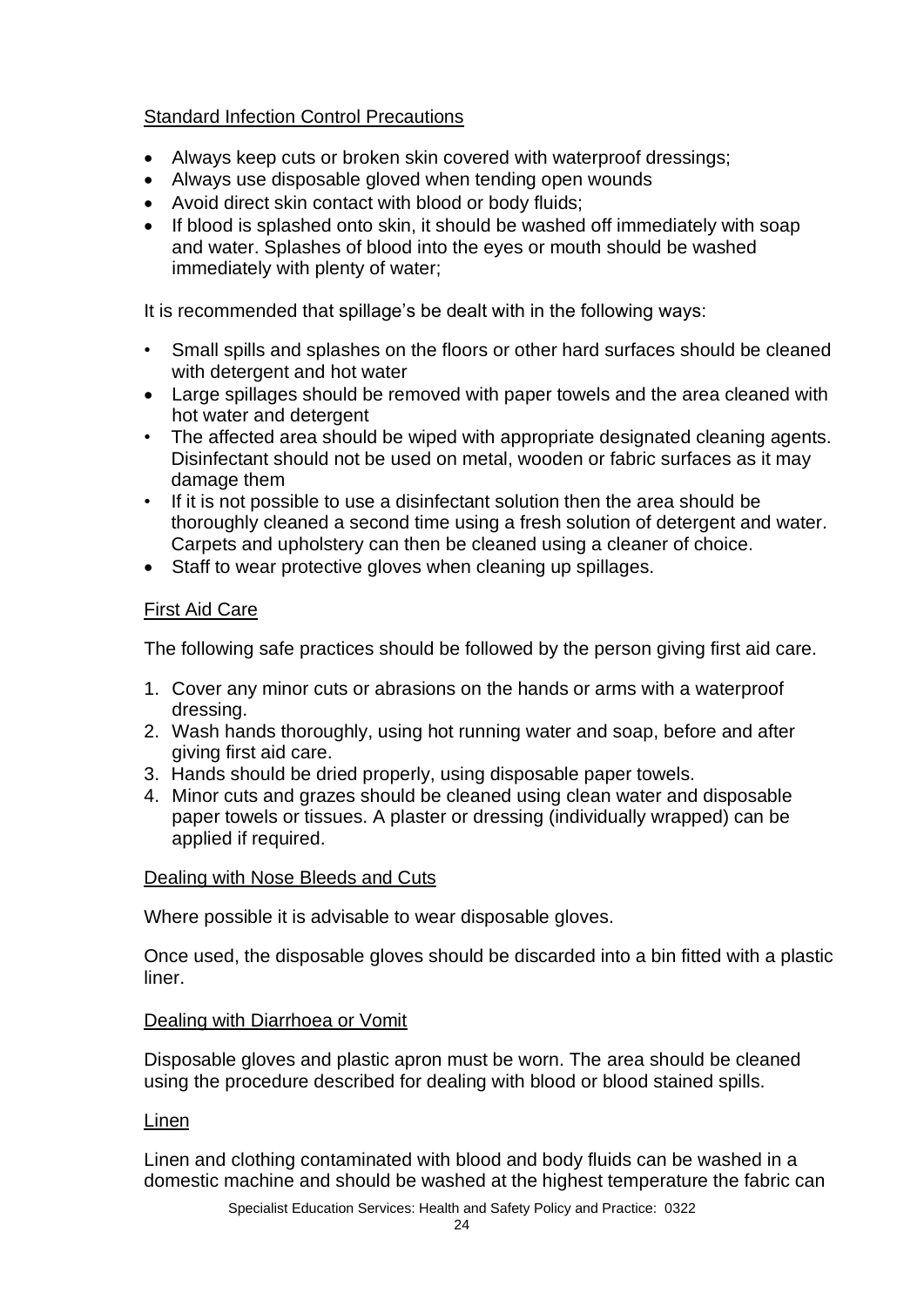Standard Infection Control Precautions

- Always keep cuts or broken skin covered with waterproof dressings;
- Always use disposable gloved when tending open wounds
- Avoid direct skin contact with blood or body fluids;
- If blood is splashed onto skin, it should be washed off immediately with soap and water. Splashes of blood into the eyes or mouth should be washed immediately with plenty of water;

It is recommended that spillage's be dealt with in the following ways:

- Small spills and splashes on the floors or other hard surfaces should be cleaned with detergent and hot water
- Large spillages should be removed with paper towels and the area cleaned with hot water and detergent
- The affected area should be wiped with appropriate designated cleaning agents. Disinfectant should not be used on metal, wooden or fabric surfaces as it may damage them
- If it is not possible to use a disinfectant solution then the area should be thoroughly cleaned a second time using a fresh solution of detergent and water. Carpets and upholstery can then be cleaned using a cleaner of choice.
- Staff to wear protective gloves when cleaning up spillages.

First Aid Care

The following safe practices should be followed by the person giving first aid care.

1. Cover any minor cuts or abrasions on the hands or arms with a waterproof dressing.
2. Wash hands thoroughly, using hot running water and soap, before and after giving first aid care.
3. Hands should be dried properly, using disposable paper towels.
4. Minor cuts and grazes should be cleaned using clean water and disposable paper towels or tissues. A plaster or dressing (individually wrapped) can be applied if required.

Dealing with Nose Bleeds and Cuts

Where possible it is advisable to wear disposable gloves.

Once used, the disposable gloves should be discarded into a bin fitted with a plastic liner.

Dealing with Diarrhoea or Vomit

Disposable gloves and plastic apron must be worn. The area should be cleaned using the procedure described for dealing with blood or blood stained spills.

Linen

Linen and clothing contaminated with blood and body fluids can be washed in a domestic machine and should be washed at the highest temperature the fabric can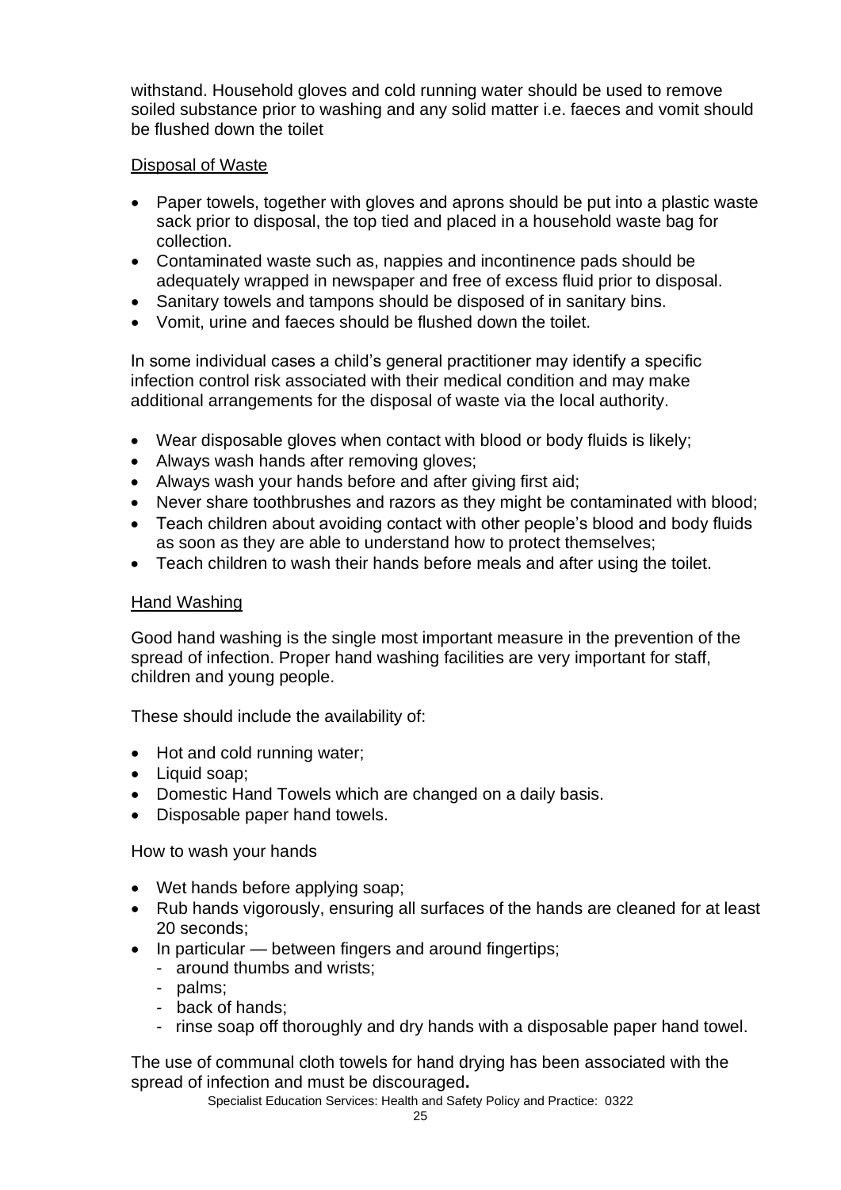withstand. Household gloves and cold running water should be used to remove soiled substance prior to washing and any solid matter i.e. faeces and vomit should be flushed down the toilet

Disposal of Waste

- Paper towels, together with gloves and aprons should be put into a plastic waste sack prior to disposal, the top tied and placed in a household waste bag for collection.
- Contaminated waste such as, nappies and incontinence pads should be adequately wrapped in newspaper and free of excess fluid prior to disposal.
- Sanitary towels and tampons should be disposed of in sanitary bins.
- Vomit, urine and faeces should be flushed down the toilet.

In some individual cases a child's general practitioner may identify a specific infection control risk associated with their medical condition and may make additional arrangements for the disposal of waste via the local authority.

- Wear disposable gloves when contact with blood or body fluids is likely;
- Always wash hands after removing gloves;
- Always wash your hands before and after giving first aid;
- Never share toothbrushes and razors as they might be contaminated with blood;
- Teach children about avoiding contact with other people's blood and body fluids as soon as they are able to understand how to protect themselves;
- Teach children to wash their hands before meals and after using the toilet.

Hand Washing

Good hand washing is the single most important measure in the prevention of the spread of infection. Proper hand washing facilities are very important for staff, children and young people.

These should include the availability of:

- Hot and cold running water;
- Liquid soap;
- Domestic Hand Towels which are changed on a daily basis.
- Disposable paper hand towels.

How to wash your hands

- Wet hands before applying soap;
- Rub hands vigorously, ensuring all surfaces of the hands are cleaned for at least 20 seconds;
- In particular — between fingers and around fingertips;
  - around thumbs and wrists;
  - palms;
  - back of hands;
  - rinse soap off thoroughly and dry hands with a disposable paper hand towel.

The use of communal cloth towels for hand drying has been associated with the spread of infection and must be discouraged**.**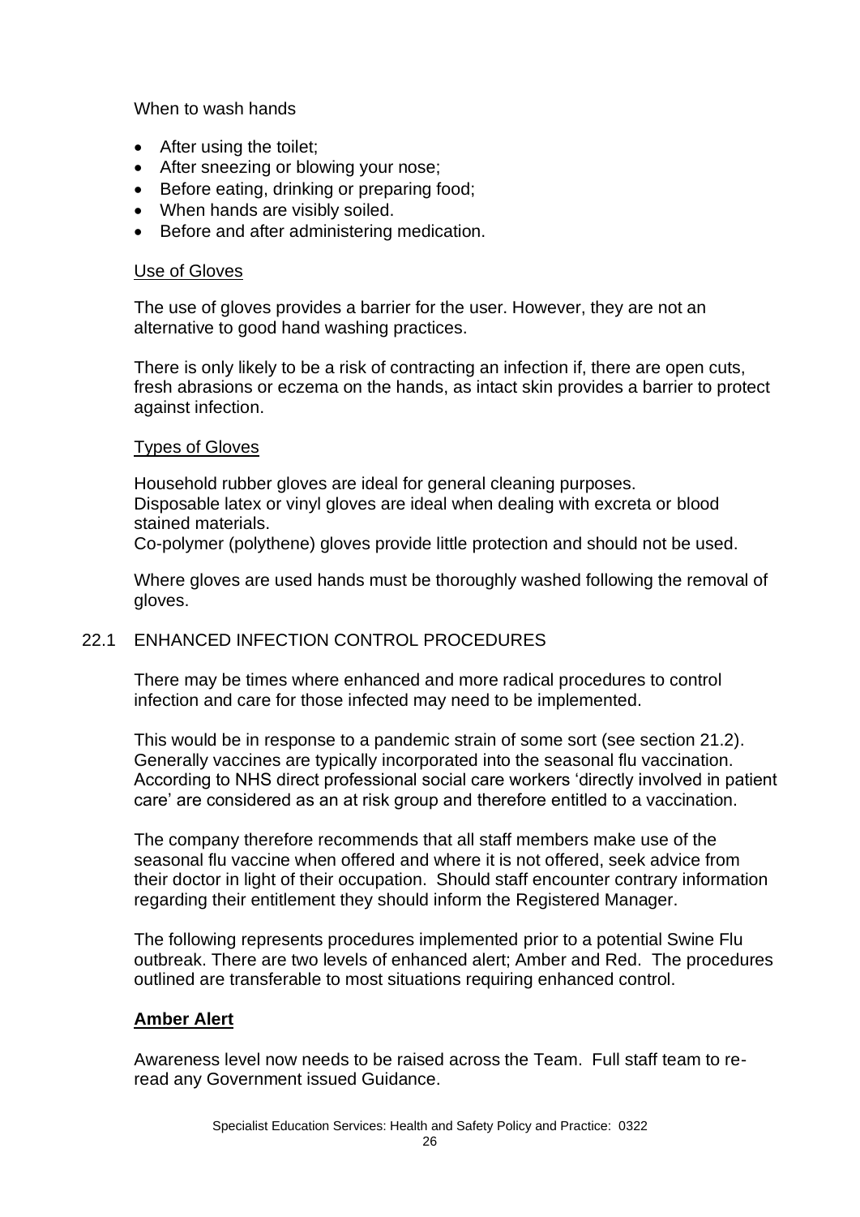When to wash hands

- After using the toilet;
- After sneezing or blowing your nose;
- Before eating, drinking or preparing food;
- When hands are visibly soiled.
- Before and after administering medication.

Use of Gloves

The use of gloves provides a barrier for the user. However, they are not an alternative to good hand washing practices.

There is only likely to be a risk of contracting an infection if, there are open cuts, fresh abrasions or eczema on the hands, as intact skin provides a barrier to protect against infection.

Types of Gloves

Household rubber gloves are ideal for general cleaning purposes.
Disposable latex or vinyl gloves are ideal when dealing with excreta or blood stained materials.
Co-polymer (polythene) gloves provide little protection and should not be used.

Where gloves are used hands must be thoroughly washed following the removal of gloves.

## 22.1 ENHANCED INFECTION CONTROL PROCEDURES

There may be times where enhanced and more radical procedures to control infection and care for those infected may need to be implemented.

This would be in response to a pandemic strain of some sort (see section 21.2). Generally vaccines are typically incorporated into the seasonal flu vaccination. According to NHS direct professional social care workers 'directly involved in patient care' are considered as an at risk group and therefore entitled to a vaccination.

The company therefore recommends that all staff members make use of the seasonal flu vaccine when offered and where it is not offered, seek advice from their doctor in light of their occupation. Should staff encounter contrary information regarding their entitlement they should inform the Registered Manager.

The following represents procedures implemented prior to a potential Swine Flu outbreak. There are two levels of enhanced alert; Amber and Red. The procedures outlined are transferable to most situations requiring enhanced control.

**Amber Alert**

Awareness level now needs to be raised across the Team. Full staff team to re-read any Government issued Guidance.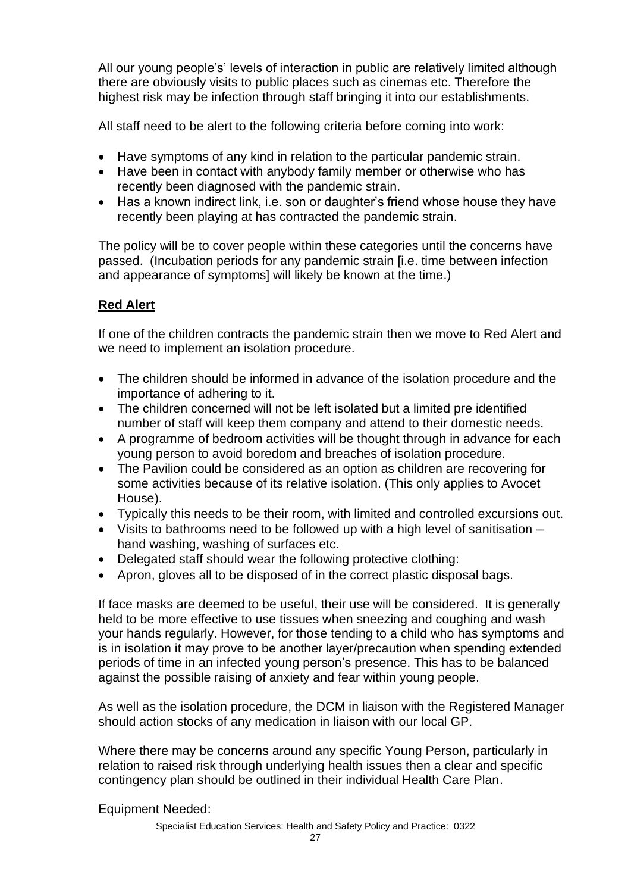All our young people's' levels of interaction in public are relatively limited although there are obviously visits to public places such as cinemas etc. Therefore the highest risk may be infection through staff bringing it into our establishments.

All staff need to be alert to the following criteria before coming into work:

- Have symptoms of any kind in relation to the particular pandemic strain.
- Have been in contact with anybody family member or otherwise who has recently been diagnosed with the pandemic strain.
- Has a known indirect link, i.e. son or daughter's friend whose house they have recently been playing at has contracted the pandemic strain.

The policy will be to cover people within these categories until the concerns have passed. (Incubation periods for any pandemic strain [i.e. time between infection and appearance of symptoms] will likely be known at the time.)

**Red Alert**

If one of the children contracts the pandemic strain then we move to Red Alert and we need to implement an isolation procedure.

- The children should be informed in advance of the isolation procedure and the importance of adhering to it.
- The children concerned will not be left isolated but a limited pre identified number of staff will keep them company and attend to their domestic needs.
- A programme of bedroom activities will be thought through in advance for each young person to avoid boredom and breaches of isolation procedure.
- The Pavilion could be considered as an option as children are recovering for some activities because of its relative isolation. (This only applies to Avocet House).
- Typically this needs to be their room, with limited and controlled excursions out.
- Visits to bathrooms need to be followed up with a high level of sanitisation – hand washing, washing of surfaces etc.
- Delegated staff should wear the following protective clothing:
- Apron, gloves all to be disposed of in the correct plastic disposal bags.

If face masks are deemed to be useful, their use will be considered. It is generally held to be more effective to use tissues when sneezing and coughing and wash your hands regularly. However, for those tending to a child who has symptoms and is in isolation it may prove to be another layer/precaution when spending extended periods of time in an infected young person's presence. This has to be balanced against the possible raising of anxiety and fear within young people.

As well as the isolation procedure, the DCM in liaison with the Registered Manager should action stocks of any medication in liaison with our local GP.

Where there may be concerns around any specific Young Person, particularly in relation to raised risk through underlying health issues then a clear and specific contingency plan should be outlined in their individual Health Care Plan.

Equipment Needed: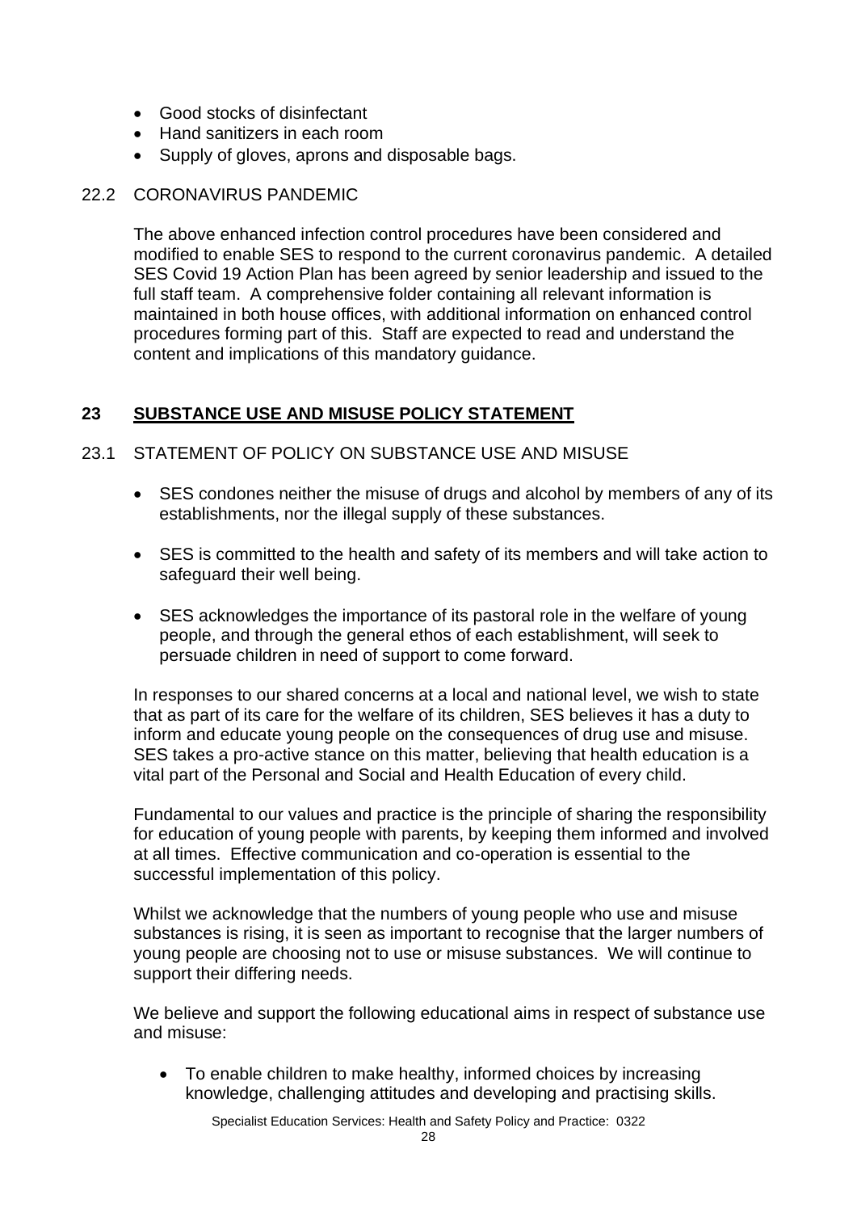- Good stocks of disinfectant
- Hand sanitizers in each room
- Supply of gloves, aprons and disposable bags.

22.2 CORONAVIRUS PANDEMIC

The above enhanced infection control procedures have been considered and modified to enable SES to respond to the current coronavirus pandemic. A detailed SES Covid 19 Action Plan has been agreed by senior leadership and issued to the full staff team. A comprehensive folder containing all relevant information is maintained in both house offices, with additional information on enhanced control procedures forming part of this. Staff are expected to read and understand the content and implications of this mandatory guidance.

## 23 SUBSTANCE USE AND MISUSE POLICY STATEMENT

23.1 STATEMENT OF POLICY ON SUBSTANCE USE AND MISUSE

- SES condones neither the misuse of drugs and alcohol by members of any of its establishments, nor the illegal supply of these substances.
- SES is committed to the health and safety of its members and will take action to safeguard their well being.
- SES acknowledges the importance of its pastoral role in the welfare of young people, and through the general ethos of each establishment, will seek to persuade children in need of support to come forward.

In responses to our shared concerns at a local and national level, we wish to state that as part of its care for the welfare of its children, SES believes it has a duty to inform and educate young people on the consequences of drug use and misuse. SES takes a pro-active stance on this matter, believing that health education is a vital part of the Personal and Social and Health Education of every child.

Fundamental to our values and practice is the principle of sharing the responsibility for education of young people with parents, by keeping them informed and involved at all times. Effective communication and co-operation is essential to the successful implementation of this policy.

Whilst we acknowledge that the numbers of young people who use and misuse substances is rising, it is seen as important to recognise that the larger numbers of young people are choosing not to use or misuse substances. We will continue to support their differing needs.

We believe and support the following educational aims in respect of substance use and misuse:

- To enable children to make healthy, informed choices by increasing knowledge, challenging attitudes and developing and practising skills.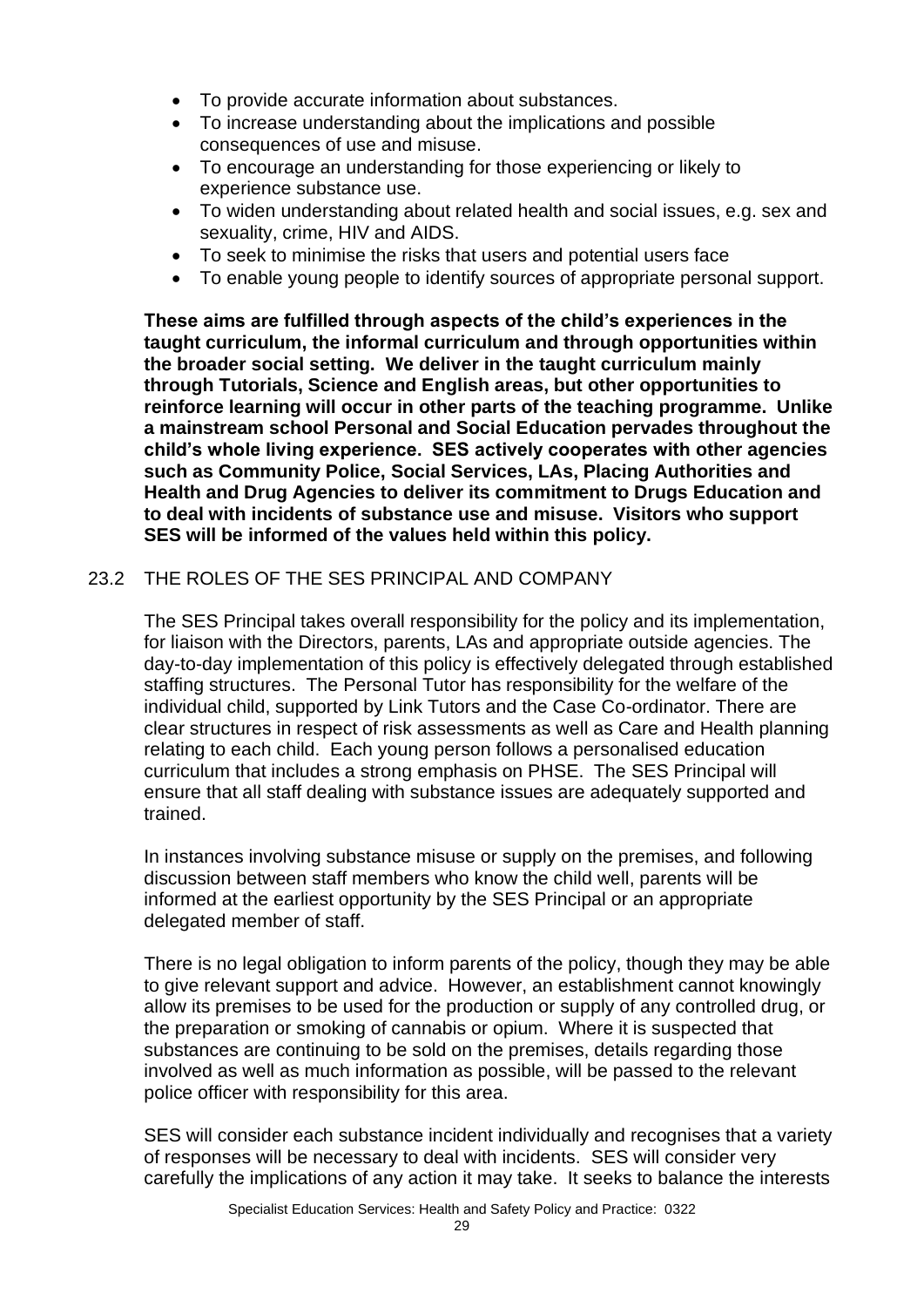- To provide accurate information about substances.
- To increase understanding about the implications and possible consequences of use and misuse.
- To encourage an understanding for those experiencing or likely to experience substance use.
- To widen understanding about related health and social issues, e.g. sex and sexuality, crime, HIV and AIDS.
- To seek to minimise the risks that users and potential users face
- To enable young people to identify sources of appropriate personal support.

**These aims are fulfilled through aspects of the child's experiences in the taught curriculum, the informal curriculum and through opportunities within the broader social setting. We deliver in the taught curriculum mainly through Tutorials, Science and English areas, but other opportunities to reinforce learning will occur in other parts of the teaching programme. Unlike a mainstream school Personal and Social Education pervades throughout the child's whole living experience. SES actively cooperates with other agencies such as Community Police, Social Services, LAs, Placing Authorities and Health and Drug Agencies to deliver its commitment to Drugs Education and to deal with incidents of substance use and misuse. Visitors who support SES will be informed of the values held within this policy.**

## 23.2 THE ROLES OF THE SES PRINCIPAL AND COMPANY

The SES Principal takes overall responsibility for the policy and its implementation, for liaison with the Directors, parents, LAs and appropriate outside agencies. The day-to-day implementation of this policy is effectively delegated through established staffing structures. The Personal Tutor has responsibility for the welfare of the individual child, supported by Link Tutors and the Case Co-ordinator. There are clear structures in respect of risk assessments as well as Care and Health planning relating to each child. Each young person follows a personalised education curriculum that includes a strong emphasis on PHSE. The SES Principal will ensure that all staff dealing with substance issues are adequately supported and trained.

In instances involving substance misuse or supply on the premises, and following discussion between staff members who know the child well, parents will be informed at the earliest opportunity by the SES Principal or an appropriate delegated member of staff.

There is no legal obligation to inform parents of the policy, though they may be able to give relevant support and advice. However, an establishment cannot knowingly allow its premises to be used for the production or supply of any controlled drug, or the preparation or smoking of cannabis or opium. Where it is suspected that substances are continuing to be sold on the premises, details regarding those involved as well as much information as possible, will be passed to the relevant police officer with responsibility for this area.

SES will consider each substance incident individually and recognises that a variety of responses will be necessary to deal with incidents. SES will consider very carefully the implications of any action it may take. It seeks to balance the interests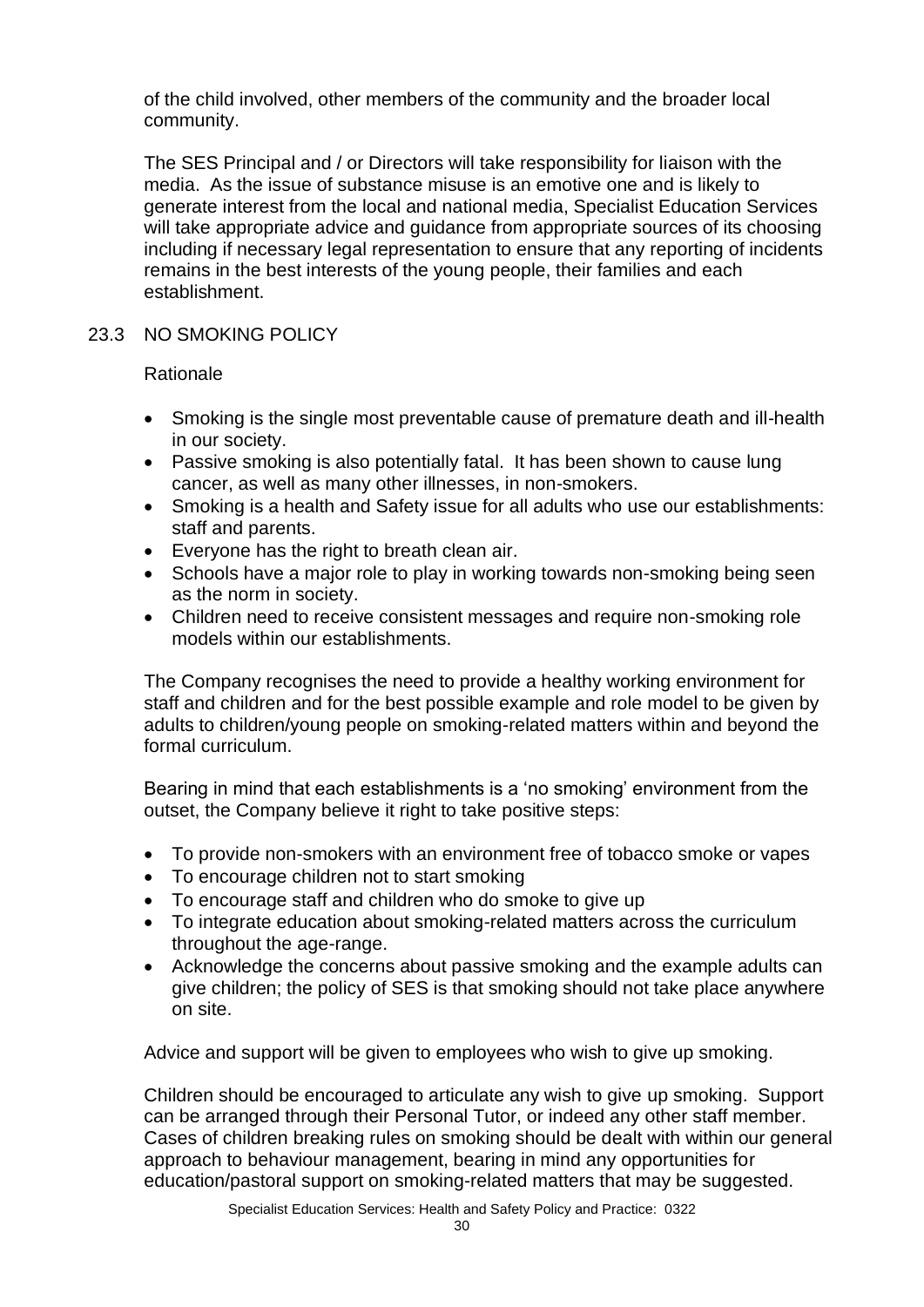of the child involved, other members of the community and the broader local community.

The SES Principal and / or Directors will take responsibility for liaison with the media. As the issue of substance misuse is an emotive one and is likely to generate interest from the local and national media, Specialist Education Services will take appropriate advice and guidance from appropriate sources of its choosing including if necessary legal representation to ensure that any reporting of incidents remains in the best interests of the young people, their families and each establishment.

### 23.3 NO SMOKING POLICY

Rationale

- Smoking is the single most preventable cause of premature death and ill-health in our society.
- Passive smoking is also potentially fatal. It has been shown to cause lung cancer, as well as many other illnesses, in non-smokers.
- Smoking is a health and Safety issue for all adults who use our establishments: staff and parents.
- Everyone has the right to breath clean air.
- Schools have a major role to play in working towards non-smoking being seen as the norm in society.
- Children need to receive consistent messages and require non-smoking role models within our establishments.

The Company recognises the need to provide a healthy working environment for staff and children and for the best possible example and role model to be given by adults to children/young people on smoking-related matters within and beyond the formal curriculum.

Bearing in mind that each establishments is a 'no smoking' environment from the outset, the Company believe it right to take positive steps:

- To provide non-smokers with an environment free of tobacco smoke or vapes
- To encourage children not to start smoking
- To encourage staff and children who do smoke to give up
- To integrate education about smoking-related matters across the curriculum throughout the age-range.
- Acknowledge the concerns about passive smoking and the example adults can give children; the policy of SES is that smoking should not take place anywhere on site.

Advice and support will be given to employees who wish to give up smoking.

Children should be encouraged to articulate any wish to give up smoking. Support can be arranged through their Personal Tutor, or indeed any other staff member. Cases of children breaking rules on smoking should be dealt with within our general approach to behaviour management, bearing in mind any opportunities for education/pastoral support on smoking-related matters that may be suggested.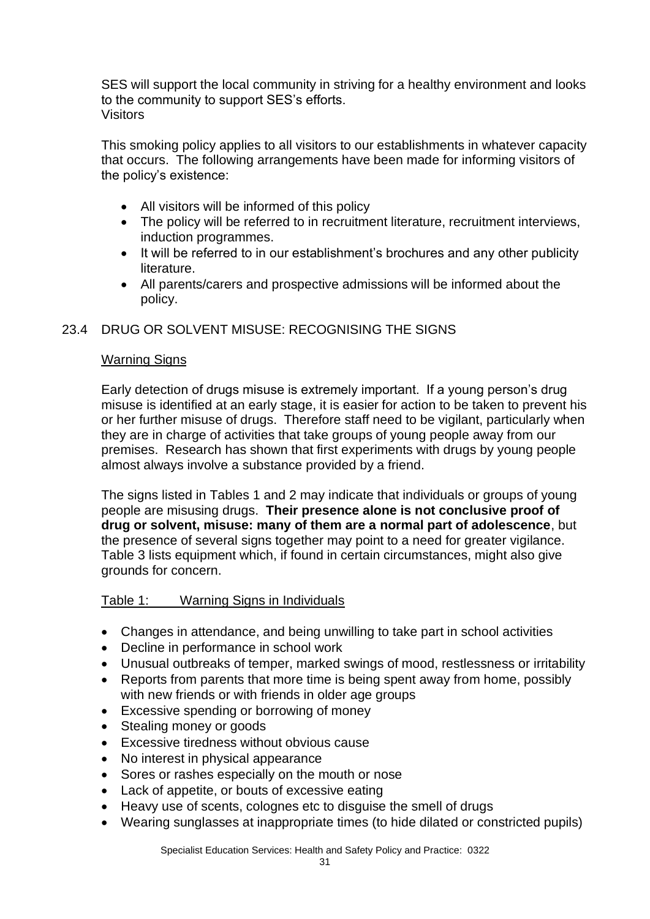SES will support the local community in striving for a healthy environment and looks to the community to support SES's efforts.
Visitors

This smoking policy applies to all visitors to our establishments in whatever capacity that occurs. The following arrangements have been made for informing visitors of the policy's existence:

- All visitors will be informed of this policy
- The policy will be referred to in recruitment literature, recruitment interviews, induction programmes.
- It will be referred to in our establishment's brochures and any other publicity literature.
- All parents/carers and prospective admissions will be informed about the policy.

## 23.4 DRUG OR SOLVENT MISUSE: RECOGNISING THE SIGNS

### Warning Signs

Early detection of drugs misuse is extremely important. If a young person's drug misuse is identified at an early stage, it is easier for action to be taken to prevent his or her further misuse of drugs. Therefore staff need to be vigilant, particularly when they are in charge of activities that take groups of young people away from our premises. Research has shown that first experiments with drugs by young people almost always involve a substance provided by a friend.

The signs listed in Tables 1 and 2 may indicate that individuals or groups of young people are misusing drugs. **Their presence alone is not conclusive proof of drug or solvent, misuse: many of them are a normal part of adolescence**, but the presence of several signs together may point to a need for greater vigilance. Table 3 lists equipment which, if found in certain circumstances, might also give grounds for concern.

### Table 1: Warning Signs in Individuals

- Changes in attendance, and being unwilling to take part in school activities
- Decline in performance in school work
- Unusual outbreaks of temper, marked swings of mood, restlessness or irritability
- Reports from parents that more time is being spent away from home, possibly with new friends or with friends in older age groups
- Excessive spending or borrowing of money
- Stealing money or goods
- Excessive tiredness without obvious cause
- No interest in physical appearance
- Sores or rashes especially on the mouth or nose
- Lack of appetite, or bouts of excessive eating
- Heavy use of scents, colognes etc to disguise the smell of drugs
- Wearing sunglasses at inappropriate times (to hide dilated or constricted pupils)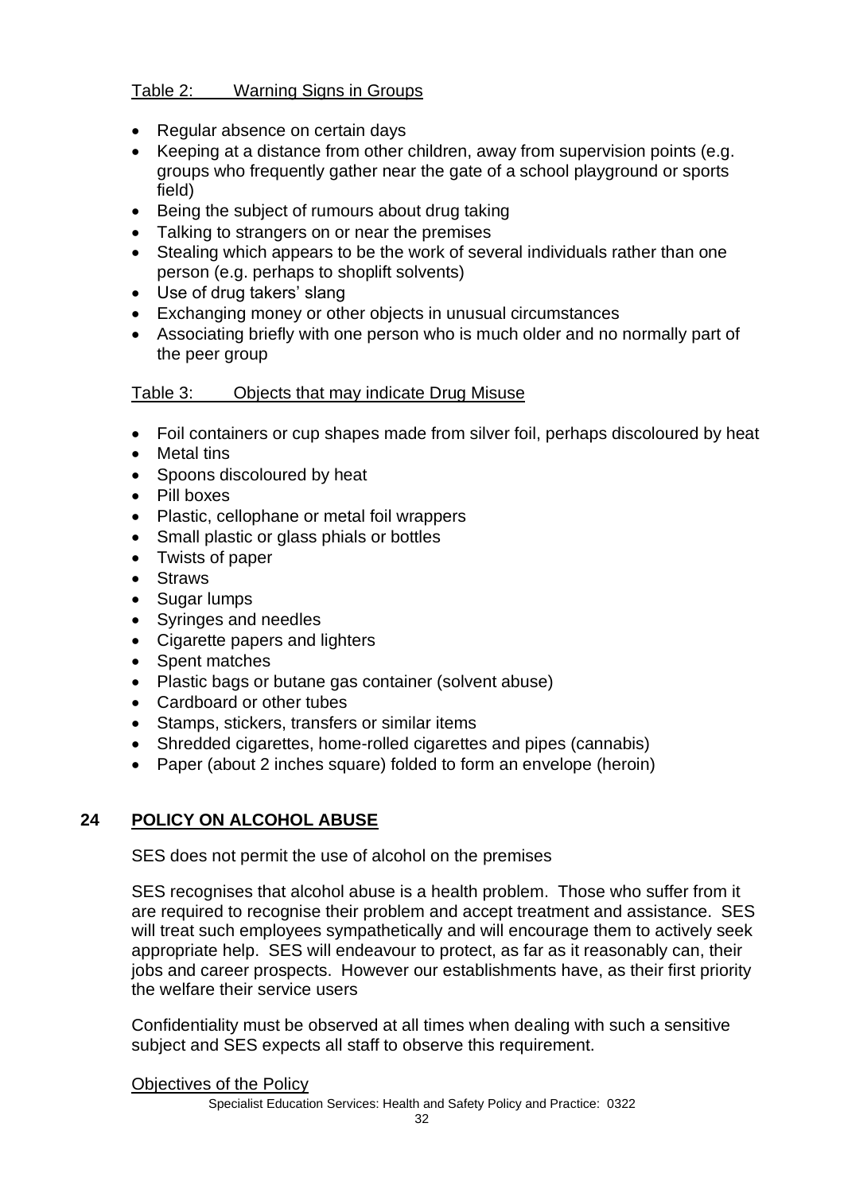Table 2: Warning Signs in Groups

- Regular absence on certain days
- Keeping at a distance from other children, away from supervision points (e.g. groups who frequently gather near the gate of a school playground or sports field)
- Being the subject of rumours about drug taking
- Talking to strangers on or near the premises
- Stealing which appears to be the work of several individuals rather than one person (e.g. perhaps to shoplift solvents)
- Use of drug takers' slang
- Exchanging money or other objects in unusual circumstances
- Associating briefly with one person who is much older and no normally part of the peer group

Table 3: Objects that may indicate Drug Misuse

- Foil containers or cup shapes made from silver foil, perhaps discoloured by heat
- Metal tins
- Spoons discoloured by heat
- Pill boxes
- Plastic, cellophane or metal foil wrappers
- Small plastic or glass phials or bottles
- Twists of paper
- Straws
- Sugar lumps
- Syringes and needles
- Cigarette papers and lighters
- Spent matches
- Plastic bags or butane gas container (solvent abuse)
- Cardboard or other tubes
- Stamps, stickers, transfers or similar items
- Shredded cigarettes, home-rolled cigarettes and pipes (cannabis)
- Paper (about 2 inches square) folded to form an envelope (heroin)

## 24 POLICY ON ALCOHOL ABUSE

SES does not permit the use of alcohol on the premises

SES recognises that alcohol abuse is a health problem. Those who suffer from it are required to recognise their problem and accept treatment and assistance. SES will treat such employees sympathetically and will encourage them to actively seek appropriate help. SES will endeavour to protect, as far as it reasonably can, their jobs and career prospects. However our establishments have, as their first priority the welfare their service users

Confidentiality must be observed at all times when dealing with such a sensitive subject and SES expects all staff to observe this requirement.

Objectives of the Policy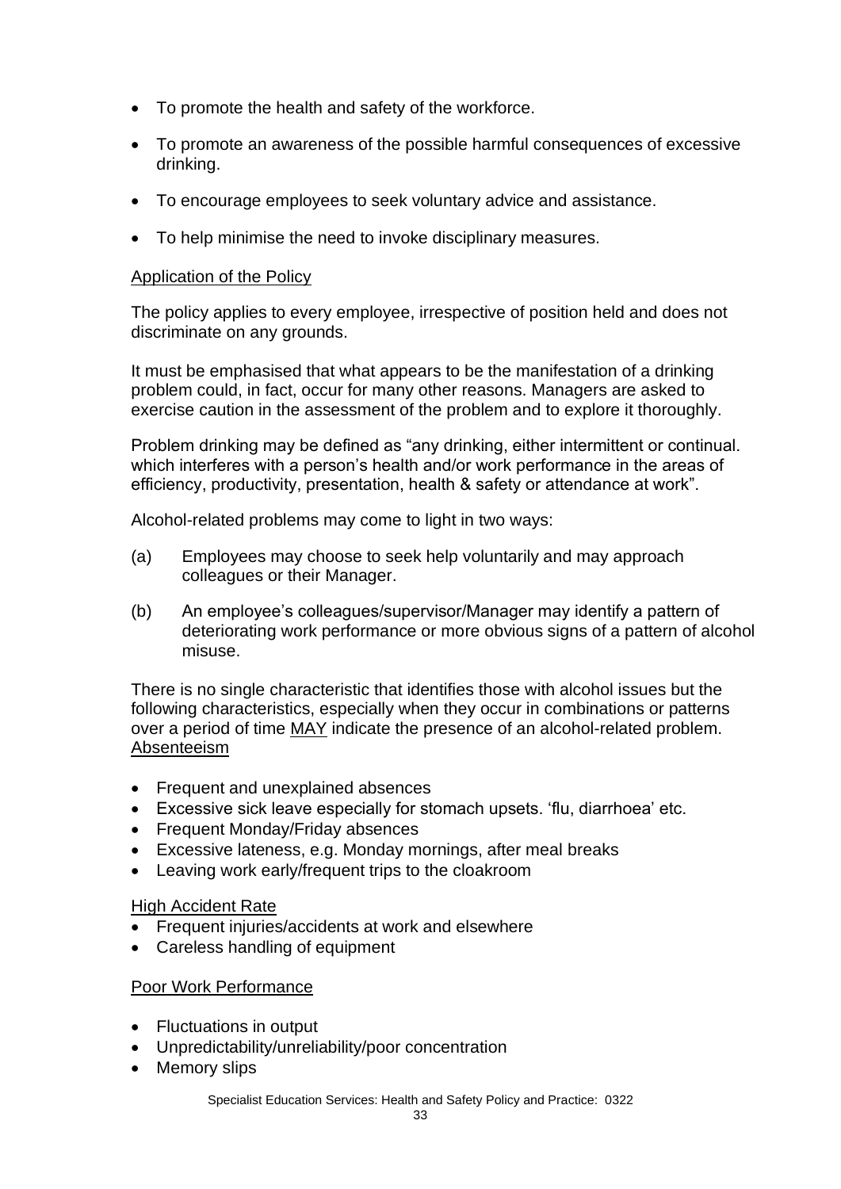- To promote the health and safety of the workforce.
- To promote an awareness of the possible harmful consequences of excessive drinking.
- To encourage employees to seek voluntary advice and assistance.
- To help minimise the need to invoke disciplinary measures.

Application of the Policy

The policy applies to every employee, irrespective of position held and does not discriminate on any grounds.

It must be emphasised that what appears to be the manifestation of a drinking problem could, in fact, occur for many other reasons. Managers are asked to exercise caution in the assessment of the problem and to explore it thoroughly.

Problem drinking may be defined as "any drinking, either intermittent or continual. which interferes with a person's health and/or work performance in the areas of efficiency, productivity, presentation, health & safety or attendance at work".

Alcohol-related problems may come to light in two ways:

(a) Employees may choose to seek help voluntarily and may approach colleagues or their Manager.

(b) An employee's colleagues/supervisor/Manager may identify a pattern of deteriorating work performance or more obvious signs of a pattern of alcohol misuse.

There is no single characteristic that identifies those with alcohol issues but the following characteristics, especially when they occur in combinations or patterns over a period of time MAY indicate the presence of an alcohol-related problem.

Absenteeism

- Frequent and unexplained absences
- Excessive sick leave especially for stomach upsets. 'flu, diarrhoea' etc.
- Frequent Monday/Friday absences
- Excessive lateness, e.g. Monday mornings, after meal breaks
- Leaving work early/frequent trips to the cloakroom

High Accident Rate

- Frequent injuries/accidents at work and elsewhere
- Careless handling of equipment

Poor Work Performance

- Fluctuations in output
- Unpredictability/unreliability/poor concentration
- Memory slips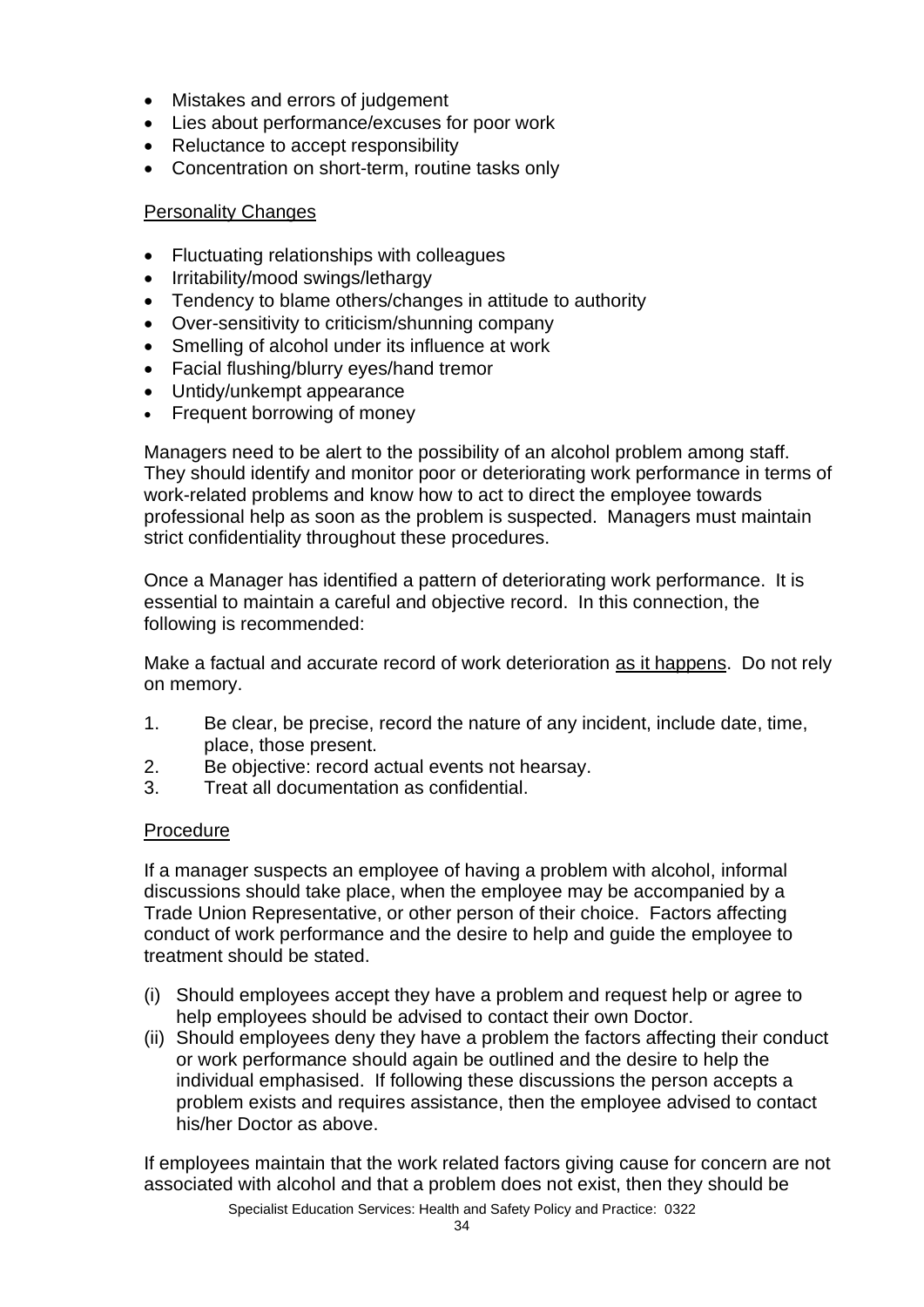- Mistakes and errors of judgement
- Lies about performance/excuses for poor work
- Reluctance to accept responsibility
- Concentration on short-term, routine tasks only

Personality Changes

- Fluctuating relationships with colleagues
- Irritability/mood swings/lethargy
- Tendency to blame others/changes in attitude to authority
- Over-sensitivity to criticism/shunning company
- Smelling of alcohol under its influence at work
- Facial flushing/blurry eyes/hand tremor
- Untidy/unkempt appearance
- Frequent borrowing of money

Managers need to be alert to the possibility of an alcohol problem among staff. They should identify and monitor poor or deteriorating work performance in terms of work-related problems and know how to act to direct the employee towards professional help as soon as the problem is suspected. Managers must maintain strict confidentiality throughout these procedures.

Once a Manager has identified a pattern of deteriorating work performance. It is essential to maintain a careful and objective record. In this connection, the following is recommended:

Make a factual and accurate record of work deterioration as it happens. Do not rely on memory.

1. Be clear, be precise, record the nature of any incident, include date, time, place, those present.
2. Be objective: record actual events not hearsay.
3. Treat all documentation as confidential.

Procedure

If a manager suspects an employee of having a problem with alcohol, informal discussions should take place, when the employee may be accompanied by a Trade Union Representative, or other person of their choice. Factors affecting conduct of work performance and the desire to help and guide the employee to treatment should be stated.

(i) Should employees accept they have a problem and request help or agree to help employees should be advised to contact their own Doctor.
(ii) Should employees deny they have a problem the factors affecting their conduct or work performance should again be outlined and the desire to help the individual emphasised. If following these discussions the person accepts a problem exists and requires assistance, then the employee advised to contact his/her Doctor as above.

If employees maintain that the work related factors giving cause for concern are not associated with alcohol and that a problem does not exist, then they should be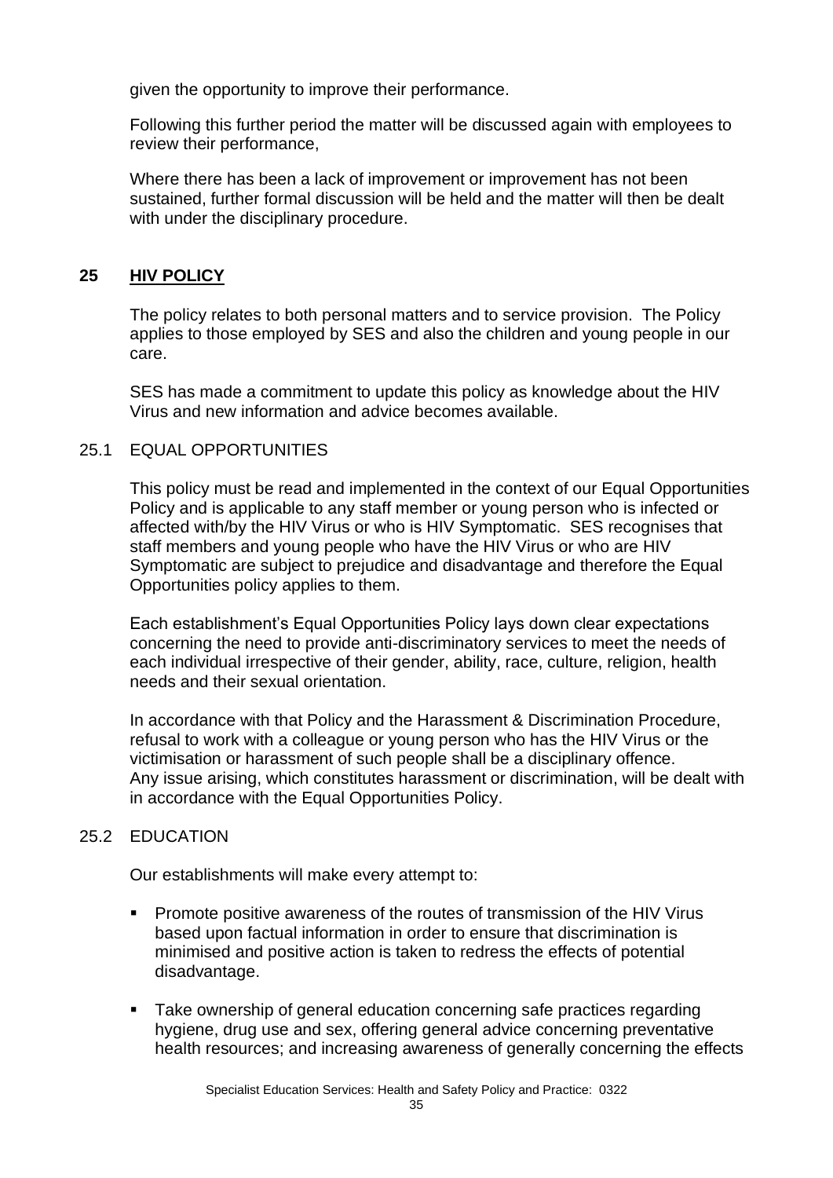given the opportunity to improve their performance.

Following this further period the matter will be discussed again with employees to review their performance,

Where there has been a lack of improvement or improvement has not been sustained, further formal discussion will be held and the matter will then be dealt with under the disciplinary procedure.

## 25 HIV POLICY

The policy relates to both personal matters and to service provision. The Policy applies to those employed by SES and also the children and young people in our care.

SES has made a commitment to update this policy as knowledge about the HIV Virus and new information and advice becomes available.

### 25.1 EQUAL OPPORTUNITIES

This policy must be read and implemented in the context of our Equal Opportunities Policy and is applicable to any staff member or young person who is infected or affected with/by the HIV Virus or who is HIV Symptomatic. SES recognises that staff members and young people who have the HIV Virus or who are HIV Symptomatic are subject to prejudice and disadvantage and therefore the Equal Opportunities policy applies to them.

Each establishment's Equal Opportunities Policy lays down clear expectations concerning the need to provide anti-discriminatory services to meet the needs of each individual irrespective of their gender, ability, race, culture, religion, health needs and their sexual orientation.

In accordance with that Policy and the Harassment & Discrimination Procedure, refusal to work with a colleague or young person who has the HIV Virus or the victimisation or harassment of such people shall be a disciplinary offence. Any issue arising, which constitutes harassment or discrimination, will be dealt with in accordance with the Equal Opportunities Policy.

### 25.2 EDUCATION

Our establishments will make every attempt to:

- Promote positive awareness of the routes of transmission of the HIV Virus based upon factual information in order to ensure that discrimination is minimised and positive action is taken to redress the effects of potential disadvantage.
- Take ownership of general education concerning safe practices regarding hygiene, drug use and sex, offering general advice concerning preventative health resources; and increasing awareness of generally concerning the effects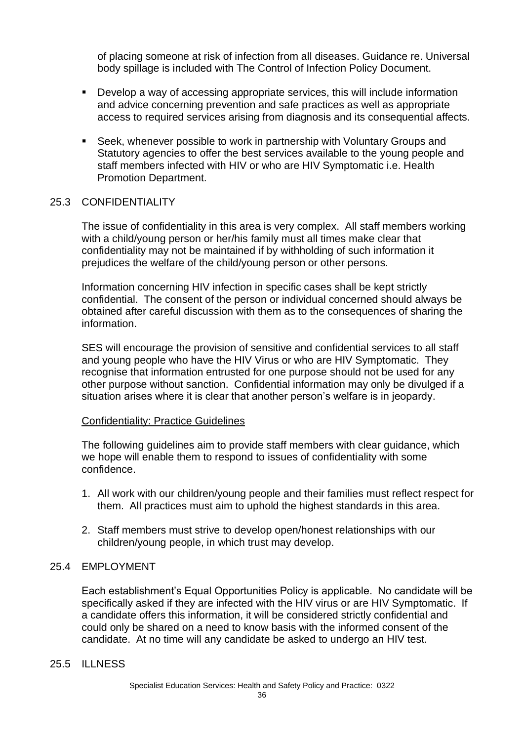of placing someone at risk of infection from all diseases. Guidance re. Universal body spillage is included with The Control of Infection Policy Document.

- Develop a way of accessing appropriate services, this will include information and advice concerning prevention and safe practices as well as appropriate access to required services arising from diagnosis and its consequential affects.
- Seek, whenever possible to work in partnership with Voluntary Groups and Statutory agencies to offer the best services available to the young people and staff members infected with HIV or who are HIV Symptomatic i.e. Health Promotion Department.

## 25.3 CONFIDENTIALITY

The issue of confidentiality in this area is very complex. All staff members working with a child/young person or her/his family must all times make clear that confidentiality may not be maintained if by withholding of such information it prejudices the welfare of the child/young person or other persons.

Information concerning HIV infection in specific cases shall be kept strictly confidential. The consent of the person or individual concerned should always be obtained after careful discussion with them as to the consequences of sharing the information.

SES will encourage the provision of sensitive and confidential services to all staff and young people who have the HIV Virus or who are HIV Symptomatic. They recognise that information entrusted for one purpose should not be used for any other purpose without sanction. Confidential information may only be divulged if a situation arises where it is clear that another person's welfare is in jeopardy.

<u>Confidentiality: Practice Guidelines</u>

The following guidelines aim to provide staff members with clear guidance, which we hope will enable them to respond to issues of confidentiality with some confidence.

1. All work with our children/young people and their families must reflect respect for them. All practices must aim to uphold the highest standards in this area.
2. Staff members must strive to develop open/honest relationships with our children/young people, in which trust may develop.

## 25.4 EMPLOYMENT

Each establishment's Equal Opportunities Policy is applicable. No candidate will be specifically asked if they are infected with the HIV virus or are HIV Symptomatic. If a candidate offers this information, it will be considered strictly confidential and could only be shared on a need to know basis with the informed consent of the candidate. At no time will any candidate be asked to undergo an HIV test.

## 25.5 ILLNESS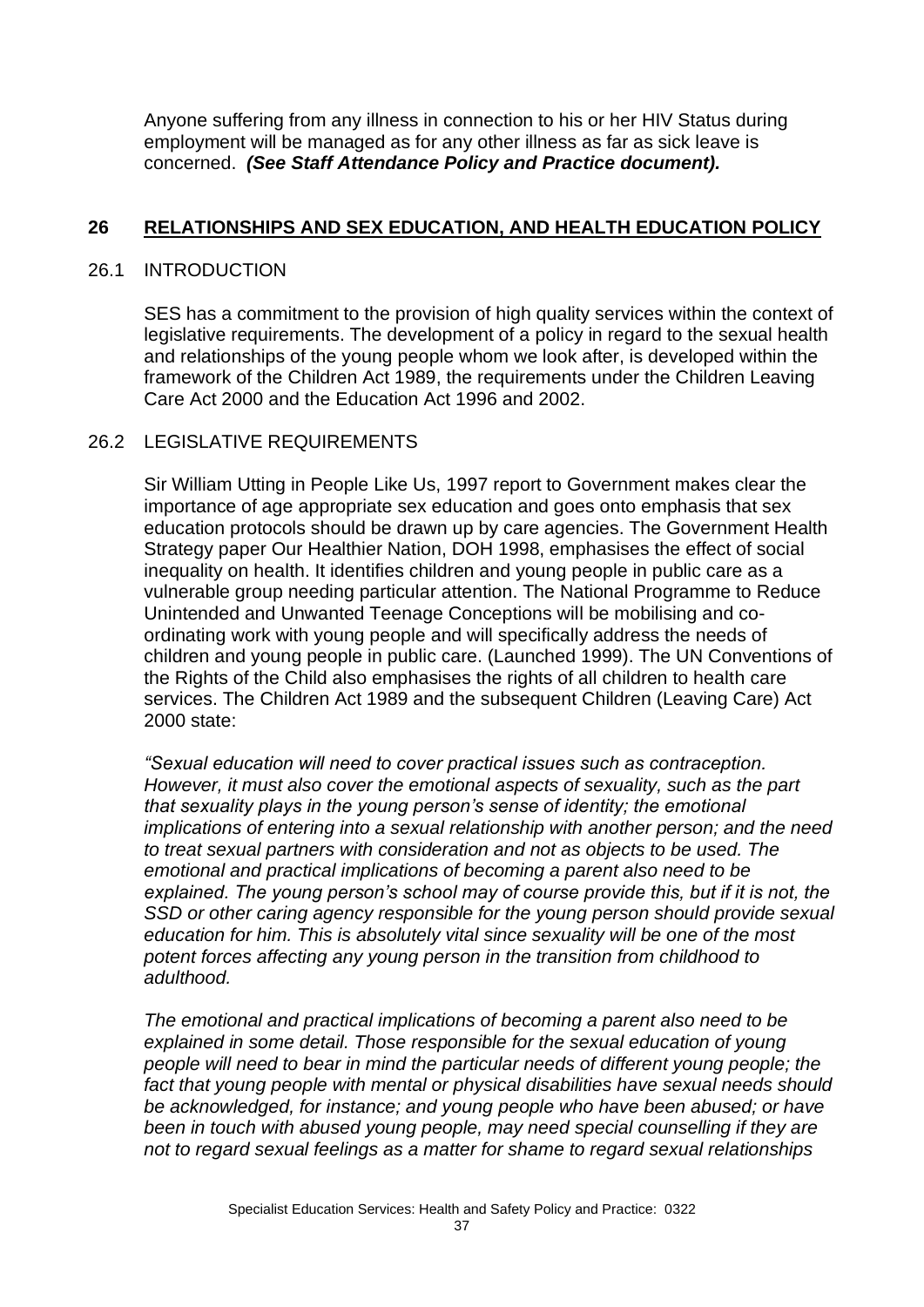Anyone suffering from any illness in connection to his or her HIV Status during employment will be managed as for any other illness as far as sick leave is concerned. ***(See Staff Attendance Policy and Practice document).***

## 26 RELATIONSHIPS AND SEX EDUCATION, AND HEALTH EDUCATION POLICY

### 26.1 INTRODUCTION

SES has a commitment to the provision of high quality services within the context of legislative requirements. The development of a policy in regard to the sexual health and relationships of the young people whom we look after, is developed within the framework of the Children Act 1989, the requirements under the Children Leaving Care Act 2000 and the Education Act 1996 and 2002.

### 26.2 LEGISLATIVE REQUIREMENTS

Sir William Utting in People Like Us, 1997 report to Government makes clear the importance of age appropriate sex education and goes onto emphasis that sex education protocols should be drawn up by care agencies. The Government Health Strategy paper Our Healthier Nation, DOH 1998, emphasises the effect of social inequality on health. It identifies children and young people in public care as a vulnerable group needing particular attention. The National Programme to Reduce Unintended and Unwanted Teenage Conceptions will be mobilising and co-ordinating work with young people and will specifically address the needs of children and young people in public care. (Launched 1999). The UN Conventions of the Rights of the Child also emphasises the rights of all children to health care services. The Children Act 1989 and the subsequent Children (Leaving Care) Act 2000 state:

*"Sexual education will need to cover practical issues such as contraception. However, it must also cover the emotional aspects of sexuality, such as the part that sexuality plays in the young person's sense of identity; the emotional implications of entering into a sexual relationship with another person; and the need to treat sexual partners with consideration and not as objects to be used. The emotional and practical implications of becoming a parent also need to be explained. The young person's school may of course provide this, but if it is not, the SSD or other caring agency responsible for the young person should provide sexual education for him. This is absolutely vital since sexuality will be one of the most potent forces affecting any young person in the transition from childhood to adulthood.*

*The emotional and practical implications of becoming a parent also need to be explained in some detail. Those responsible for the sexual education of young people will need to bear in mind the particular needs of different young people; the fact that young people with mental or physical disabilities have sexual needs should be acknowledged, for instance; and young people who have been abused; or have been in touch with abused young people, may need special counselling if they are not to regard sexual feelings as a matter for shame to regard sexual relationships*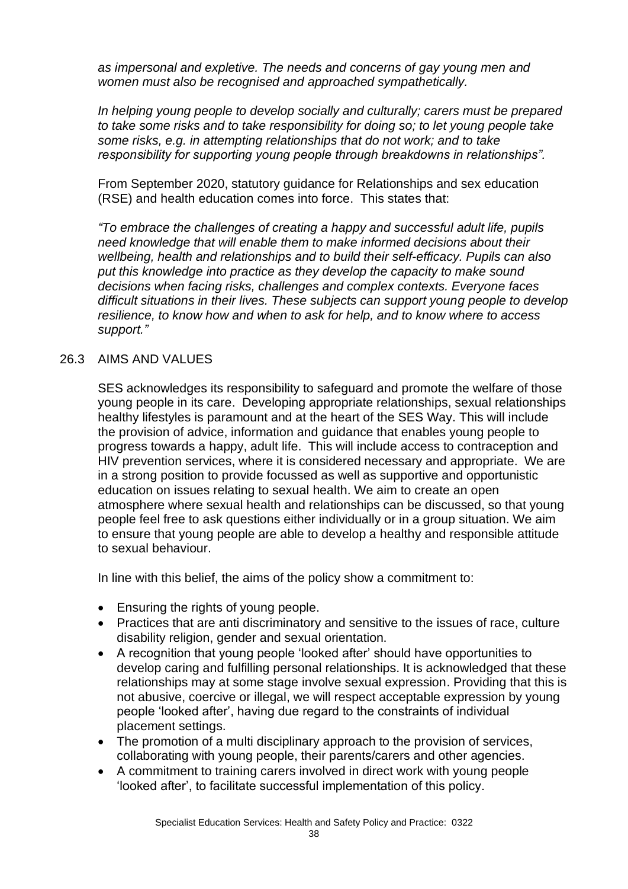*as impersonal and expletive. The needs and concerns of gay young men and women must also be recognised and approached sympathetically.*

*In helping young people to develop socially and culturally; carers must be prepared to take some risks and to take responsibility for doing so; to let young people take some risks, e.g. in attempting relationships that do not work; and to take responsibility for supporting young people through breakdowns in relationships".*

From September 2020, statutory guidance for Relationships and sex education (RSE) and health education comes into force. This states that:

*"To embrace the challenges of creating a happy and successful adult life, pupils need knowledge that will enable them to make informed decisions about their wellbeing, health and relationships and to build their self-efficacy. Pupils can also put this knowledge into practice as they develop the capacity to make sound decisions when facing risks, challenges and complex contexts. Everyone faces difficult situations in their lives. These subjects can support young people to develop resilience, to know how and when to ask for help, and to know where to access support."*

## 26.3 AIMS AND VALUES

SES acknowledges its responsibility to safeguard and promote the welfare of those young people in its care. Developing appropriate relationships, sexual relationships healthy lifestyles is paramount and at the heart of the SES Way. This will include the provision of advice, information and guidance that enables young people to progress towards a happy, adult life. This will include access to contraception and HIV prevention services, where it is considered necessary and appropriate. We are in a strong position to provide focussed as well as supportive and opportunistic education on issues relating to sexual health. We aim to create an open atmosphere where sexual health and relationships can be discussed, so that young people feel free to ask questions either individually or in a group situation. We aim to ensure that young people are able to develop a healthy and responsible attitude to sexual behaviour.

In line with this belief, the aims of the policy show a commitment to:

- Ensuring the rights of young people.
- Practices that are anti discriminatory and sensitive to the issues of race, culture disability religion, gender and sexual orientation.
- A recognition that young people 'looked after' should have opportunities to develop caring and fulfilling personal relationships. It is acknowledged that these relationships may at some stage involve sexual expression. Providing that this is not abusive, coercive or illegal, we will respect acceptable expression by young people 'looked after', having due regard to the constraints of individual placement settings.
- The promotion of a multi disciplinary approach to the provision of services, collaborating with young people, their parents/carers and other agencies.
- A commitment to training carers involved in direct work with young people 'looked after', to facilitate successful implementation of this policy.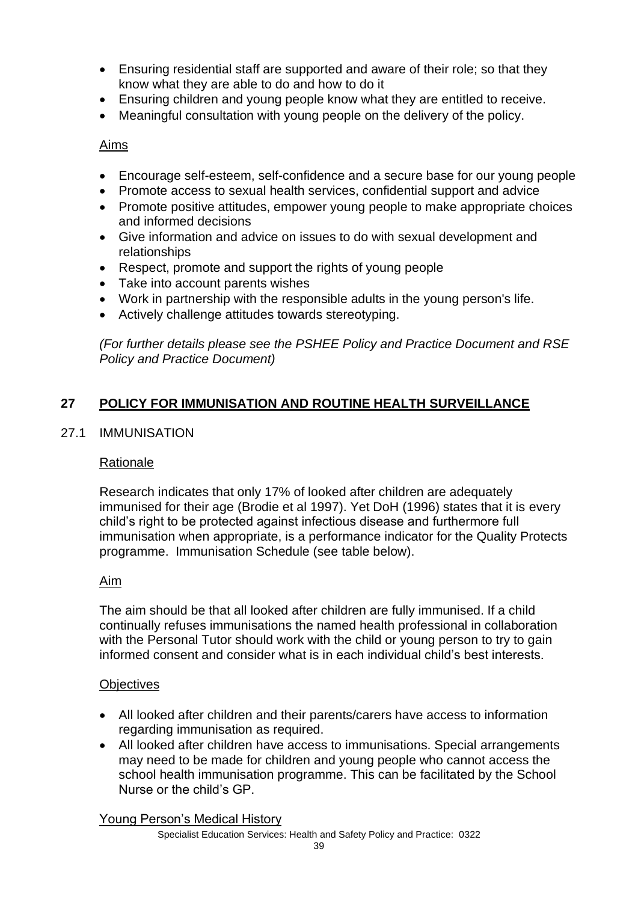- Ensuring residential staff are supported and aware of their role; so that they know what they are able to do and how to do it
- Ensuring children and young people know what they are entitled to receive.
- Meaningful consultation with young people on the delivery of the policy.

Aims

- Encourage self-esteem, self-confidence and a secure base for our young people
- Promote access to sexual health services, confidential support and advice
- Promote positive attitudes, empower young people to make appropriate choices and informed decisions
- Give information and advice on issues to do with sexual development and relationships
- Respect, promote and support the rights of young people
- Take into account parents wishes
- Work in partnership with the responsible adults in the young person's life.
- Actively challenge attitudes towards stereotyping.

*(For further details please see the PSHEE Policy and Practice Document and RSE Policy and Practice Document)*

## 27 POLICY FOR IMMUNISATION AND ROUTINE HEALTH SURVEILLANCE

### 27.1 IMMUNISATION

Rationale

Research indicates that only 17% of looked after children are adequately immunised for their age (Brodie et al 1997). Yet DoH (1996) states that it is every child's right to be protected against infectious disease and furthermore full immunisation when appropriate, is a performance indicator for the Quality Protects programme. Immunisation Schedule (see table below).

Aim

The aim should be that all looked after children are fully immunised. If a child continually refuses immunisations the named health professional in collaboration with the Personal Tutor should work with the child or young person to try to gain informed consent and consider what is in each individual child's best interests.

Objectives

- All looked after children and their parents/carers have access to information regarding immunisation as required.
- All looked after children have access to immunisations. Special arrangements may need to be made for children and young people who cannot access the school health immunisation programme. This can be facilitated by the School Nurse or the child's GP.

Young Person's Medical History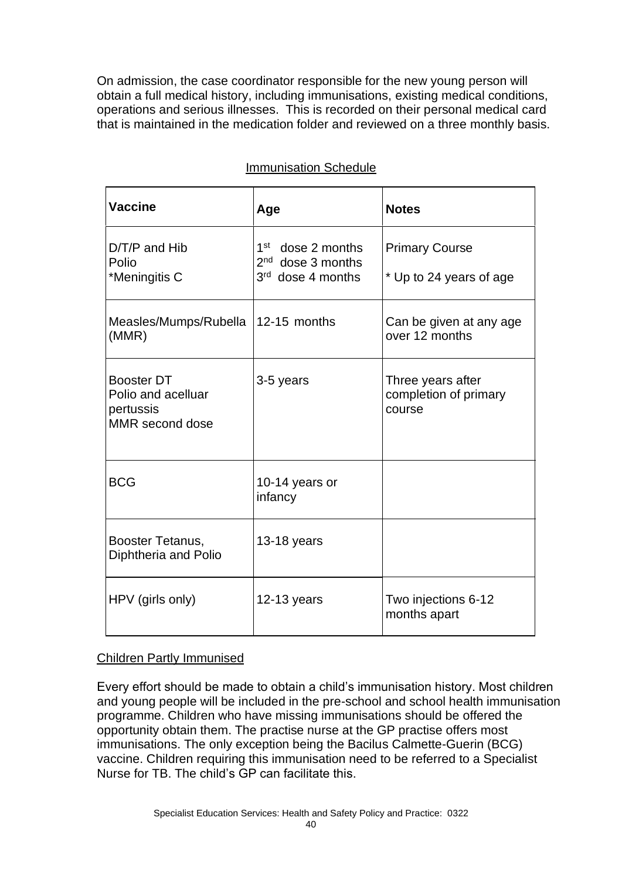On admission, the case coordinator responsible for the new young person will obtain a full medical history, including immunisations, existing medical conditions, operations and serious illnesses. This is recorded on their personal medical card that is maintained in the medication folder and reviewed on a three monthly basis.

Immunisation Schedule

| Vaccine | Age | Notes |
| --- | --- | --- |
| D/T/P and Hib<br>Polio<br>*Meningitis C | 1st dose 2 months<br>2nd dose 3 months<br>3rd dose 4 months | Primary Course<br><br>* Up to 24 years of age |
| Measles/Mumps/Rubella (MMR) | 12-15 months | Can be given at any age over 12 months |
| Booster DT<br>Polio and acelluar pertussis<br>MMR second dose | 3-5 years | Three years after completion of primary course |
| BCG | 10-14 years or infancy | |
| Booster Tetanus, Diphtheria and Polio | 13-18 years | |
| HPV (girls only) | 12-13 years | Two injections 6-12 months apart |

Children Partly Immunised

Every effort should be made to obtain a child's immunisation history. Most children and young people will be included in the pre-school and school health immunisation programme. Children who have missing immunisations should be offered the opportunity obtain them. The practise nurse at the GP practise offers most immunisations. The only exception being the Bacilus Calmette-Guerin (BCG) vaccine. Children requiring this immunisation need to be referred to a Specialist Nurse for TB. The child's GP can facilitate this.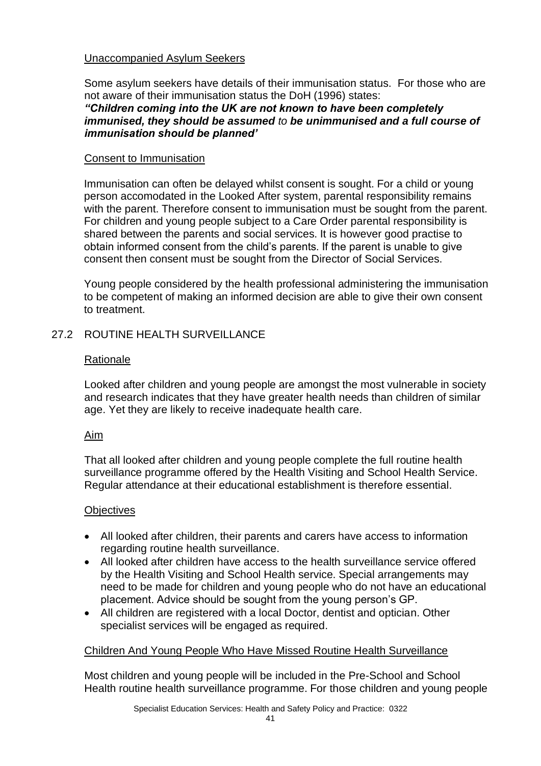Unaccompanied Asylum Seekers

Some asylum seekers have details of their immunisation status. For those who are not aware of their immunisation status the DoH (1996) states:
***"Children coming into the UK are not known to have been completely immunised, they should be assumed*** *to* ***be unimmunised and a full course of immunisation should be planned'***

Consent to Immunisation

Immunisation can often be delayed whilst consent is sought. For a child or young person accomodated in the Looked After system, parental responsibility remains with the parent. Therefore consent to immunisation must be sought from the parent. For children and young people subject to a Care Order parental responsibility is shared between the parents and social services. It is however good practise to obtain informed consent from the child's parents. If the parent is unable to give consent then consent must be sought from the Director of Social Services.

Young people considered by the health professional administering the immunisation to be competent of making an informed decision are able to give their own consent to treatment.

## 27.2 ROUTINE HEALTH SURVEILLANCE

Rationale

Looked after children and young people are amongst the most vulnerable in society and research indicates that they have greater health needs than children of similar age. Yet they are likely to receive inadequate health care.

Aim

That all looked after children and young people complete the full routine health surveillance programme offered by the Health Visiting and School Health Service. Regular attendance at their educational establishment is therefore essential.

Objectives

- All looked after children, their parents and carers have access to information regarding routine health surveillance.
- All looked after children have access to the health surveillance service offered by the Health Visiting and School Health service. Special arrangements may need to be made for children and young people who do not have an educational placement. Advice should be sought from the young person's GP.
- All children are registered with a local Doctor, dentist and optician. Other specialist services will be engaged as required.

Children And Young People Who Have Missed Routine Health Surveillance

Most children and young people will be included in the Pre-School and School Health routine health surveillance programme. For those children and young people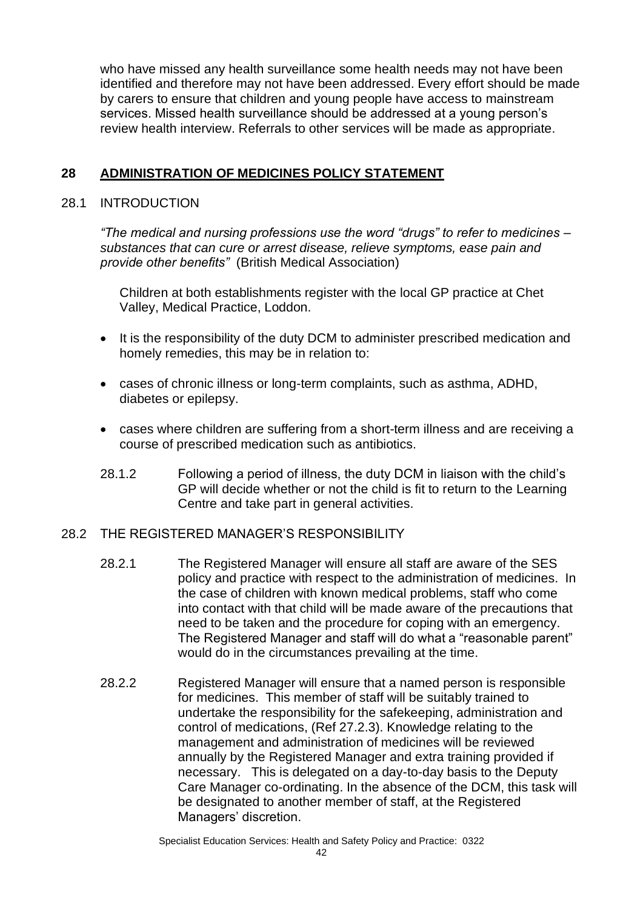who have missed any health surveillance some health needs may not have been identified and therefore may not have been addressed. Every effort should be made by carers to ensure that children and young people have access to mainstream services. Missed health surveillance should be addressed at a young person's review health interview. Referrals to other services will be made as appropriate.

## 28 ADMINISTRATION OF MEDICINES POLICY STATEMENT

### 28.1 INTRODUCTION

*"The medical and nursing professions use the word "drugs" to refer to medicines – substances that can cure or arrest disease, relieve symptoms, ease pain and provide other benefits"* (British Medical Association)

Children at both establishments register with the local GP practice at Chet Valley, Medical Practice, Loddon.

- It is the responsibility of the duty DCM to administer prescribed medication and homely remedies, this may be in relation to:
- cases of chronic illness or long-term complaints, such as asthma, ADHD, diabetes or epilepsy.
- cases where children are suffering from a short-term illness and are receiving a course of prescribed medication such as antibiotics.

28.1.2 Following a period of illness, the duty DCM in liaison with the child's GP will decide whether or not the child is fit to return to the Learning Centre and take part in general activities.

### 28.2 THE REGISTERED MANAGER'S RESPONSIBILITY

28.2.1 The Registered Manager will ensure all staff are aware of the SES policy and practice with respect to the administration of medicines. In the case of children with known medical problems, staff who come into contact with that child will be made aware of the precautions that need to be taken and the procedure for coping with an emergency. The Registered Manager and staff will do what a "reasonable parent" would do in the circumstances prevailing at the time.

28.2.2 Registered Manager will ensure that a named person is responsible for medicines. This member of staff will be suitably trained to undertake the responsibility for the safekeeping, administration and control of medications, (Ref 27.2.3). Knowledge relating to the management and administration of medicines will be reviewed annually by the Registered Manager and extra training provided if necessary. This is delegated on a day-to-day basis to the Deputy Care Manager co-ordinating. In the absence of the DCM, this task will be designated to another member of staff, at the Registered Managers' discretion.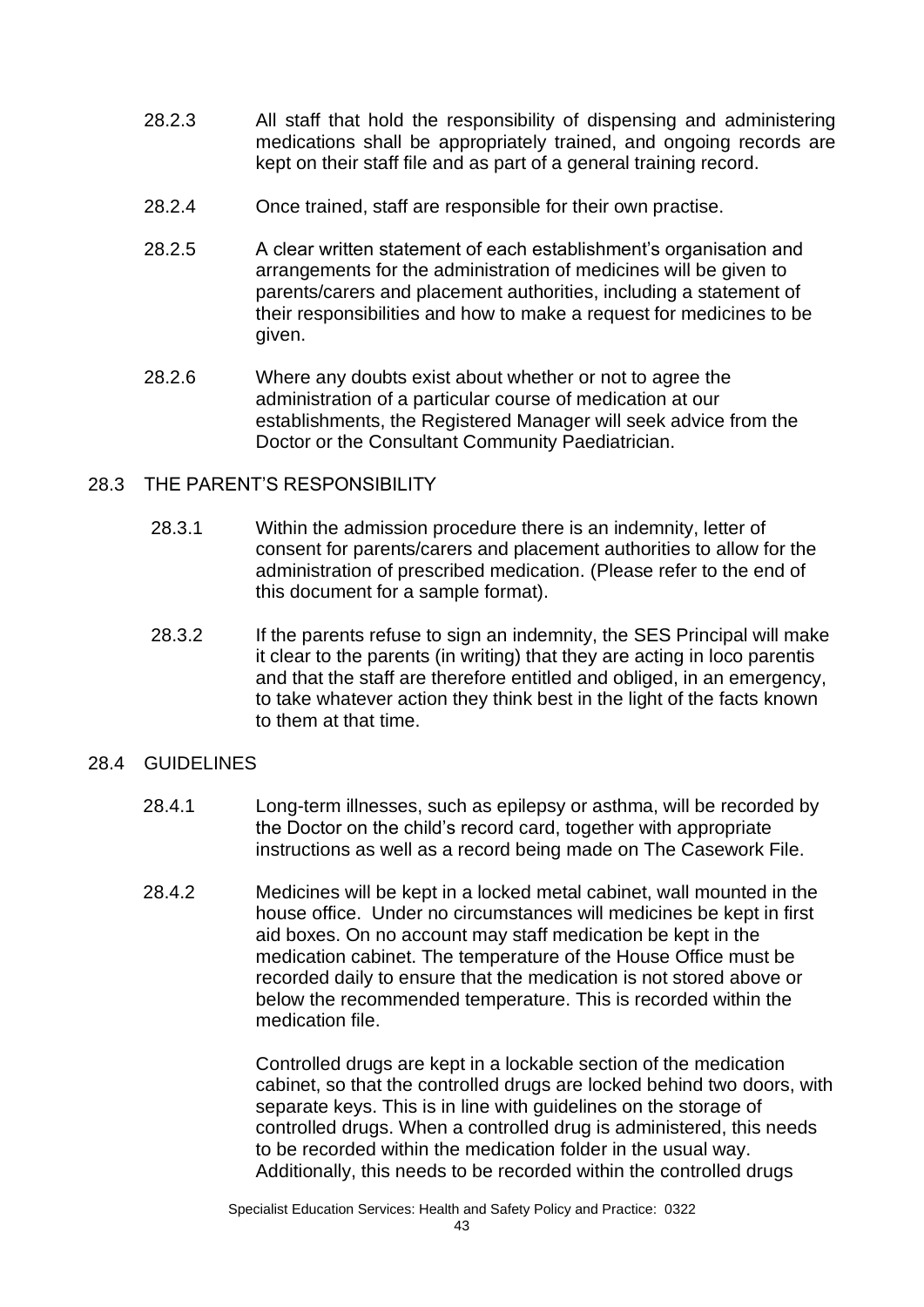28.2.3 All staff that hold the responsibility of dispensing and administering medications shall be appropriately trained, and ongoing records are kept on their staff file and as part of a general training record.

28.2.4 Once trained, staff are responsible for their own practise.

28.2.5 A clear written statement of each establishment's organisation and arrangements for the administration of medicines will be given to parents/carers and placement authorities, including a statement of their responsibilities and how to make a request for medicines to be given.

28.2.6 Where any doubts exist about whether or not to agree the administration of a particular course of medication at our establishments, the Registered Manager will seek advice from the Doctor or the Consultant Community Paediatrician.

## 28.3 THE PARENT'S RESPONSIBILITY

28.3.1 Within the admission procedure there is an indemnity, letter of consent for parents/carers and placement authorities to allow for the administration of prescribed medication. (Please refer to the end of this document for a sample format).

28.3.2 If the parents refuse to sign an indemnity, the SES Principal will make it clear to the parents (in writing) that they are acting in loco parentis and that the staff are therefore entitled and obliged, in an emergency, to take whatever action they think best in the light of the facts known to them at that time.

## 28.4 GUIDELINES

28.4.1 Long-term illnesses, such as epilepsy or asthma, will be recorded by the Doctor on the child's record card, together with appropriate instructions as well as a record being made on The Casework File.

28.4.2 Medicines will be kept in a locked metal cabinet, wall mounted in the house office. Under no circumstances will medicines be kept in first aid boxes. On no account may staff medication be kept in the medication cabinet. The temperature of the House Office must be recorded daily to ensure that the medication is not stored above or below the recommended temperature. This is recorded within the medication file.

Controlled drugs are kept in a lockable section of the medication cabinet, so that the controlled drugs are locked behind two doors, with separate keys. This is in line with guidelines on the storage of controlled drugs. When a controlled drug is administered, this needs to be recorded within the medication folder in the usual way. Additionally, this needs to be recorded within the controlled drugs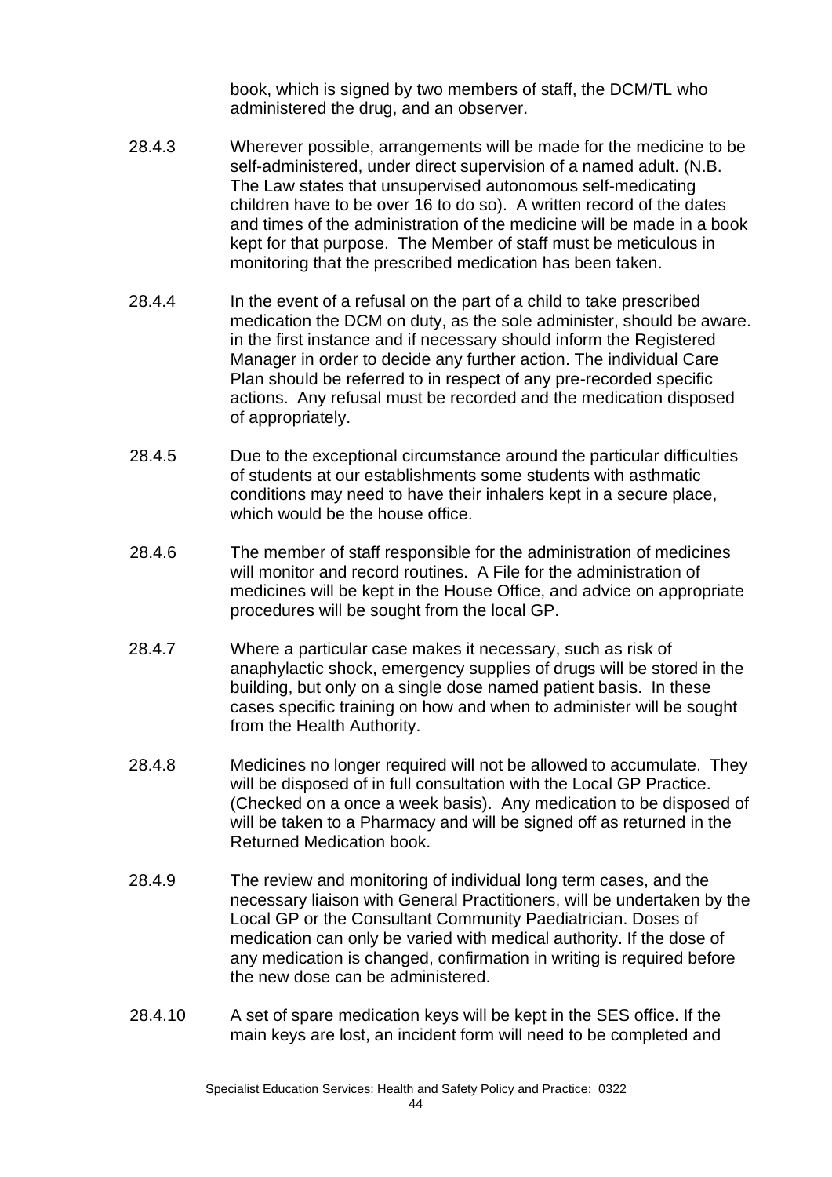book, which is signed by two members of staff, the DCM/TL who administered the drug, and an observer.

28.4.3 Wherever possible, arrangements will be made for the medicine to be self-administered, under direct supervision of a named adult. (N.B. The Law states that unsupervised autonomous self-medicating children have to be over 16 to do so). A written record of the dates and times of the administration of the medicine will be made in a book kept for that purpose. The Member of staff must be meticulous in monitoring that the prescribed medication has been taken.

28.4.4 In the event of a refusal on the part of a child to take prescribed medication the DCM on duty, as the sole administer, should be aware. in the first instance and if necessary should inform the Registered Manager in order to decide any further action. The individual Care Plan should be referred to in respect of any pre-recorded specific actions. Any refusal must be recorded and the medication disposed of appropriately.

28.4.5 Due to the exceptional circumstance around the particular difficulties of students at our establishments some students with asthmatic conditions may need to have their inhalers kept in a secure place, which would be the house office.

28.4.6 The member of staff responsible for the administration of medicines will monitor and record routines. A File for the administration of medicines will be kept in the House Office, and advice on appropriate procedures will be sought from the local GP.

28.4.7 Where a particular case makes it necessary, such as risk of anaphylactic shock, emergency supplies of drugs will be stored in the building, but only on a single dose named patient basis. In these cases specific training on how and when to administer will be sought from the Health Authority.

28.4.8 Medicines no longer required will not be allowed to accumulate. They will be disposed of in full consultation with the Local GP Practice. (Checked on a once a week basis). Any medication to be disposed of will be taken to a Pharmacy and will be signed off as returned in the Returned Medication book.

28.4.9 The review and monitoring of individual long term cases, and the necessary liaison with General Practitioners, will be undertaken by the Local GP or the Consultant Community Paediatrician. Doses of medication can only be varied with medical authority. If the dose of any medication is changed, confirmation in writing is required before the new dose can be administered.

28.4.10 A set of spare medication keys will be kept in the SES office. If the main keys are lost, an incident form will need to be completed and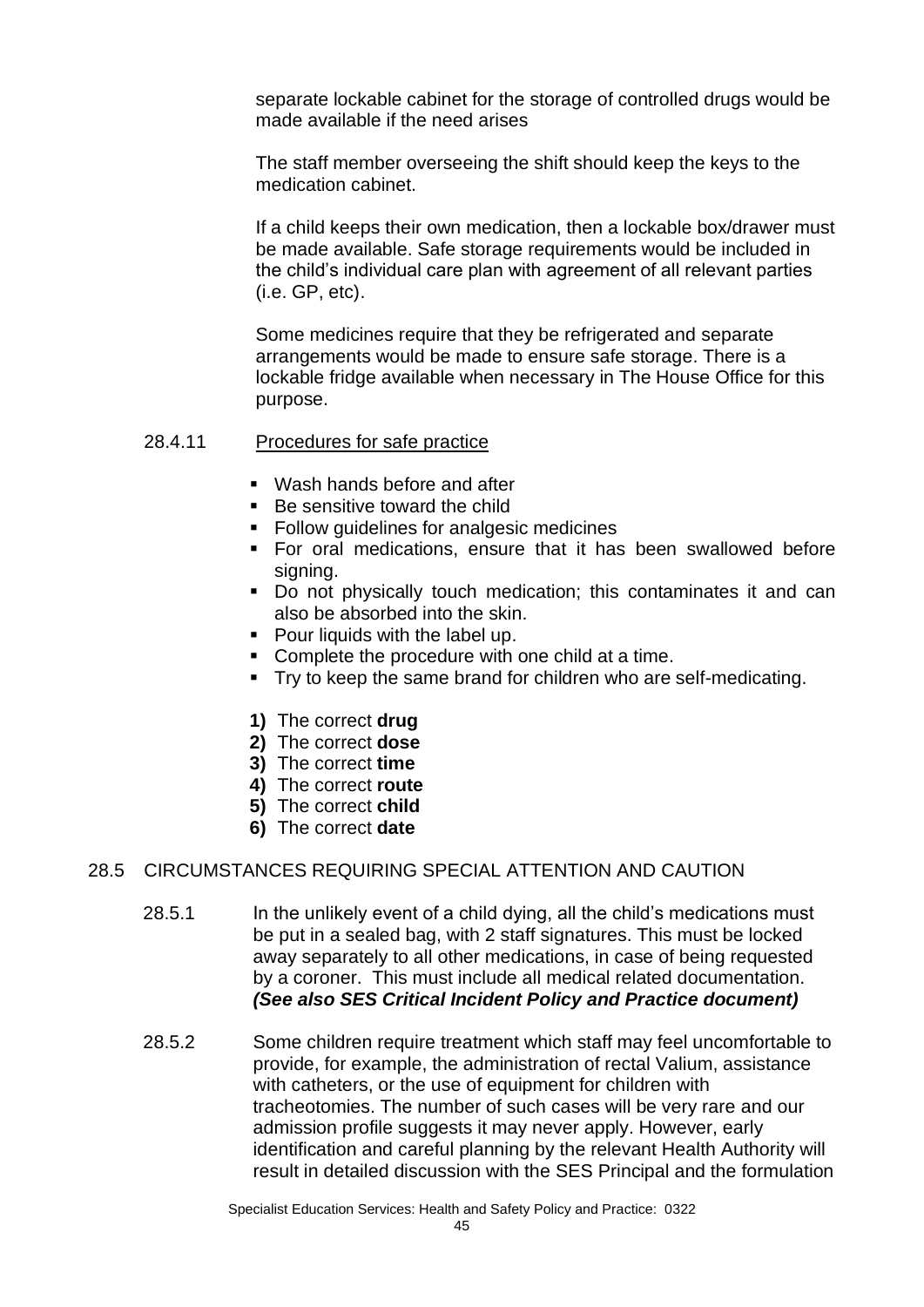separate lockable cabinet for the storage of controlled drugs would be made available if the need arises

The staff member overseeing the shift should keep the keys to the medication cabinet.

If a child keeps their own medication, then a lockable box/drawer must be made available. Safe storage requirements would be included in the child's individual care plan with agreement of all relevant parties (i.e. GP, etc).

Some medicines require that they be refrigerated and separate arrangements would be made to ensure safe storage. There is a lockable fridge available when necessary in The House Office for this purpose.

28.4.11 Procedures for safe practice

- Wash hands before and after
- Be sensitive toward the child
- Follow guidelines for analgesic medicines
- For oral medications, ensure that it has been swallowed before signing.
- Do not physically touch medication; this contaminates it and can also be absorbed into the skin.
- Pour liquids with the label up.
- Complete the procedure with one child at a time.
- Try to keep the same brand for children who are self-medicating.

1) The correct **drug**
2) The correct **dose**
3) The correct **time**
4) The correct **route**
5) The correct **child**
6) The correct **date**

## 28.5 CIRCUMSTANCES REQUIRING SPECIAL ATTENTION AND CAUTION

28.5.1 In the unlikely event of a child dying, all the child's medications must be put in a sealed bag, with 2 staff signatures. This must be locked away separately to all other medications, in case of being requested by a coroner. This must include all medical related documentation. ***(See also SES Critical Incident Policy and Practice document)***

28.5.2 Some children require treatment which staff may feel uncomfortable to provide, for example, the administration of rectal Valium, assistance with catheters, or the use of equipment for children with tracheotomies. The number of such cases will be very rare and our admission profile suggests it may never apply. However, early identification and careful planning by the relevant Health Authority will result in detailed discussion with the SES Principal and the formulation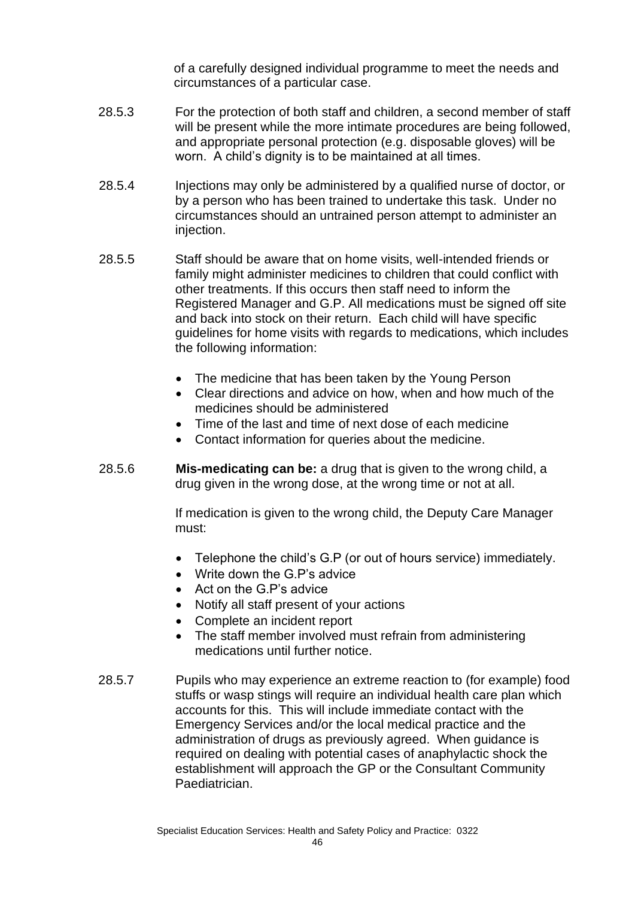of a carefully designed individual programme to meet the needs and circumstances of a particular case.

28.5.3 For the protection of both staff and children, a second member of staff will be present while the more intimate procedures are being followed, and appropriate personal protection (e.g. disposable gloves) will be worn. A child's dignity is to be maintained at all times.

28.5.4 Injections may only be administered by a qualified nurse of doctor, or by a person who has been trained to undertake this task. Under no circumstances should an untrained person attempt to administer an injection.

28.5.5 Staff should be aware that on home visits, well-intended friends or family might administer medicines to children that could conflict with other treatments. If this occurs then staff need to inform the Registered Manager and G.P. All medications must be signed off site and back into stock on their return. Each child will have specific guidelines for home visits with regards to medications, which includes the following information:

- The medicine that has been taken by the Young Person
- Clear directions and advice on how, when and how much of the medicines should be administered
- Time of the last and time of next dose of each medicine
- Contact information for queries about the medicine.

28.5.6 **Mis-medicating can be:** a drug that is given to the wrong child, a drug given in the wrong dose, at the wrong time or not at all.

If medication is given to the wrong child, the Deputy Care Manager must:

- Telephone the child's G.P (or out of hours service) immediately.
- Write down the G.P's advice
- Act on the G.P's advice
- Notify all staff present of your actions
- Complete an incident report
- The staff member involved must refrain from administering medications until further notice.

28.5.7 Pupils who may experience an extreme reaction to (for example) food stuffs or wasp stings will require an individual health care plan which accounts for this. This will include immediate contact with the Emergency Services and/or the local medical practice and the administration of drugs as previously agreed. When guidance is required on dealing with potential cases of anaphylactic shock the establishment will approach the GP or the Consultant Community Paediatrician.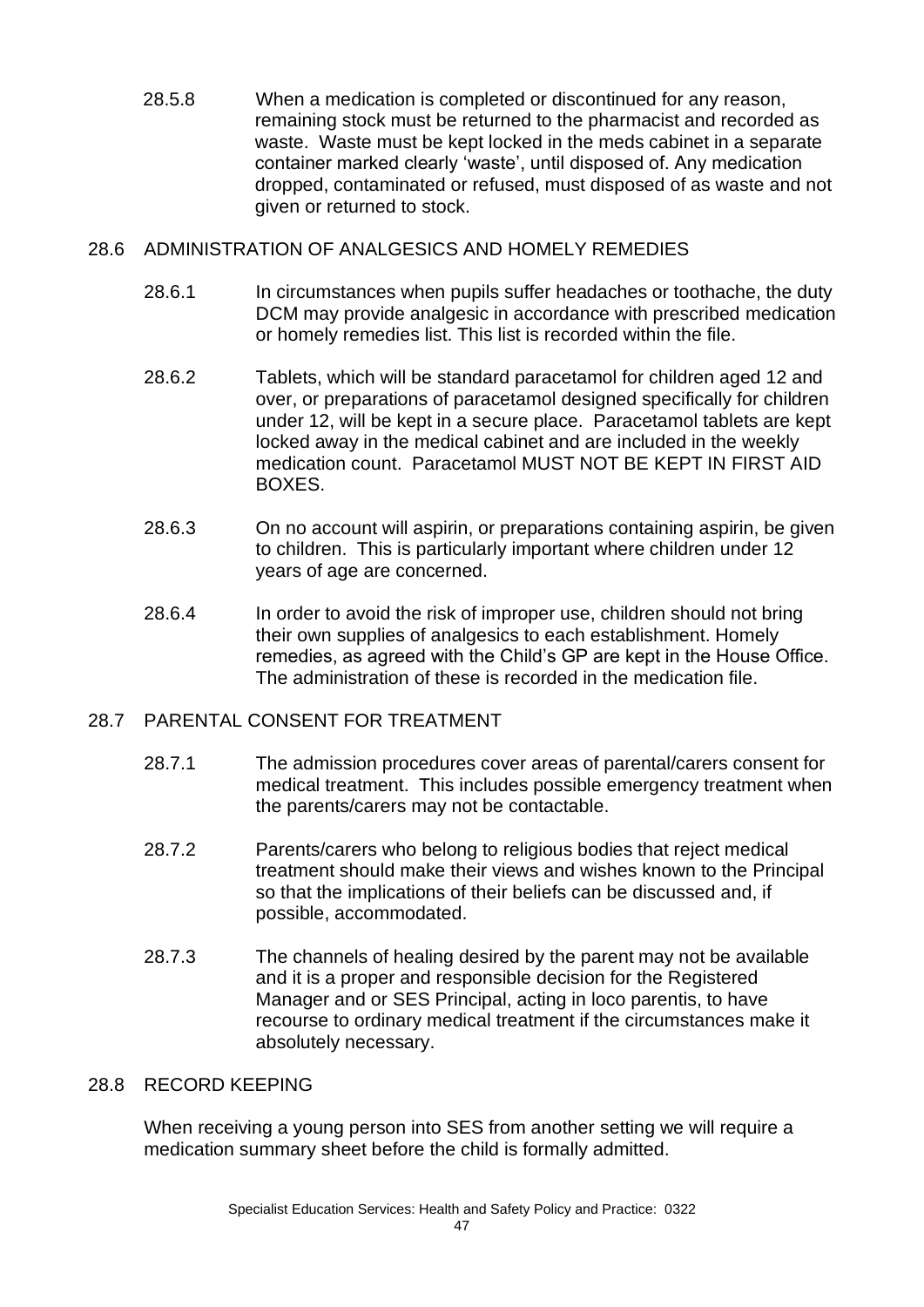28.5.8 When a medication is completed or discontinued for any reason, remaining stock must be returned to the pharmacist and recorded as waste. Waste must be kept locked in the meds cabinet in a separate container marked clearly 'waste', until disposed of. Any medication dropped, contaminated or refused, must disposed of as waste and not given or returned to stock.

## 28.6 ADMINISTRATION OF ANALGESICS AND HOMELY REMEDIES

28.6.1 In circumstances when pupils suffer headaches or toothache, the duty DCM may provide analgesic in accordance with prescribed medication or homely remedies list. This list is recorded within the file.

28.6.2 Tablets, which will be standard paracetamol for children aged 12 and over, or preparations of paracetamol designed specifically for children under 12, will be kept in a secure place. Paracetamol tablets are kept locked away in the medical cabinet and are included in the weekly medication count. Paracetamol MUST NOT BE KEPT IN FIRST AID BOXES.

28.6.3 On no account will aspirin, or preparations containing aspirin, be given to children. This is particularly important where children under 12 years of age are concerned.

28.6.4 In order to avoid the risk of improper use, children should not bring their own supplies of analgesics to each establishment. Homely remedies, as agreed with the Child's GP are kept in the House Office. The administration of these is recorded in the medication file.

## 28.7 PARENTAL CONSENT FOR TREATMENT

28.7.1 The admission procedures cover areas of parental/carers consent for medical treatment. This includes possible emergency treatment when the parents/carers may not be contactable.

28.7.2 Parents/carers who belong to religious bodies that reject medical treatment should make their views and wishes known to the Principal so that the implications of their beliefs can be discussed and, if possible, accommodated.

28.7.3 The channels of healing desired by the parent may not be available and it is a proper and responsible decision for the Registered Manager and or SES Principal, acting in loco parentis, to have recourse to ordinary medical treatment if the circumstances make it absolutely necessary.

## 28.8 RECORD KEEPING

When receiving a young person into SES from another setting we will require a medication summary sheet before the child is formally admitted.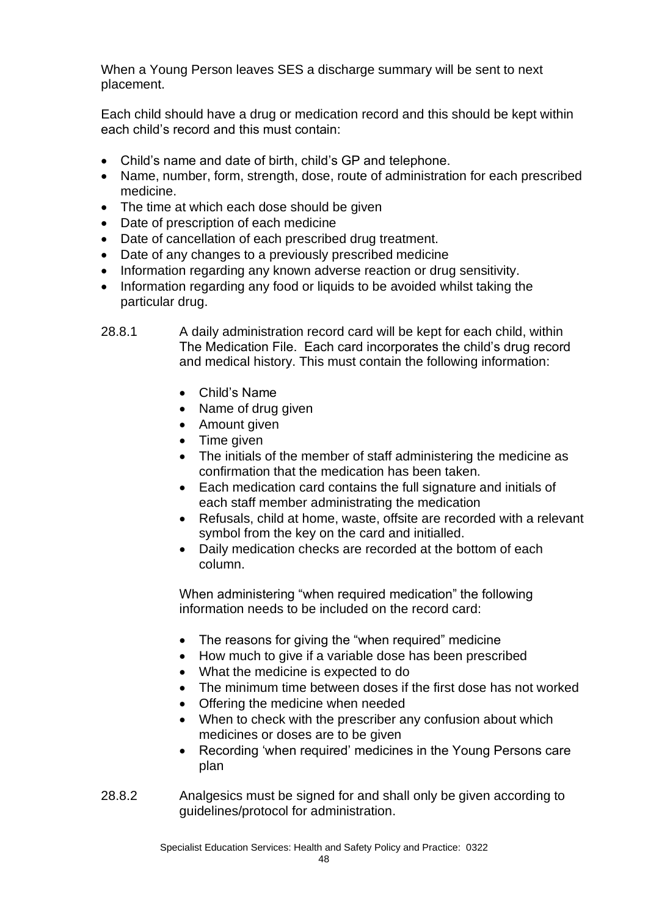When a Young Person leaves SES a discharge summary will be sent to next placement.

Each child should have a drug or medication record and this should be kept within each child's record and this must contain:

- Child's name and date of birth, child's GP and telephone.
- Name, number, form, strength, dose, route of administration for each prescribed medicine.
- The time at which each dose should be given
- Date of prescription of each medicine
- Date of cancellation of each prescribed drug treatment.
- Date of any changes to a previously prescribed medicine
- Information regarding any known adverse reaction or drug sensitivity.
- Information regarding any food or liquids to be avoided whilst taking the particular drug.

28.8.1 A daily administration record card will be kept for each child, within The Medication File. Each card incorporates the child's drug record and medical history. This must contain the following information:

- Child's Name
- Name of drug given
- Amount given
- Time given
- The initials of the member of staff administering the medicine as confirmation that the medication has been taken.
- Each medication card contains the full signature and initials of each staff member administrating the medication
- Refusals, child at home, waste, offsite are recorded with a relevant symbol from the key on the card and initialled.
- Daily medication checks are recorded at the bottom of each column.

When administering "when required medication" the following information needs to be included on the record card:

- The reasons for giving the "when required" medicine
- How much to give if a variable dose has been prescribed
- What the medicine is expected to do
- The minimum time between doses if the first dose has not worked
- Offering the medicine when needed
- When to check with the prescriber any confusion about which medicines or doses are to be given
- Recording 'when required' medicines in the Young Persons care plan

28.8.2 Analgesics must be signed for and shall only be given according to guidelines/protocol for administration.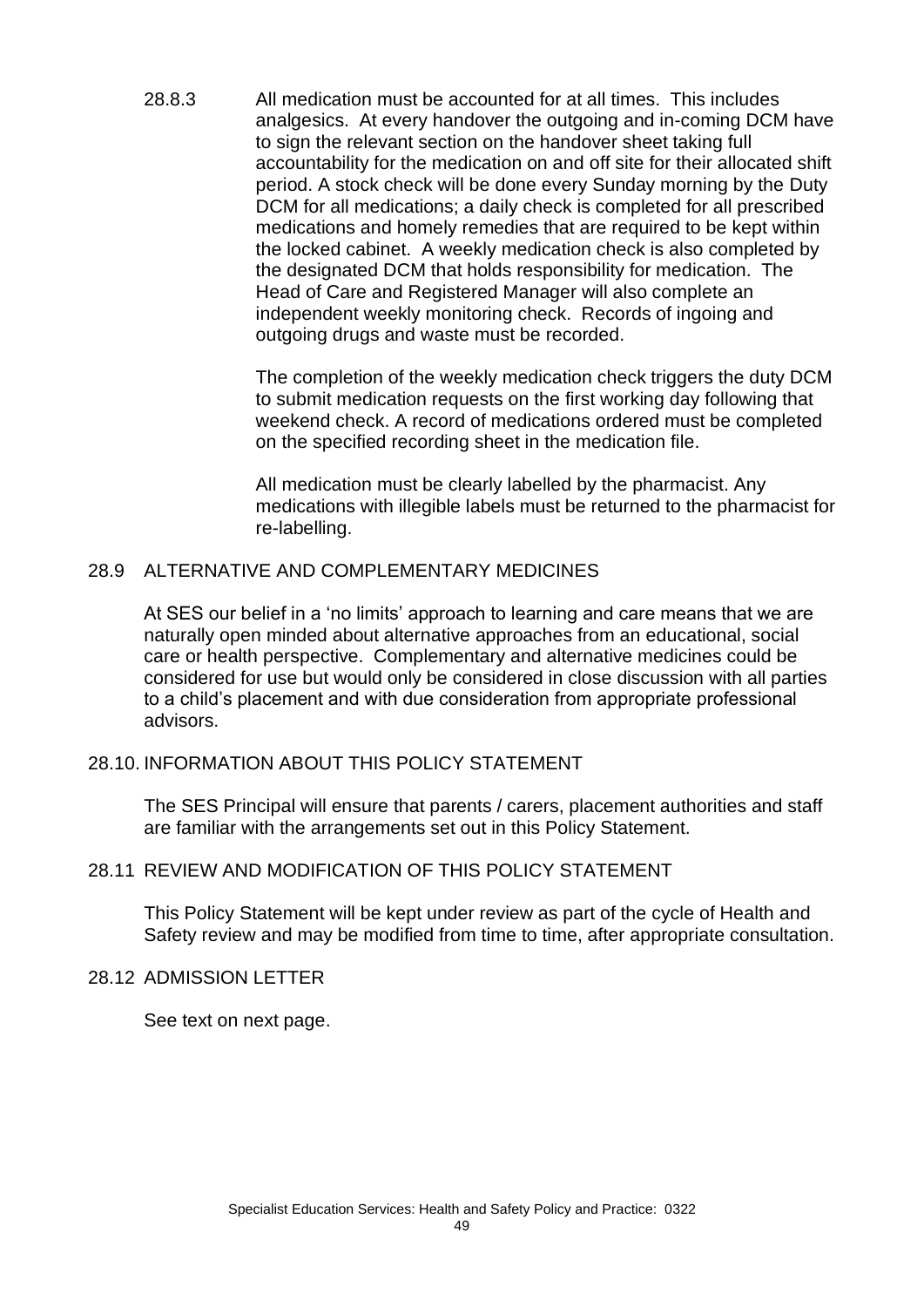28.8.3 All medication must be accounted for at all times. This includes analgesics. At every handover the outgoing and in-coming DCM have to sign the relevant section on the handover sheet taking full accountability for the medication on and off site for their allocated shift period. A stock check will be done every Sunday morning by the Duty DCM for all medications; a daily check is completed for all prescribed medications and homely remedies that are required to be kept within the locked cabinet. A weekly medication check is also completed by the designated DCM that holds responsibility for medication. The Head of Care and Registered Manager will also complete an independent weekly monitoring check. Records of ingoing and outgoing drugs and waste must be recorded.

The completion of the weekly medication check triggers the duty DCM to submit medication requests on the first working day following that weekend check. A record of medications ordered must be completed on the specified recording sheet in the medication file.

All medication must be clearly labelled by the pharmacist. Any medications with illegible labels must be returned to the pharmacist for re-labelling.

## 28.9 ALTERNATIVE AND COMPLEMENTARY MEDICINES

At SES our belief in a 'no limits' approach to learning and care means that we are naturally open minded about alternative approaches from an educational, social care or health perspective. Complementary and alternative medicines could be considered for use but would only be considered in close discussion with all parties to a child's placement and with due consideration from appropriate professional advisors.

## 28.10. INFORMATION ABOUT THIS POLICY STATEMENT

The SES Principal will ensure that parents / carers, placement authorities and staff are familiar with the arrangements set out in this Policy Statement.

## 28.11 REVIEW AND MODIFICATION OF THIS POLICY STATEMENT

This Policy Statement will be kept under review as part of the cycle of Health and Safety review and may be modified from time to time, after appropriate consultation.

## 28.12 ADMISSION LETTER

See text on next page.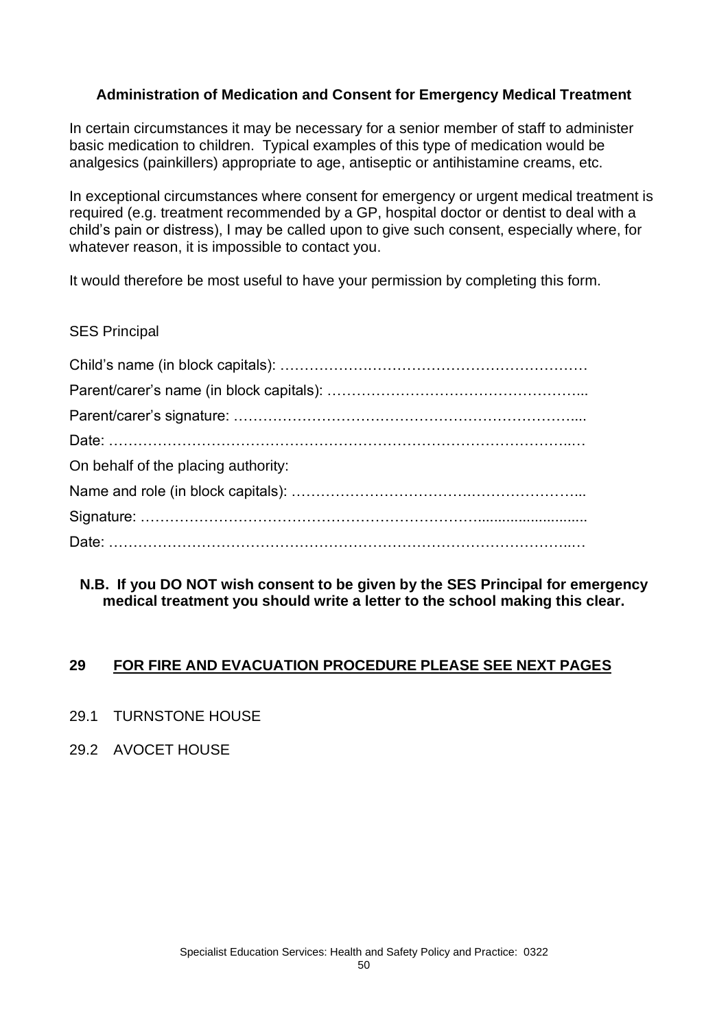**Administration of Medication and Consent for Emergency Medical Treatment**

In certain circumstances it may be necessary for a senior member of staff to administer basic medication to children. Typical examples of this type of medication would be analgesics (painkillers) appropriate to age, antiseptic or antihistamine creams, etc.

In exceptional circumstances where consent for emergency or urgent medical treatment is required (e.g. treatment recommended by a GP, hospital doctor or dentist to deal with a child's pain or distress), I may be called upon to give such consent, especially where, for whatever reason, it is impossible to contact you.

It would therefore be most useful to have your permission by completing this form.

SES Principal

Child's name (in block capitals): ……………………………………………………………

Parent/carer's name (in block capitals): ……………………………………………...

Parent/carer's signature: ………………………………………………………………....

Date: ………………………………………………………………………………………..…

On behalf of the placing authority:

Name and role (in block capitals): ……………………………………………………...

Signature: ……………………………………………………………............................

Date: ………………………………………………………………………………………..…

**N.B. If you DO NOT wish consent to be given by the SES Principal for emergency medical treatment you should write a letter to the school making this clear.**

## 29 FOR FIRE AND EVACUATION PROCEDURE PLEASE SEE NEXT PAGES

29.1 TURNSTONE HOUSE

29.2 AVOCET HOUSE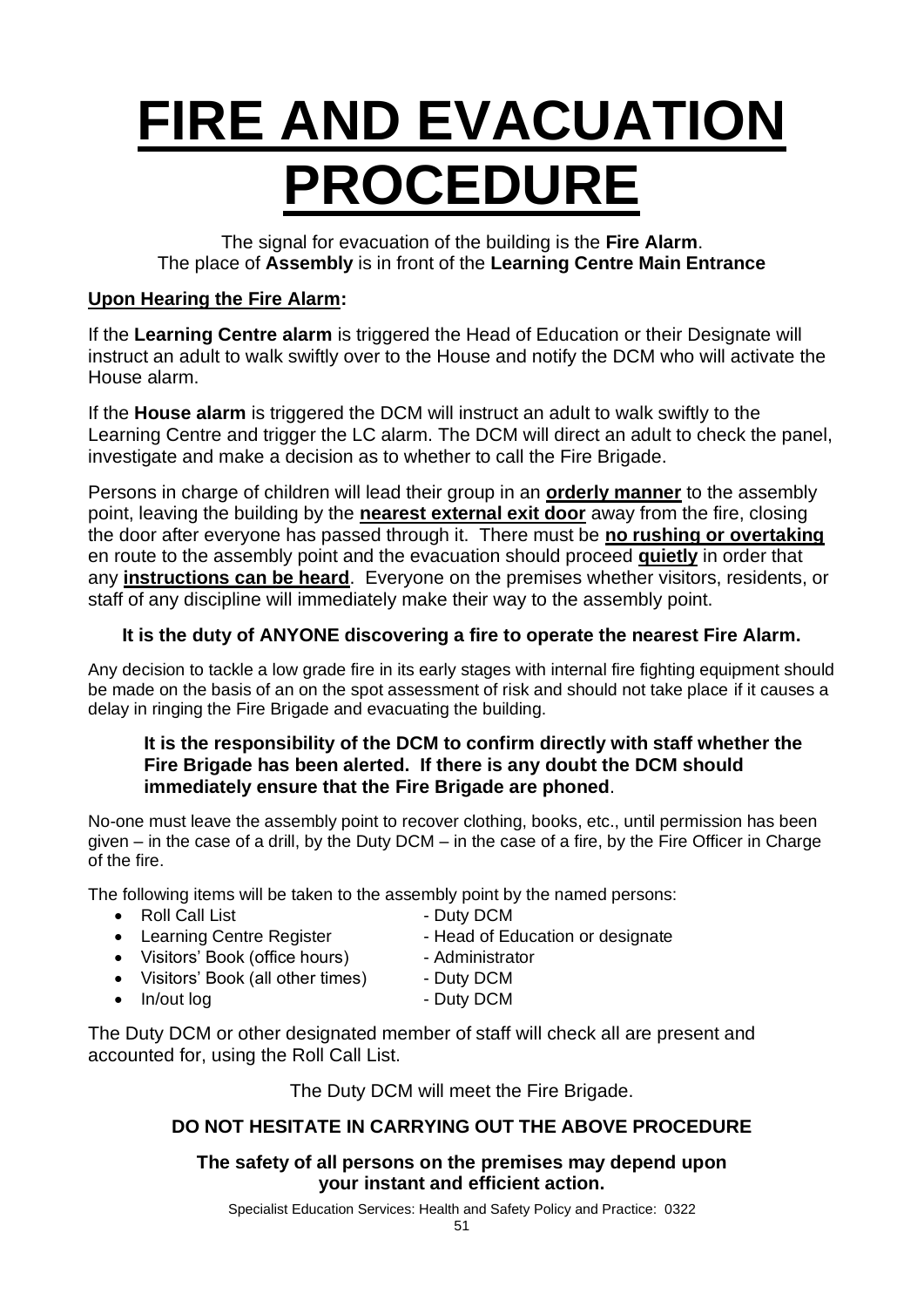# FIRE AND EVACUATION PROCEDURE

The signal for evacuation of the building is the **Fire Alarm**.
The place of **Assembly** is in front of the **Learning Centre Main Entrance**

**Upon Hearing the Fire Alarm:**

If the **Learning Centre alarm** is triggered the Head of Education or their Designate will instruct an adult to walk swiftly over to the House and notify the DCM who will activate the House alarm.

If the **House alarm** is triggered the DCM will instruct an adult to walk swiftly to the Learning Centre and trigger the LC alarm. The DCM will direct an adult to check the panel, investigate and make a decision as to whether to call the Fire Brigade.

Persons in charge of children will lead their group in an **orderly manner** to the assembly point, leaving the building by the **nearest external exit door** away from the fire, closing the door after everyone has passed through it. There must be **no rushing or overtaking** en route to the assembly point and the evacuation should proceed **quietly** in order that any **instructions can be heard**. Everyone on the premises whether visitors, residents, or staff of any discipline will immediately make their way to the assembly point.

**It is the duty of ANYONE discovering a fire to operate the nearest Fire Alarm.**

Any decision to tackle a low grade fire in its early stages with internal fire fighting equipment should be made on the basis of an on the spot assessment of risk and should not take place if it causes a delay in ringing the Fire Brigade and evacuating the building.

**It is the responsibility of the DCM to confirm directly with staff whether the Fire Brigade has been alerted. If there is any doubt the DCM should immediately ensure that the Fire Brigade are phoned**.

No-one must leave the assembly point to recover clothing, books, etc., until permission has been given – in the case of a drill, by the Duty DCM – in the case of a fire, by the Fire Officer in Charge of the fire.

The following items will be taken to the assembly point by the named persons:

- Roll Call List - Duty DCM
- Learning Centre Register - Head of Education or designate
- Visitors' Book (office hours) - Administrator
- Visitors' Book (all other times) - Duty DCM
- In/out log - Duty DCM

The Duty DCM or other designated member of staff will check all are present and accounted for, using the Roll Call List.

The Duty DCM will meet the Fire Brigade.

**DO NOT HESITATE IN CARRYING OUT THE ABOVE PROCEDURE**

**The safety of all persons on the premises may depend upon your instant and efficient action.**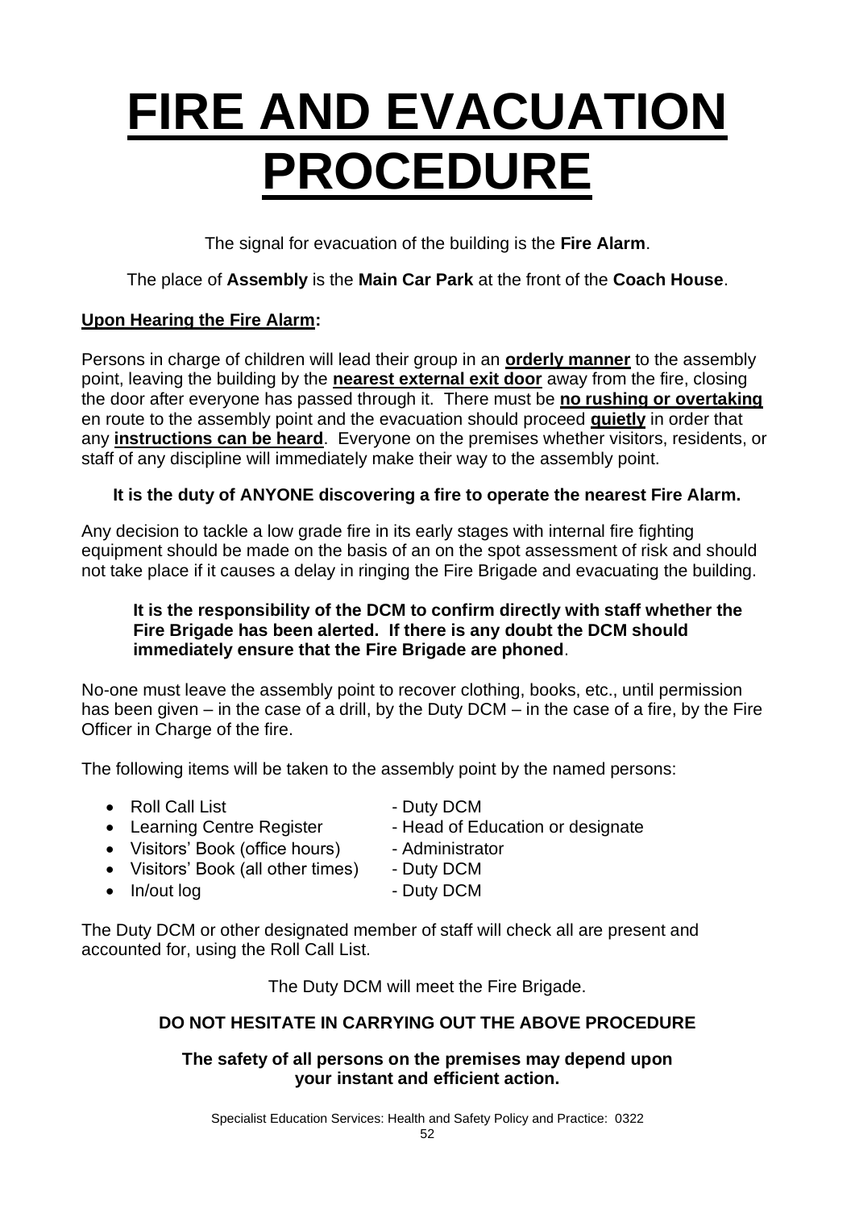# FIRE AND EVACUATION PROCEDURE

The signal for evacuation of the building is the **Fire Alarm**.

The place of **Assembly** is the **Main Car Park** at the front of the **Coach House**.

**Upon Hearing the Fire Alarm:**

Persons in charge of children will lead their group in an **orderly manner** to the assembly point, leaving the building by the **nearest external exit door** away from the fire, closing the door after everyone has passed through it. There must be **no rushing or overtaking** en route to the assembly point and the evacuation should proceed **quietly** in order that any **instructions can be heard**. Everyone on the premises whether visitors, residents, or staff of any discipline will immediately make their way to the assembly point.

**It is the duty of ANYONE discovering a fire to operate the nearest Fire Alarm.**

Any decision to tackle a low grade fire in its early stages with internal fire fighting equipment should be made on the basis of an on the spot assessment of risk and should not take place if it causes a delay in ringing the Fire Brigade and evacuating the building.

**It is the responsibility of the DCM to confirm directly with staff whether the Fire Brigade has been alerted. If there is any doubt the DCM should immediately ensure that the Fire Brigade are phoned**.

No-one must leave the assembly point to recover clothing, books, etc., until permission has been given – in the case of a drill, by the Duty DCM – in the case of a fire, by the Fire Officer in Charge of the fire.

The following items will be taken to the assembly point by the named persons:

- Roll Call List - Duty DCM
- Learning Centre Register - Head of Education or designate
- Visitors' Book (office hours) - Administrator
- Visitors' Book (all other times) - Duty DCM
- In/out log - Duty DCM

The Duty DCM or other designated member of staff will check all are present and accounted for, using the Roll Call List.

The Duty DCM will meet the Fire Brigade.

**DO NOT HESITATE IN CARRYING OUT THE ABOVE PROCEDURE**

**The safety of all persons on the premises may depend upon your instant and efficient action.**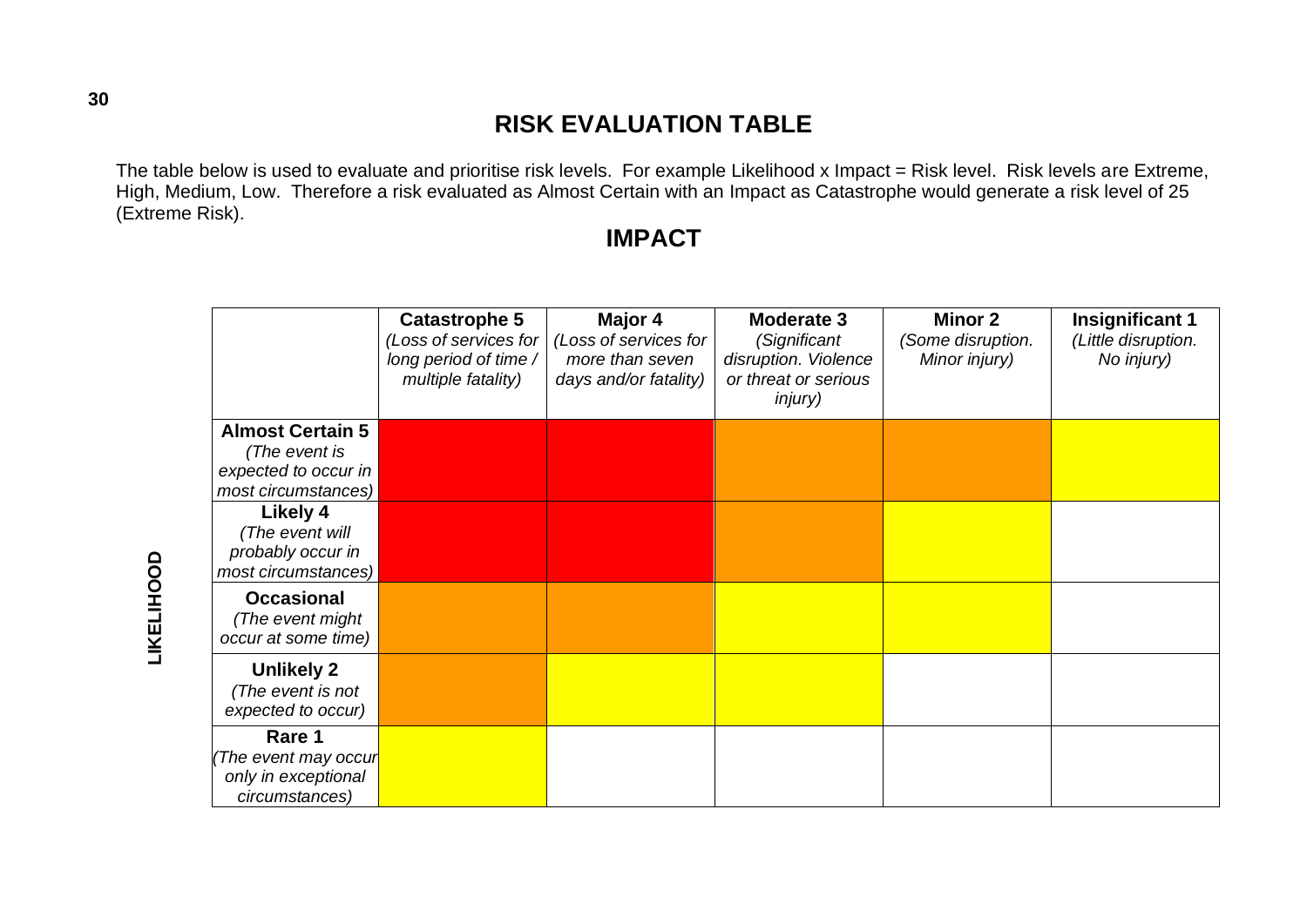# RISK EVALUATION TABLE

The table below is used to evaluate and prioritise risk levels. For example Likelihood x Impact = Risk level. Risk levels are Extreme, High, Medium, Low. Therefore a risk evaluated as Almost Certain with an Impact as Catastrophe would generate a risk level of 25 (Extreme Risk).

## IMPACT

**LIKELIHOOD**

| | **Catastrophe 5** *(Loss of services for long period of time / multiple fatality)* | **Major 4** *(Loss of services for more than seven days and/or fatality)* | **Moderate 3** *(Significant disruption. Violence or threat or serious injury)* | **Minor 2** *(Some disruption. Minor injury)* | **Insignificant 1** *(Little disruption. No injury)* |
|---|---|---|---|---|---|
| **Almost Certain 5** *(The event is expected to occur in most circumstances)* | | | | | |
| **Likely 4** *(The event will probably occur in most circumstances)* | | | | | |
| **Occasional** *(The event might occur at some time)* | | | | | |
| **Unlikely 2** *(The event is not expected to occur)* | | | | | |
| **Rare 1** *(The event may occur only in exceptional circumstances)* | | | | | |